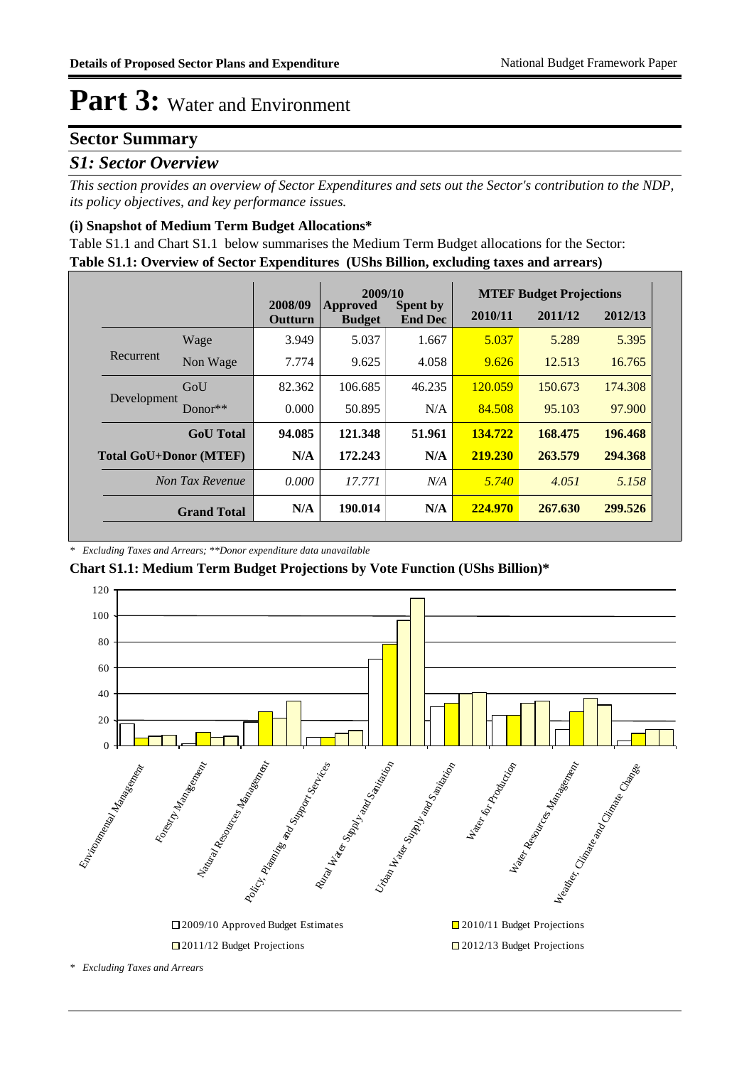# Part 3: Water and Environment

## Sector Summary

### *S1: Sector Overview*

*This section provides an overview of Sector Expenditures and sets out the Sector's contribution to the NDP, its policy objectives, and key performance issues.*

#### (i) Snapshot of Medium Term Budget Allocations*

Table S1.1 and Chart S1.1 below summarises the Medium Term Budget allocations for the Sector:

**Table S1.1: Overview of Sector Expenditures (UShs Billion, excluding taxes and arrears)**

| | | 2008/09 Outturn | 2009/10 Approved Budget | 2009/10 Spent by End Dec | MTEF Budget Projections 2010/11 | 2011/12 | 2012/13 |
|---|---|---|---|---|---|---|---|
| Recurrent | Wage | 3.949 | 5.037 | 1.667 | 5.037 | 5.289 | 5.395 |
| | Non Wage | 7.774 | 9.625 | 4.058 | 9.626 | 12.513 | 16.765 |
| Development | GoU | 82.362 | 106.685 | 46.235 | 120.059 | 150.673 | 174.308 |
| | Donor** | 0.000 | 50.895 | N/A | 84.508 | 95.103 | 97.900 |
| **GoU Total** | | **94.085** | **121.348** | **51.961** | **134.722** | **168.475** | **196.468** |
| **Total GoU+Donor (MTEF)** | | **N/A** | **172.243** | **N/A** | **219.230** | **263.579** | **294.368** |
| *Non Tax Revenue* | | *0.000* | *17.771* | *N/A* | *5.740* | *4.051* | *5.158* |
| **Grand Total** | | **N/A** | **190.014** | **N/A** | **224.970** | **267.630** | **299.526** |

*\* Excluding Taxes and Arrears; \*\*Donor expenditure data unavailable*

**Chart S1.1: Medium Term Budget Projections by Vote Function (UShs Billion)***

Categories: Environmental Management; Forestry Management; Natural Resources Management; Policy, Planning and Support Services; Rural Water Supply and Sanitation; Urban Water Supply and Sanitation; Water for Production; Water Resources Management; Weather, Climate and Climate Change

Legend: 2009/10 Approved Budget Estimates; 2010/11 Budget Projections; 2011/12 Budget Projections; 2012/13 Budget Projections

*\* Excluding Taxes and Arrears*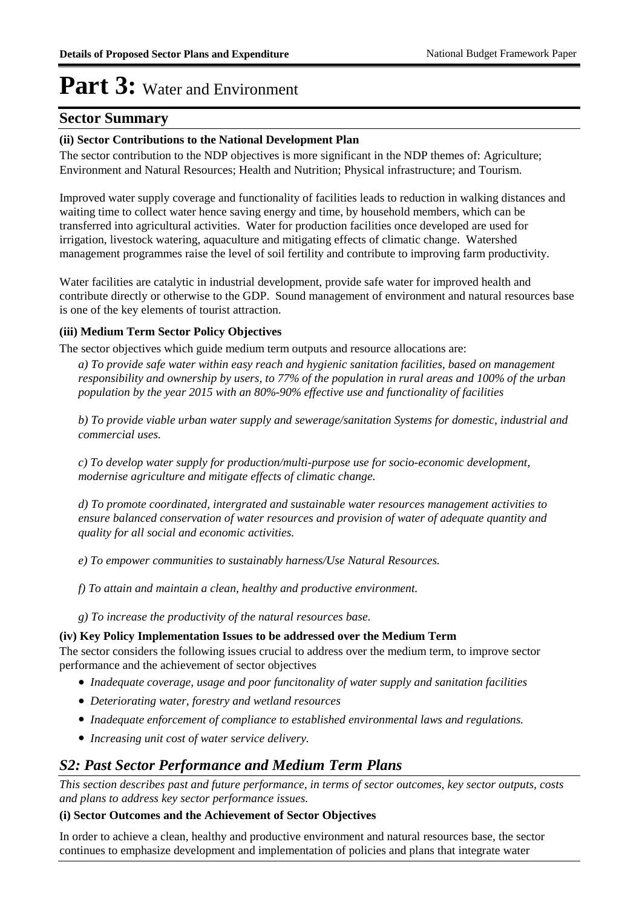# Part 3: Water and Environment

## Sector Summary

**(ii) Sector Contributions to the National Development Plan**

The sector contribution to the NDP objectives is more significant in the NDP themes of: Agriculture; Environment and Natural Resources; Health and Nutrition; Physical infrastructure; and Tourism.

Improved water supply coverage and functionality of facilities leads to reduction in walking distances and waiting time to collect water hence saving energy and time, by household members, which can be transferred into agricultural activities. Water for production facilities once developed are used for irrigation, livestock watering, aquaculture and mitigating effects of climatic change. Watershed management programmes raise the level of soil fertility and contribute to improving farm productivity.

Water facilities are catalytic in industrial development, provide safe water for improved health and contribute directly or otherwise to the GDP. Sound management of environment and natural resources base is one of the key elements of tourist attraction.

**(iii) Medium Term Sector Policy Objectives**

The sector objectives which guide medium term outputs and resource allocations are:

*a) To provide safe water within easy reach and hygienic sanitation facilities, based on management responsibility and ownership by users, to 77% of the population in rural areas and 100% of the urban population by the year 2015 with an 80%-90% effective use and functionality of facilities*

*b) To provide viable urban water supply and sewerage/sanitation Systems for domestic, industrial and commercial uses.*

*c) To develop water supply for production/multi-purpose use for socio-economic development, modernise agriculture and mitigate effects of climatic change.*

*d) To promote coordinated, intergrated and sustainable water resources management activities to ensure balanced conservation of water resources and provision of water of adequate quantity and quality for all social and economic activities.*

*e) To empower communities to sustainably harness/Use Natural Resources.*

*f) To attain and maintain a clean, healthy and productive environment.*

*g) To increase the productivity of the natural resources base.*

**(iv) Key Policy Implementation Issues to be addressed over the Medium Term**

The sector considers the following issues crucial to address over the medium term, to improve sector performance and the achievement of sector objectives

- *Inadequate coverage, usage and poor funcitonality of water supply and sanitation facilities*
- *Deteriorating water, forestry and wetland resources*
- *Inadequate enforcement of compliance to established environmental laws and regulations.*
- *Increasing unit cost of water service delivery.*

## *S2: Past Sector Performance and Medium Term Plans*

*This section describes past and future performance, in terms of sector outcomes, key sector outputs, costs and plans to address key sector performance issues.*

**(i) Sector Outcomes and the Achievement of Sector Objectives**

In order to achieve a clean, healthy and productive environment and natural resources base, the sector continues to emphasize development and implementation of policies and plans that integrate water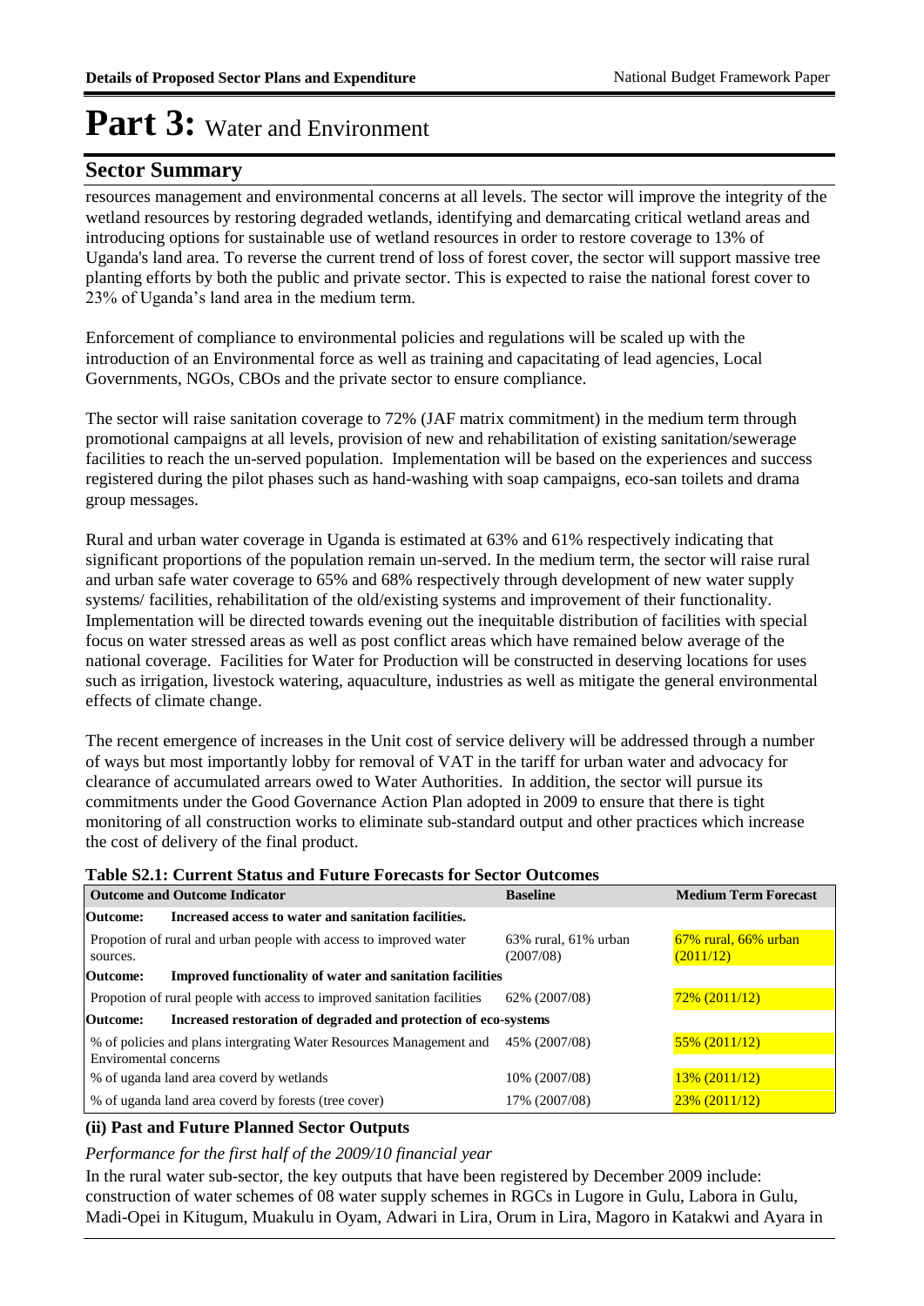# Part 3: Water and Environment

## Sector Summary

resources management and environmental concerns at all levels. The sector will improve the integrity of the wetland resources by restoring degraded wetlands, identifying and demarcating critical wetland areas and introducing options for sustainable use of wetland resources in order to restore coverage to 13% of Uganda's land area. To reverse the current trend of loss of forest cover, the sector will support massive tree planting efforts by both the public and private sector. This is expected to raise the national forest cover to 23% of Uganda's land area in the medium term.

Enforcement of compliance to environmental policies and regulations will be scaled up with the introduction of an Environmental force as well as training and capacitating of lead agencies, Local Governments, NGOs, CBOs and the private sector to ensure compliance.

The sector will raise sanitation coverage to 72% (JAF matrix commitment) in the medium term through promotional campaigns at all levels, provision of new and rehabilitation of existing sanitation/sewerage facilities to reach the un-served population. Implementation will be based on the experiences and success registered during the pilot phases such as hand-washing with soap campaigns, eco-san toilets and drama group messages.

Rural and urban water coverage in Uganda is estimated at 63% and 61% respectively indicating that significant proportions of the population remain un-served. In the medium term, the sector will raise rural and urban safe water coverage to 65% and 68% respectively through development of new water supply systems/ facilities, rehabilitation of the old/existing systems and improvement of their functionality. Implementation will be directed towards evening out the inequitable distribution of facilities with special focus on water stressed areas as well as post conflict areas which have remained below average of the national coverage. Facilities for Water for Production will be constructed in deserving locations for uses such as irrigation, livestock watering, aquaculture, industries as well as mitigate the general environmental effects of climate change.

The recent emergence of increases in the Unit cost of service delivery will be addressed through a number of ways but most importantly lobby for removal of VAT in the tariff for urban water and advocacy for clearance of accumulated arrears owed to Water Authorities. In addition, the sector will pursue its commitments under the Good Governance Action Plan adopted in 2009 to ensure that there is tight monitoring of all construction works to eliminate sub-standard output and other practices which increase the cost of delivery of the final product.

**Table S2.1: Current Status and Future Forecasts for Sector Outcomes**

| Outcome and Outcome Indicator | Baseline | Medium Term Forecast |
|---|---|---|
| **Outcome: Increased access to water and sanitation facilities.** | | |
| Propotion of rural and urban people with access to improved water sources. | 63% rural, 61% urban (2007/08) | 67% rural, 66% urban (2011/12) |
| **Outcome: Improved functionality of water and sanitation facilities** | | |
| Propotion of rural people with access to improved sanitation facilities | 62% (2007/08) | 72% (2011/12) |
| **Outcome: Increased restoration of degraded and protection of eco-systems** | | |
| % of policies and plans intergrating Water Resources Management and Enviromental concerns | 45% (2007/08) | 55% (2011/12) |
| % of uganda land area coverd by wetlands | 10% (2007/08) | 13% (2011/12) |
| % of uganda land area coverd by forests (tree cover) | 17% (2007/08) | 23% (2011/12) |

### (ii) Past and Future Planned Sector Outputs

*Performance for the first half of the 2009/10 financial year*

In the rural water sub-sector, the key outputs that have been registered by December 2009 include: construction of water schemes of 08 water supply schemes in RGCs in Lugore in Gulu, Labora in Gulu, Madi-Opei in Kitugum, Muakulu in Oyam, Adwari in Lira, Orum in Lira, Magoro in Katakwi and Ayara in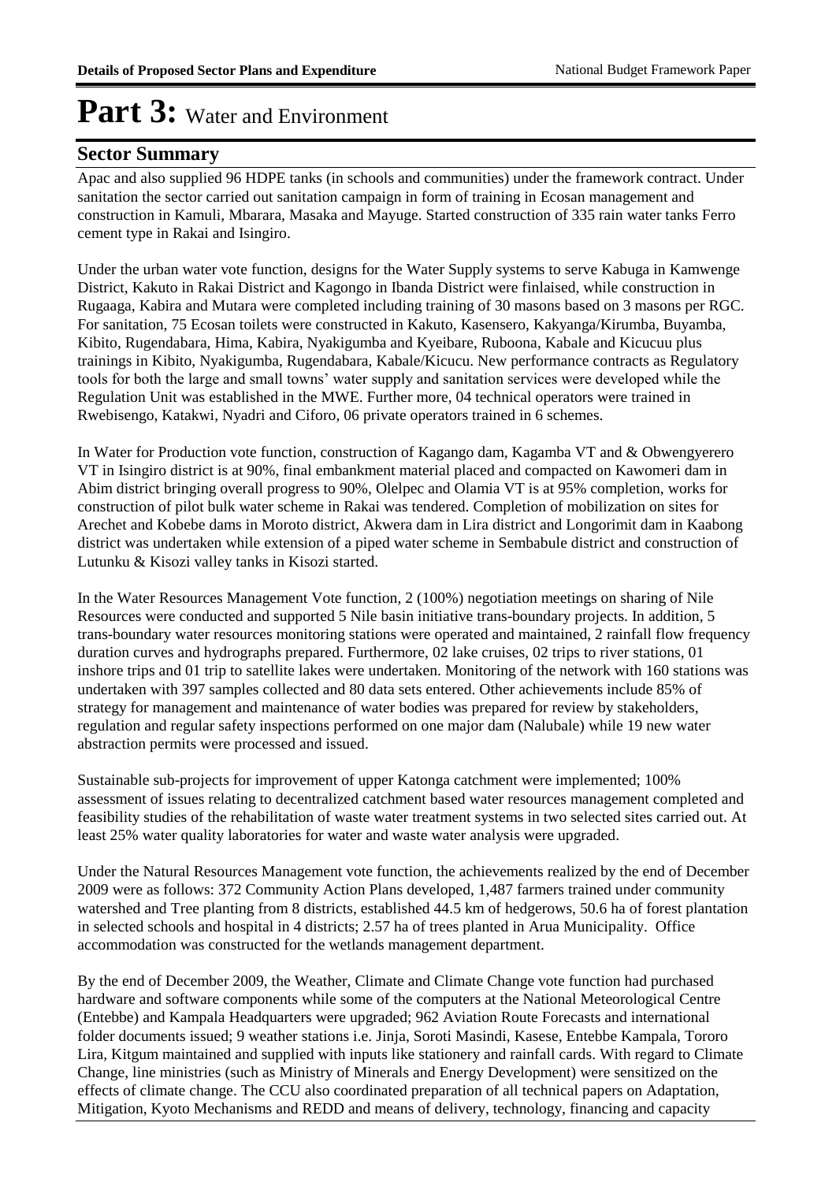# Part 3: Water and Environment

## Sector Summary

Apac and also supplied 96 HDPE tanks (in schools and communities) under the framework contract. Under sanitation the sector carried out sanitation campaign in form of training in Ecosan management and construction in Kamuli, Mbarara, Masaka and Mayuge. Started construction of 335 rain water tanks Ferro cement type in Rakai and Isingiro.

Under the urban water vote function, designs for the Water Supply systems to serve Kabuga in Kamwenge District, Kakuto in Rakai District and Kagongo in Ibanda District were finlaised, while construction in Rugaaga, Kabira and Mutara were completed including training of 30 masons based on 3 masons per RGC. For sanitation, 75 Ecosan toilets were constructed in Kakuto, Kasensero, Kakyanga/Kirumba, Buyamba, Kibito, Rugendabara, Hima, Kabira, Nyakigumba and Kyeibare, Ruboona, Kabale and Kicucuu plus trainings in Kibito, Nyakigumba, Rugendabara, Kabale/Kicucu. New performance contracts as Regulatory tools for both the large and small towns' water supply and sanitation services were developed while the Regulation Unit was established in the MWE. Further more, 04 technical operators were trained in Rwebisengo, Katakwi, Nyadri and Ciforo, 06 private operators trained in 6 schemes.

In Water for Production vote function, construction of Kagango dam, Kagamba VT and & Obwengyerero VT in Isingiro district is at 90%, final embankment material placed and compacted on Kawomeri dam in Abim district bringing overall progress to 90%, Olelpec and Olamia VT is at 95% completion, works for construction of pilot bulk water scheme in Rakai was tendered. Completion of mobilization on sites for Arechet and Kobebe dams in Moroto district, Akwera dam in Lira district and Longorimit dam in Kaabong district was undertaken while extension of a piped water scheme in Sembabule district and construction of Lutunku & Kisozi valley tanks in Kisozi started.

In the Water Resources Management Vote function, 2 (100%) negotiation meetings on sharing of Nile Resources were conducted and supported 5 Nile basin initiative trans-boundary projects. In addition, 5 trans-boundary water resources monitoring stations were operated and maintained, 2 rainfall flow frequency duration curves and hydrographs prepared. Furthermore, 02 lake cruises, 02 trips to river stations, 01 inshore trips and 01 trip to satellite lakes were undertaken. Monitoring of the network with 160 stations was undertaken with 397 samples collected and 80 data sets entered. Other achievements include 85% of strategy for management and maintenance of water bodies was prepared for review by stakeholders, regulation and regular safety inspections performed on one major dam (Nalubale) while 19 new water abstraction permits were processed and issued.

Sustainable sub-projects for improvement of upper Katonga catchment were implemented; 100% assessment of issues relating to decentralized catchment based water resources management completed and feasibility studies of the rehabilitation of waste water treatment systems in two selected sites carried out. At least 25% water quality laboratories for water and waste water analysis were upgraded.

Under the Natural Resources Management vote function, the achievements realized by the end of December 2009 were as follows: 372 Community Action Plans developed, 1,487 farmers trained under community watershed and Tree planting from 8 districts, established 44.5 km of hedgerows, 50.6 ha of forest plantation in selected schools and hospital in 4 districts; 2.57 ha of trees planted in Arua Municipality. Office accommodation was constructed for the wetlands management department.

By the end of December 2009, the Weather, Climate and Climate Change vote function had purchased hardware and software components while some of the computers at the National Meteorological Centre (Entebbe) and Kampala Headquarters were upgraded; 962 Aviation Route Forecasts and international folder documents issued; 9 weather stations i.e. Jinja, Soroti Masindi, Kasese, Entebbe Kampala, Tororo Lira, Kitgum maintained and supplied with inputs like stationery and rainfall cards. With regard to Climate Change, line ministries (such as Ministry of Minerals and Energy Development) were sensitized on the effects of climate change. The CCU also coordinated preparation of all technical papers on Adaptation, Mitigation, Kyoto Mechanisms and REDD and means of delivery, technology, financing and capacity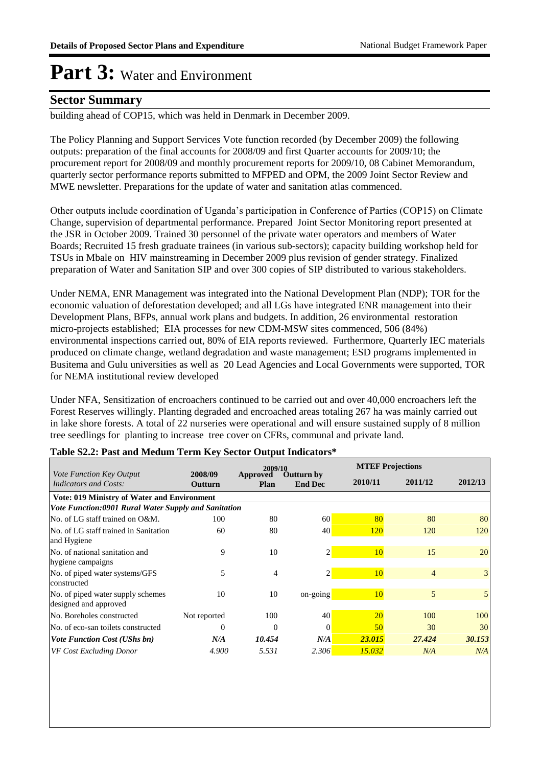# Part 3: Water and Environment

## Sector Summary

building ahead of COP15, which was held in Denmark in December 2009.

The Policy Planning and Support Services Vote function recorded (by December 2009) the following outputs: preparation of the final accounts for 2008/09 and first Quarter accounts for 2009/10; the procurement report for 2008/09 and monthly procurement reports for 2009/10, 08 Cabinet Memorandum, quarterly sector performance reports submitted to MFPED and OPM, the 2009 Joint Sector Review and MWE newsletter. Preparations for the update of water and sanitation atlas commenced.

Other outputs include coordination of Uganda's participation in Conference of Parties (COP15) on Climate Change, supervision of departmental performance. Prepared Joint Sector Monitoring report presented at the JSR in October 2009. Trained 30 personnel of the private water operators and members of Water Boards; Recruited 15 fresh graduate trainees (in various sub-sectors); capacity building workshop held for TSUs in Mbale on HIV mainstreaming in December 2009 plus revision of gender strategy. Finalized preparation of Water and Sanitation SIP and over 300 copies of SIP distributed to various stakeholders.

Under NEMA, ENR Management was integrated into the National Development Plan (NDP); TOR for the economic valuation of deforestation developed; and all LGs have integrated ENR management into their Development Plans, BFPs, annual work plans and budgets. In addition, 26 environmental restoration micro-projects established; EIA processes for new CDM-MSW sites commenced, 506 (84%) environmental inspections carried out, 80% of EIA reports reviewed. Furthermore, Quarterly IEC materials produced on climate change, wetland degradation and waste management; ESD programs implemented in Busitema and Gulu universities as well as 20 Lead Agencies and Local Governments were supported, TOR for NEMA institutional review developed

Under NFA, Sensitization of encroachers continued to be carried out and over 40,000 encroachers left the Forest Reserves willingly. Planting degraded and encroached areas totaling 267 ha was mainly carried out in lake shore forests. A total of 22 nurseries were operational and will ensure sustained supply of 8 million tree seedlings for planting to increase tree cover on CFRs, communal and private land.

**Table S2.2: Past and Medium Term Key Sector Output Indicators***

| *Vote Function Key Output Indicators and Costs:* | 2008/09 Outturn | 2009/10 Approved Plan | 2009/10 Outturn by End Dec | MTEF Projections 2010/11 | MTEF Projections 2011/12 | MTEF Projections 2012/13 |
|---|---|---|---|---|---|---|
| **Vote: 019 Ministry of Water and Environment** | | | | | | |
| ***Vote Function:0901 Rural Water Supply and Sanitation*** | | | | | | |
| No. of LG staff trained on O&M. | 100 | 80 | 60 | 80 | 80 | 80 |
| No. of LG staff trained in Sanitation and Hygiene | 60 | 80 | 40 | 120 | 120 | 120 |
| No. of national sanitation and hygiene campaigns | 9 | 10 | 2 | 10 | 15 | 20 |
| No. of piped water systems/GFS constructed | 5 | 4 | 2 | 10 | 4 | 3 |
| No. of piped water supply schemes designed and approved | 10 | 10 | on-going | 10 | 5 | 5 |
| No. Boreholes constructed | Not reported | 100 | 40 | 20 | 100 | 100 |
| No. of eco-san toilets constructed | 0 | 0 | 0 | 50 | 30 | 30 |
| ***Vote Function Cost (UShs bn)*** | ***N/A*** | ***10.454*** | ***N/A*** | ***23.015*** | ***27.424*** | ***30.153*** |
| *VF Cost Excluding Donor* | *4.900* | *5.531* | *2.306* | *15.032* | *N/A* | *N/A* |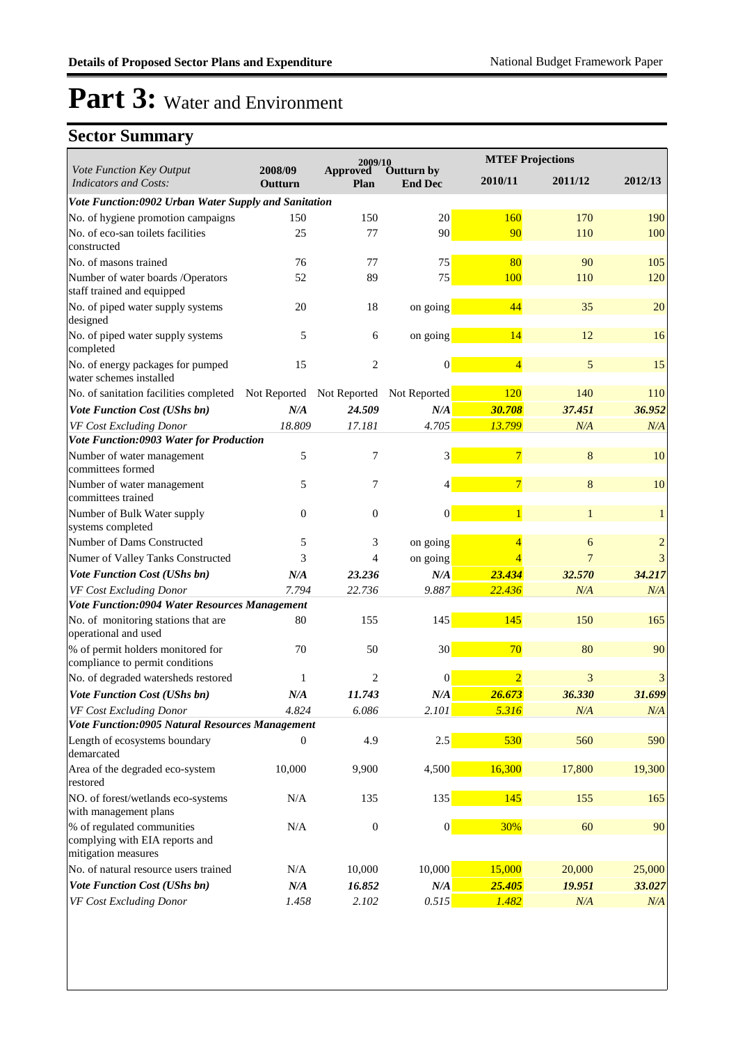# Part 3: Water and Environment

## Sector Summary

| *Vote Function Key Output Indicators and Costs:* | 2008/09 Outturn | 2009/10 Approved Plan | 2009/10 Outturn by End Dec | MTEF Projections 2010/11 | 2011/12 | 2012/13 |
|---|---|---|---|---|---|---|
| ***Vote Function:0902 Urban Water Supply and Sanitation*** | | | | | | |
| No. of hygiene promotion campaigns | 150 | 150 | 20 | 160 | 170 | 190 |
| No. of eco-san toilets facilities constructed | 25 | 77 | 90 | 90 | 110 | 100 |
| No. of masons trained | 76 | 77 | 75 | 80 | 90 | 105 |
| Number of water boards /Operators staff trained and equipped | 52 | 89 | 75 | 100 | 110 | 120 |
| No. of piped water supply systems designed | 20 | 18 | on going | 44 | 35 | 20 |
| No. of piped water supply systems completed | 5 | 6 | on going | 14 | 12 | 16 |
| No. of energy packages for pumped water schemes installed | 15 | 2 | 0 | 4 | 5 | 15 |
| No. of sanitation facilities completed | Not Reported | Not Reported | Not Reported | 120 | 140 | 110 |
| ***Vote Function Cost (UShs bn)*** | ***N/A*** | ***24.509*** | ***N/A*** | ***30.708*** | ***37.451*** | ***36.952*** |
| *VF Cost Excluding Donor* | *18.809* | *17.181* | *4.705* | *13.799* | *N/A* | *N/A* |
| ***Vote Function:0903 Water for Production*** | | | | | | |
| Number of water management committees formed | 5 | 7 | 3 | 7 | 8 | 10 |
| Number of water management committees trained | 5 | 7 | 4 | 7 | 8 | 10 |
| Number of Bulk Water supply systems completed | 0 | 0 | 0 | 1 | 1 | 1 |
| Number of Dams Constructed | 5 | 3 | on going | 4 | 6 | 2 |
| Numer of Valley Tanks Constructed | 3 | 4 | on going | 4 | 7 | 3 |
| ***Vote Function Cost (UShs bn)*** | ***N/A*** | ***23.236*** | ***N/A*** | ***23.434*** | ***32.570*** | ***34.217*** |
| *VF Cost Excluding Donor* | *7.794* | *22.736* | *9.887* | *22.436* | *N/A* | *N/A* |
| ***Vote Function:0904 Water Resources Management*** | | | | | | |
| No. of monitoring stations that are operational and used | 80 | 155 | 145 | 145 | 150 | 165 |
| % of permit holders monitored for compliance to permit conditions | 70 | 50 | 30 | 70 | 80 | 90 |
| No. of degraded watersheds restored | 1 | 2 | 0 | 2 | 3 | 3 |
| ***Vote Function Cost (UShs bn)*** | ***N/A*** | ***11.743*** | ***N/A*** | ***26.673*** | ***36.330*** | ***31.699*** |
| *VF Cost Excluding Donor* | *4.824* | *6.086* | *2.101* | *5.316* | *N/A* | *N/A* |
| ***Vote Function:0905 Natural Resources Management*** | | | | | | |
| Length of ecosystems boundary demarcated | 0 | 4.9 | 2.5 | 530 | 560 | 590 |
| Area of the degraded eco-system restored | 10,000 | 9,900 | 4,500 | 16,300 | 17,800 | 19,300 |
| NO. of forest/wetlands eco-systems with management plans | N/A | 135 | 135 | 145 | 155 | 165 |
| % of regulated communities complying with EIA reports and mitigation measures | N/A | 0 | 0 | 30% | 60 | 90 |
| No. of natural resource users trained | N/A | 10,000 | 10,000 | 15,000 | 20,000 | 25,000 |
| ***Vote Function Cost (UShs bn)*** | ***N/A*** | ***16.852*** | ***N/A*** | ***25.405*** | ***19.951*** | ***33.027*** |
| *VF Cost Excluding Donor* | *1.458* | *2.102* | *0.515* | *1.482* | *N/A* | *N/A* |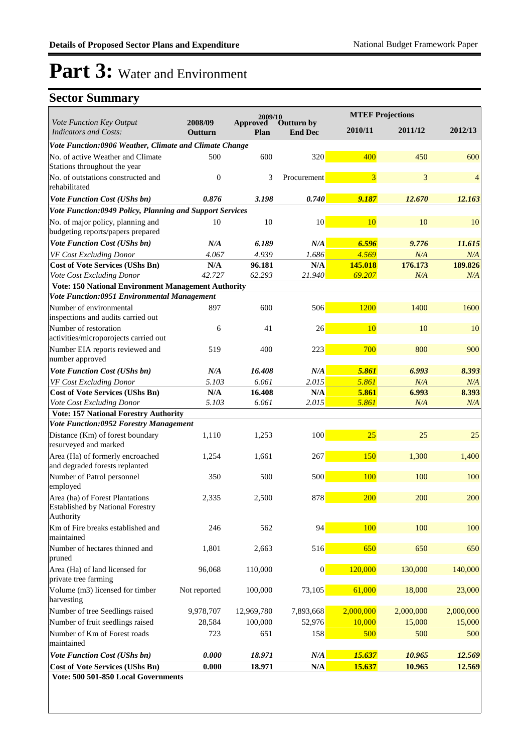Details of Proposed Sector Plans and Expenditure

# Part 3: Water and Environment

## Sector Summary

| *Vote Function Key Output Indicators and Costs:* | 2008/09 Outturn | 2009/10 Approved Plan | 2009/10 Outturn by End Dec | MTEF Projections 2010/11 | 2011/12 | 2012/13 |
|---|---|---|---|---|---|---|
| ***Vote Function:0906 Weather, Climate and Climate Change*** | | | | | | |
| No. of active Weather and Climate Stations throughout the year | 500 | 600 | 320 | 400 | 450 | 600 |
| No. of outstations constructed and rehabilitated | 0 | 3 | Procurement | 3 | 3 | 4 |
| ***Vote Function Cost (UShs bn)*** | ***0.876*** | ***3.198*** | ***0.740*** | ***9.187*** | ***12.670*** | ***12.163*** |
| ***Vote Function:0949 Policy, Planning and Support Services*** | | | | | | |
| No. of major policy, planning and budgeting reports/papers prepared | 10 | 10 | 10 | 10 | 10 | 10 |
| ***Vote Function Cost (UShs bn)*** | ***N/A*** | ***6.189*** | ***N/A*** | ***6.596*** | ***9.776*** | ***11.615*** |
| *VF Cost Excluding Donor* | *4.067* | *4.939* | *1.686* | *4.569* | *N/A* | *N/A* |
| **Cost of Vote Services (UShs Bn)** | **N/A** | **96.181** | **N/A** | **145.018** | **176.173** | **189.826** |
| *Vote Cost Excluding Donor* | *42.727* | *62.293* | *21.940* | *69.207* | *N/A* | *N/A* |
| **Vote: 150 National Environment Management Authority** | | | | | | |
| ***Vote Function:0951 Environmental Management*** | | | | | | |
| Number of environmental inspections and audits carried out | 897 | 600 | 506 | 1200 | 1400 | 1600 |
| Number of restoration activities/microporojects carried out | 6 | 41 | 26 | 10 | 10 | 10 |
| Number EIA reports reviewed and number approved | 519 | 400 | 223 | 700 | 800 | 900 |
| ***Vote Function Cost (UShs bn)*** | ***N/A*** | ***16.408*** | ***N/A*** | ***5.861*** | ***6.993*** | ***8.393*** |
| *VF Cost Excluding Donor* | *5.103* | *6.061* | *2.015* | *5.861* | *N/A* | *N/A* |
| **Cost of Vote Services (UShs Bn)** | **N/A** | **16.408** | **N/A** | **5.861** | **6.993** | **8.393** |
| *Vote Cost Excluding Donor* | *5.103* | *6.061* | *2.015* | *5.861* | *N/A* | *N/A* |
| **Vote: 157 National Forestry Authority** | | | | | | |
| ***Vote Function:0952 Forestry Management*** | | | | | | |
| Distance (Km) of forest boundary resurveyed and marked | 1,110 | 1,253 | 100 | 25 | 25 | 25 |
| Area (Ha) of formerly encroached and degraded forests replanted | 1,254 | 1,661 | 267 | 150 | 1,300 | 1,400 |
| Number of Patrol personnel employed | 350 | 500 | 500 | 100 | 100 | 100 |
| Area (ha) of Forest Plantations Established by National Forestry Authority | 2,335 | 2,500 | 878 | 200 | 200 | 200 |
| Km of Fire breaks established and maintained | 246 | 562 | 94 | 100 | 100 | 100 |
| Number of hectares thinned and pruned | 1,801 | 2,663 | 516 | 650 | 650 | 650 |
| Area (Ha) of land licensed for private tree farming | 96,068 | 110,000 | 0 | 120,000 | 130,000 | 140,000 |
| Volume (m3) licensed for timber harvesting | Not reported | 100,000 | 73,105 | 61,000 | 18,000 | 23,000 |
| Number of tree Seedlings raised | 9,978,707 | 12,969,780 | 7,893,668 | 2,000,000 | 2,000,000 | 2,000,000 |
| Number of fruit seedlings raised | 28,584 | 100,000 | 52,976 | 10,000 | 15,000 | 15,000 |
| Number of Km of Forest roads maintained | 723 | 651 | 158 | 500 | 500 | 500 |
| ***Vote Function Cost (UShs bn)*** | ***0.000*** | ***18.971*** | ***N/A*** | ***15.637*** | ***10.965*** | ***12.569*** |
| **Cost of Vote Services (UShs Bn)** | **0.000** | **18.971** | **N/A** | **15.637** | **10.965** | **12.569** |
| **Vote: 500 501-850 Local Governments** | | | | | | |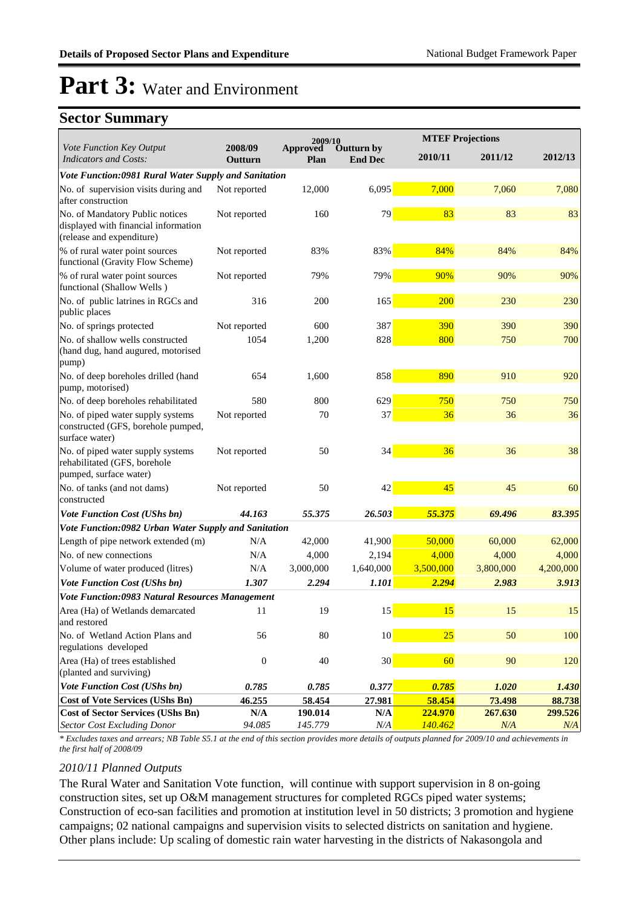# Part 3: Water and Environment

## Sector Summary

| *Vote Function Key Output Indicators and Costs:* | 2008/09 Outturn | 2009/10 Approved Plan | 2009/10 Outturn by End Dec | MTEF Projections 2010/11 | 2011/12 | 2012/13 |
|---|---|---|---|---|---|---|
| ***Vote Function:0981 Rural Water Supply and Sanitation*** | | | | | | |
| No. of supervision visits during and after construction | Not reported | 12,000 | 6,095 | 7,000 | 7,060 | 7,080 |
| No. of Mandatory Public notices displayed with financial information (release and expenditure) | Not reported | 160 | 79 | 83 | 83 | 83 |
| % of rural water point sources functional (Gravity Flow Scheme) | Not reported | 83% | 83% | 84% | 84% | 84% |
| % of rural water point sources functional (Shallow Wells ) | Not reported | 79% | 79% | 90% | 90% | 90% |
| No. of public latrines in RGCs and public places | 316 | 200 | 165 | 200 | 230 | 230 |
| No. of springs protected | Not reported | 600 | 387 | 390 | 390 | 390 |
| No. of shallow wells constructed (hand dug, hand augured, motorised pump) | 1054 | 1,200 | 828 | 800 | 750 | 700 |
| No. of deep boreholes drilled (hand pump, motorised) | 654 | 1,600 | 858 | 890 | 910 | 920 |
| No. of deep boreholes rehabilitated | 580 | 800 | 629 | 750 | 750 | 750 |
| No. of piped water supply systems constructed (GFS, borehole pumped, surface water) | Not reported | 70 | 37 | 36 | 36 | 36 |
| No. of piped water supply systems rehabilitated (GFS, borehole pumped, surface water) | Not reported | 50 | 34 | 36 | 36 | 38 |
| No. of tanks (and not dams) constructed | Not reported | 50 | 42 | 45 | 45 | 60 |
| ***Vote Function Cost (UShs bn)*** | ***44.163*** | ***55.375*** | ***26.503*** | ***55.375*** | ***69.496*** | ***83.395*** |
| ***Vote Function:0982 Urban Water Supply and Sanitation*** | | | | | | |
| Length of pipe network extended (m) | N/A | 42,000 | 41,900 | 50,000 | 60,000 | 62,000 |
| No. of new connections | N/A | 4,000 | 2,194 | 4,000 | 4,000 | 4,000 |
| Volume of water produced (litres) | N/A | 3,000,000 | 1,640,000 | 3,500,000 | 3,800,000 | 4,200,000 |
| ***Vote Function Cost (UShs bn)*** | ***1.307*** | ***2.294*** | ***1.101*** | ***2.294*** | ***2.983*** | ***3.913*** |
| ***Vote Function:0983 Natural Resources Management*** | | | | | | |
| Area (Ha) of Wetlands demarcated and restored | 11 | 19 | 15 | 15 | 15 | 15 |
| No. of Wetland Action Plans and regulations developed | 56 | 80 | 10 | 25 | 50 | 100 |
| Area (Ha) of trees established (planted and surviving) | 0 | 40 | 30 | 60 | 90 | 120 |
| ***Vote Function Cost (UShs bn)*** | ***0.785*** | ***0.785*** | ***0.377*** | ***0.785*** | ***1.020*** | ***1.430*** |
| **Cost of Vote Services (UShs Bn)** | **46.255** | **58.454** | **27.981** | **58.454** | **73.498** | **88.738** |
| **Cost of Sector Services (UShs Bn)** | **N/A** | **190.014** | **N/A** | **224.970** | **267.630** | **299.526** |
| *Sector Cost Excluding Donor* | *94.085* | *145.779* | *N/A* | *140.462* | *N/A* | *N/A* |

*\* Excludes taxes and arrears; NB Table S5.1 at the end of this section provides more details of outputs planned for 2009/10 and achievements in the first half of 2008/09*

*2010/11 Planned Outputs*

The Rural Water and Sanitation Vote function, will continue with support supervision in 8 on-going construction sites, set up O&M management structures for completed RGCs piped water systems; Construction of eco-san facilities and promotion at institution level in 50 districts; 3 promotion and hygiene campaigns; 02 national campaigns and supervision visits to selected districts on sanitation and hygiene. Other plans include: Up scaling of domestic rain water harvesting in the districts of Nakasongola and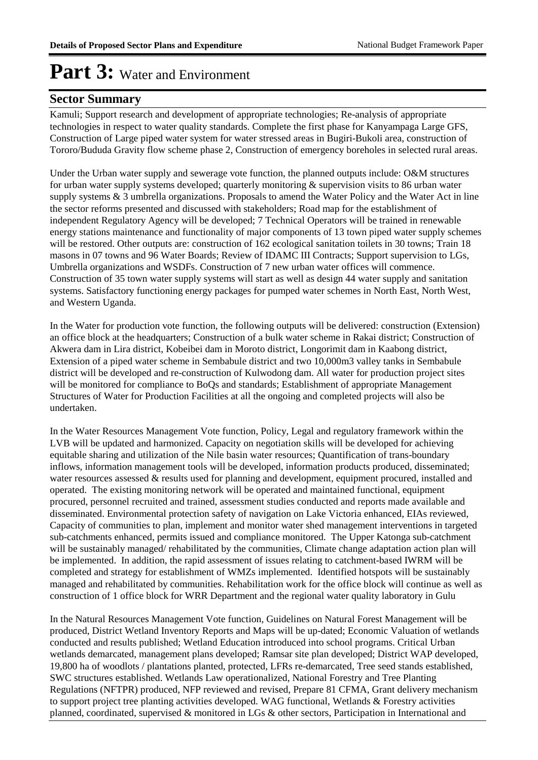# Part 3: Water and Environment

## Sector Summary

Kamuli; Support research and development of appropriate technologies; Re-analysis of appropriate technologies in respect to water quality standards. Complete the first phase for Kanyampaga Large GFS, Construction of Large piped water system for water stressed areas in Bugiri-Bukoli area, construction of Tororo/Bududa Gravity flow scheme phase 2, Construction of emergency boreholes in selected rural areas.

Under the Urban water supply and sewerage vote function, the planned outputs include: O&M structures for urban water supply systems developed; quarterly monitoring & supervision visits to 86 urban water supply systems & 3 umbrella organizations. Proposals to amend the Water Policy and the Water Act in line the sector reforms presented and discussed with stakeholders; Road map for the establishment of independent Regulatory Agency will be developed; 7 Technical Operators will be trained in renewable energy stations maintenance and functionality of major components of 13 town piped water supply schemes will be restored. Other outputs are: construction of 162 ecological sanitation toilets in 30 towns; Train 18 masons in 07 towns and 96 Water Boards; Review of IDAMC III Contracts; Support supervision to LGs, Umbrella organizations and WSDFs. Construction of 7 new urban water offices will commence. Construction of 35 town water supply systems will start as well as design 44 water supply and sanitation systems. Satisfactory functioning energy packages for pumped water schemes in North East, North West, and Western Uganda.

In the Water for production vote function, the following outputs will be delivered: construction (Extension) an office block at the headquarters; Construction of a bulk water scheme in Rakai district; Construction of Akwera dam in Lira district, Kobeibei dam in Moroto district, Longorimit dam in Kaabong district, Extension of a piped water scheme in Sembabule district and two 10,000m3 valley tanks in Sembabule district will be developed and re-construction of Kulwodong dam. All water for production project sites will be monitored for compliance to BoQs and standards; Establishment of appropriate Management Structures of Water for Production Facilities at all the ongoing and completed projects will also be undertaken.

In the Water Resources Management Vote function, Policy, Legal and regulatory framework within the LVB will be updated and harmonized. Capacity on negotiation skills will be developed for achieving equitable sharing and utilization of the Nile basin water resources; Quantification of trans-boundary inflows, information management tools will be developed, information products produced, disseminated; water resources assessed & results used for planning and development, equipment procured, installed and operated. The existing monitoring network will be operated and maintained functional, equipment procured, personnel recruited and trained, assessment studies conducted and reports made available and disseminated. Environmental protection safety of navigation on Lake Victoria enhanced, EIAs reviewed, Capacity of communities to plan, implement and monitor water shed management interventions in targeted sub-catchments enhanced, permits issued and compliance monitored. The Upper Katonga sub-catchment will be sustainably managed/ rehabilitated by the communities, Climate change adaptation action plan will be implemented. In addition, the rapid assessment of issues relating to catchment-based IWRM will be completed and strategy for establishment of WMZs implemented. Identified hotspots will be sustainably managed and rehabilitated by communities. Rehabilitation work for the office block will continue as well as construction of 1 office block for WRR Department and the regional water quality laboratory in Gulu

In the Natural Resources Management Vote function, Guidelines on Natural Forest Management will be produced, District Wetland Inventory Reports and Maps will be up-dated; Economic Valuation of wetlands conducted and results published; Wetland Education introduced into school programs. Critical Urban wetlands demarcated, management plans developed; Ramsar site plan developed; District WAP developed, 19,800 ha of woodlots / plantations planted, protected, LFRs re-demarcated, Tree seed stands established, SWC structures established. Wetlands Law operationalized, National Forestry and Tree Planting Regulations (NFTPR) produced, NFP reviewed and revised, Prepare 81 CFMA, Grant delivery mechanism to support project tree planting activities developed. WAG functional, Wetlands & Forestry activities planned, coordinated, supervised & monitored in LGs & other sectors, Participation in International and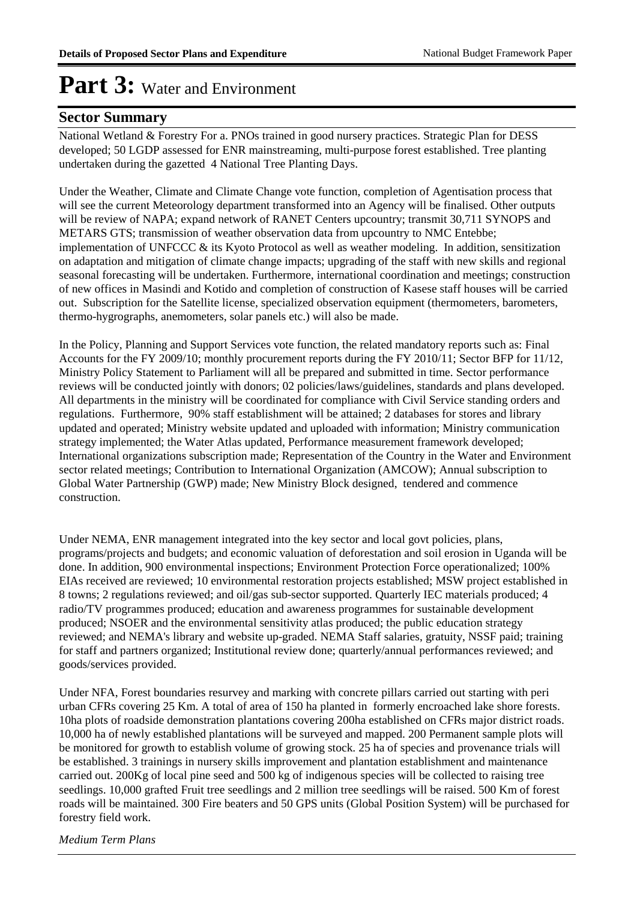# Part 3: Water and Environment

## Sector Summary

National Wetland & Forestry For a. PNOs trained in good nursery practices. Strategic Plan for DESS developed; 50 LGDP assessed for ENR mainstreaming, multi-purpose forest established. Tree planting undertaken during the gazetted 4 National Tree Planting Days.

Under the Weather, Climate and Climate Change vote function, completion of Agentisation process that will see the current Meteorology department transformed into an Agency will be finalised. Other outputs will be review of NAPA; expand network of RANET Centers upcountry; transmit 30,711 SYNOPS and METARS GTS; transmission of weather observation data from upcountry to NMC Entebbe; implementation of UNFCCC & its Kyoto Protocol as well as weather modeling. In addition, sensitization on adaptation and mitigation of climate change impacts; upgrading of the staff with new skills and regional seasonal forecasting will be undertaken. Furthermore, international coordination and meetings; construction of new offices in Masindi and Kotido and completion of construction of Kasese staff houses will be carried out. Subscription for the Satellite license, specialized observation equipment (thermometers, barometers, thermo-hygrographs, anemometers, solar panels etc.) will also be made.

In the Policy, Planning and Support Services vote function, the related mandatory reports such as: Final Accounts for the FY 2009/10; monthly procurement reports during the FY 2010/11; Sector BFP for 11/12, Ministry Policy Statement to Parliament will all be prepared and submitted in time. Sector performance reviews will be conducted jointly with donors; 02 policies/laws/guidelines, standards and plans developed. All departments in the ministry will be coordinated for compliance with Civil Service standing orders and regulations. Furthermore, 90% staff establishment will be attained; 2 databases for stores and library updated and operated; Ministry website updated and uploaded with information; Ministry communication strategy implemented; the Water Atlas updated, Performance measurement framework developed; International organizations subscription made; Representation of the Country in the Water and Environment sector related meetings; Contribution to International Organization (AMCOW); Annual subscription to Global Water Partnership (GWP) made; New Ministry Block designed, tendered and commence construction.

Under NEMA, ENR management integrated into the key sector and local govt policies, plans, programs/projects and budgets; and economic valuation of deforestation and soil erosion in Uganda will be done. In addition, 900 environmental inspections; Environment Protection Force operationalized; 100% EIAs received are reviewed; 10 environmental restoration projects established; MSW project established in 8 towns; 2 regulations reviewed; and oil/gas sub-sector supported. Quarterly IEC materials produced; 4 radio/TV programmes produced; education and awareness programmes for sustainable development produced; NSOER and the environmental sensitivity atlas produced; the public education strategy reviewed; and NEMA's library and website up-graded. NEMA Staff salaries, gratuity, NSSF paid; training for staff and partners organized; Institutional review done; quarterly/annual performances reviewed; and goods/services provided.

Under NFA, Forest boundaries resurvey and marking with concrete pillars carried out starting with peri urban CFRs covering 25 Km. A total of area of 150 ha planted in formerly encroached lake shore forests. 10ha plots of roadside demonstration plantations covering 200ha established on CFRs major district roads. 10,000 ha of newly established plantations will be surveyed and mapped. 200 Permanent sample plots will be monitored for growth to establish volume of growing stock. 25 ha of species and provenance trials will be established. 3 trainings in nursery skills improvement and plantation establishment and maintenance carried out. 200Kg of local pine seed and 500 kg of indigenous species will be collected to raising tree seedlings. 10,000 grafted Fruit tree seedlings and 2 million tree seedlings will be raised. 500 Km of forest roads will be maintained. 300 Fire beaters and 50 GPS units (Global Position System) will be purchased for forestry field work.

*Medium Term Plans*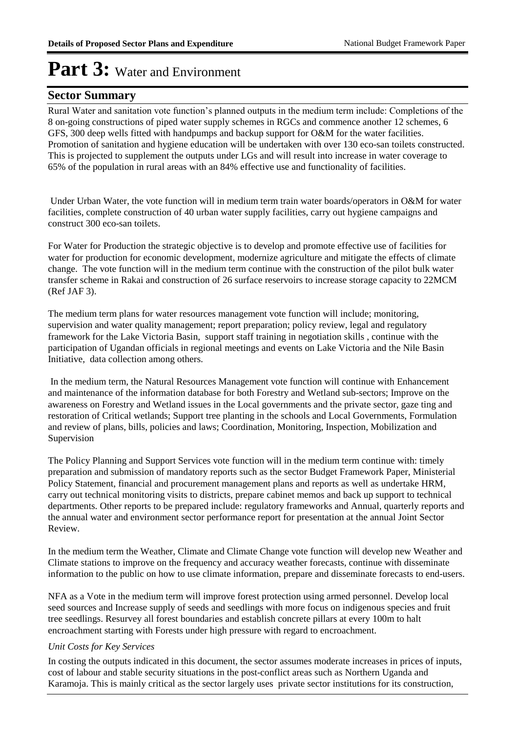# Part 3: Water and Environment

## Sector Summary

Rural Water and sanitation vote function's planned outputs in the medium term include: Completions of the 8 on-going constructions of piped water supply schemes in RGCs and commence another 12 schemes, 6 GFS, 300 deep wells fitted with handpumps and backup support for O&M for the water facilities. Promotion of sanitation and hygiene education will be undertaken with over 130 eco-san toilets constructed. This is projected to supplement the outputs under LGs and will result into increase in water coverage to 65% of the population in rural areas with an 84% effective use and functionality of facilities.

Under Urban Water, the vote function will in medium term train water boards/operators in O&M for water facilities, complete construction of 40 urban water supply facilities, carry out hygiene campaigns and construct 300 eco-san toilets.

For Water for Production the strategic objective is to develop and promote effective use of facilities for water for production for economic development, modernize agriculture and mitigate the effects of climate change. The vote function will in the medium term continue with the construction of the pilot bulk water transfer scheme in Rakai and construction of 26 surface reservoirs to increase storage capacity to 22MCM (Ref JAF 3).

The medium term plans for water resources management vote function will include; monitoring, supervision and water quality management; report preparation; policy review, legal and regulatory framework for the Lake Victoria Basin, support staff training in negotiation skills , continue with the participation of Ugandan officials in regional meetings and events on Lake Victoria and the Nile Basin Initiative, data collection among others.

In the medium term, the Natural Resources Management vote function will continue with Enhancement and maintenance of the information database for both Forestry and Wetland sub-sectors; Improve on the awareness on Forestry and Wetland issues in the Local governments and the private sector, gaze ting and restoration of Critical wetlands; Support tree planting in the schools and Local Governments, Formulation and review of plans, bills, policies and laws; Coordination, Monitoring, Inspection, Mobilization and Supervision

The Policy Planning and Support Services vote function will in the medium term continue with: timely preparation and submission of mandatory reports such as the sector Budget Framework Paper, Ministerial Policy Statement, financial and procurement management plans and reports as well as undertake HRM, carry out technical monitoring visits to districts, prepare cabinet memos and back up support to technical departments. Other reports to be prepared include: regulatory frameworks and Annual, quarterly reports and the annual water and environment sector performance report for presentation at the annual Joint Sector Review.

In the medium term the Weather, Climate and Climate Change vote function will develop new Weather and Climate stations to improve on the frequency and accuracy weather forecasts, continue with disseminate information to the public on how to use climate information, prepare and disseminate forecasts to end-users.

NFA as a Vote in the medium term will improve forest protection using armed personnel. Develop local seed sources and Increase supply of seeds and seedlings with more focus on indigenous species and fruit tree seedlings. Resurvey all forest boundaries and establish concrete pillars at every 100m to halt encroachment starting with Forests under high pressure with regard to encroachment.

*Unit Costs for Key Services*

In costing the outputs indicated in this document, the sector assumes moderate increases in prices of inputs, cost of labour and stable security situations in the post-conflict areas such as Northern Uganda and Karamoja. This is mainly critical as the sector largely uses private sector institutions for its construction,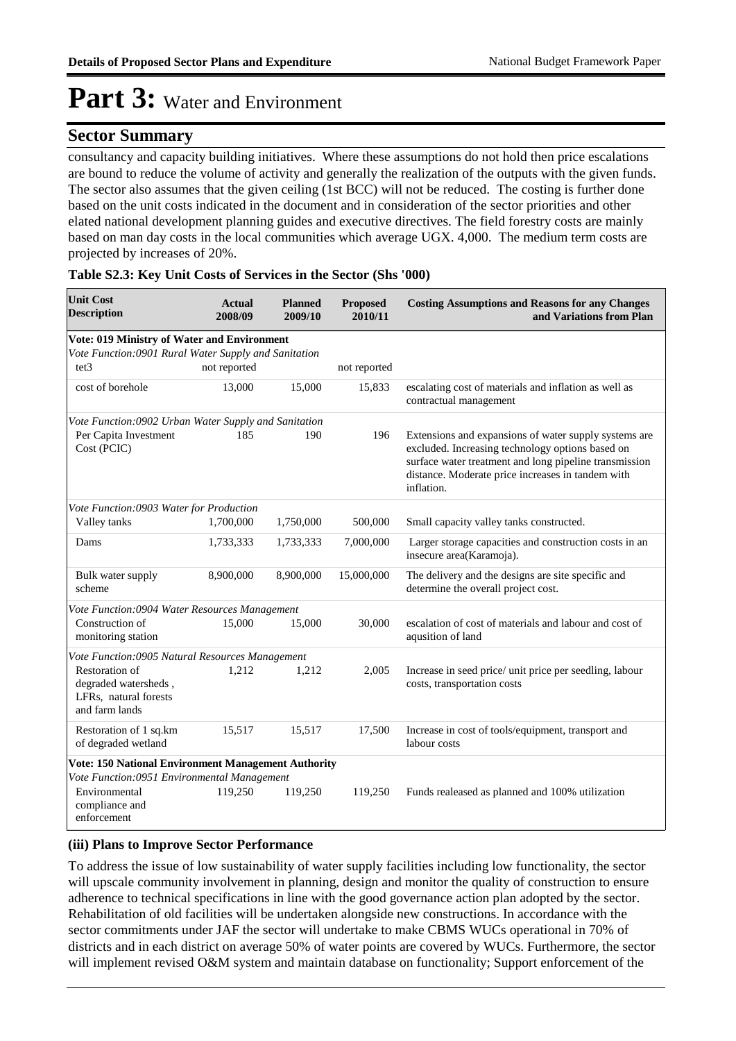# Part 3: Water and Environment

## Sector Summary

consultancy and capacity building initiatives. Where these assumptions do not hold then price escalations are bound to reduce the volume of activity and generally the realization of the outputs with the given funds. The sector also assumes that the given ceiling (1st BCC) will not be reduced. The costing is further done based on the unit costs indicated in the document and in consideration of the sector priorities and other elated national development planning guides and executive directives. The field forestry costs are mainly based on man day costs in the local communities which average UGX. 4,000. The medium term costs are projected by increases of 20%.

**Table S2.3: Key Unit Costs of Services in the Sector (Shs '000)**

| Unit Cost Description | Actual 2008/09 | Planned 2009/10 | Proposed 2010/11 | Costing Assumptions and Reasons for any Changes and Variations from Plan |
|---|---|---|---|---|
| **Vote: 019 Ministry of Water and Environment** | | | | |
| *Vote Function:0901 Rural Water Supply and Sanitation* | | | | |
| tet3 | not reported | | not reported | |
| cost of borehole | 13,000 | 15,000 | 15,833 | escalating cost of materials and inflation as well as contractual management |
| *Vote Function:0902 Urban Water Supply and Sanitation* | | | | |
| Per Capita Investment Cost (PCIC) | 185 | 190 | 196 | Extensions and expansions of water supply systems are excluded. Increasing technology options based on surface water treatment and long pipeline transmission distance. Moderate price increases in tandem with inflation. |
| *Vote Function:0903 Water for Production* | | | | |
| Valley tanks | 1,700,000 | 1,750,000 | 500,000 | Small capacity valley tanks constructed. |
| Dams | 1,733,333 | 1,733,333 | 7,000,000 | Larger storage capacities and construction costs in an insecure area(Karamoja). |
| Bulk water supply scheme | 8,900,000 | 8,900,000 | 15,000,000 | The delivery and the designs are site specific and determine the overall project cost. |
| *Vote Function:0904 Water Resources Management* | | | | |
| Construction of monitoring station | 15,000 | 15,000 | 30,000 | escalation of cost of materials and labour and cost of aqusition of land |
| *Vote Function:0905 Natural Resources Management* | | | | |
| Restoration of degraded watersheds , LFRs, natural forests and farm lands | 1,212 | 1,212 | 2,005 | Increase in seed price/ unit price per seedling, labour costs, transportation costs |
| Restoration of 1 sq.km of degraded wetland | 15,517 | 15,517 | 17,500 | Increase in cost of tools/equipment, transport and labour costs |
| **Vote: 150 National Environment Management Authority** | | | | |
| *Vote Function:0951 Environmental Management* | | | | |
| Environmental compliance and enforcement | 119,250 | 119,250 | 119,250 | Funds realeased as planned and 100% utilization |

### (iii) Plans to Improve Sector Performance

To address the issue of low sustainability of water supply facilities including low functionality, the sector will upscale community involvement in planning, design and monitor the quality of construction to ensure adherence to technical specifications in line with the good governance action plan adopted by the sector. Rehabilitation of old facilities will be undertaken alongside new constructions. In accordance with the sector commitments under JAF the sector will undertake to make CBMS WUCs operational in 70% of districts and in each district on average 50% of water points are covered by WUCs. Furthermore, the sector will implement revised O&M system and maintain database on functionality; Support enforcement of the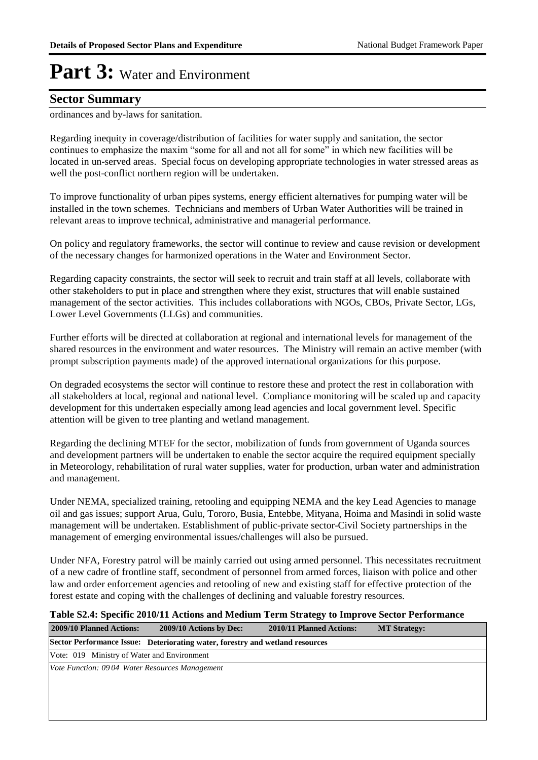# Part 3: Water and Environment

## Sector Summary

ordinances and by-laws for sanitation.

Regarding inequity in coverage/distribution of facilities for water supply and sanitation, the sector continues to emphasize the maxim "some for all and not all for some" in which new facilities will be located in un-served areas. Special focus on developing appropriate technologies in water stressed areas as well the post-conflict northern region will be undertaken.

To improve functionality of urban pipes systems, energy efficient alternatives for pumping water will be installed in the town schemes. Technicians and members of Urban Water Authorities will be trained in relevant areas to improve technical, administrative and managerial performance.

On policy and regulatory frameworks, the sector will continue to review and cause revision or development of the necessary changes for harmonized operations in the Water and Environment Sector.

Regarding capacity constraints, the sector will seek to recruit and train staff at all levels, collaborate with other stakeholders to put in place and strengthen where they exist, structures that will enable sustained management of the sector activities. This includes collaborations with NGOs, CBOs, Private Sector, LGs, Lower Level Governments (LLGs) and communities.

Further efforts will be directed at collaboration at regional and international levels for management of the shared resources in the environment and water resources. The Ministry will remain an active member (with prompt subscription payments made) of the approved international organizations for this purpose.

On degraded ecosystems the sector will continue to restore these and protect the rest in collaboration with all stakeholders at local, regional and national level. Compliance monitoring will be scaled up and capacity development for this undertaken especially among lead agencies and local government level. Specific attention will be given to tree planting and wetland management.

Regarding the declining MTEF for the sector, mobilization of funds from government of Uganda sources and development partners will be undertaken to enable the sector acquire the required equipment specially in Meteorology, rehabilitation of rural water supplies, water for production, urban water and administration and management.

Under NEMA, specialized training, retooling and equipping NEMA and the key Lead Agencies to manage oil and gas issues; support Arua, Gulu, Tororo, Busia, Entebbe, Mityana, Hoima and Masindi in solid waste management will be undertaken. Establishment of public-private sector-Civil Society partnerships in the management of emerging environmental issues/challenges will also be pursued.

Under NFA, Forestry patrol will be mainly carried out using armed personnel. This necessitates recruitment of a new cadre of frontline staff, secondment of personnel from armed forces, liaison with police and other law and order enforcement agencies and retooling of new and existing staff for effective protection of the forest estate and coping with the challenges of declining and valuable forestry resources.

**Table S2.4: Specific 2010/11 Actions and Medium Term Strategy to Improve Sector Performance**

| 2009/10 Planned Actions: | 2009/10 Actions by Dec: | 2010/11 Planned Actions: | MT Strategy: |
|---|---|---|---|
| **Sector Performance Issue: Deteriorating water, forestry and wetland resources** | | | |
| Vote: 019 Ministry of Water and Environment | | | |
| *Vote Function: 09 04 Water Resources Management* | | | |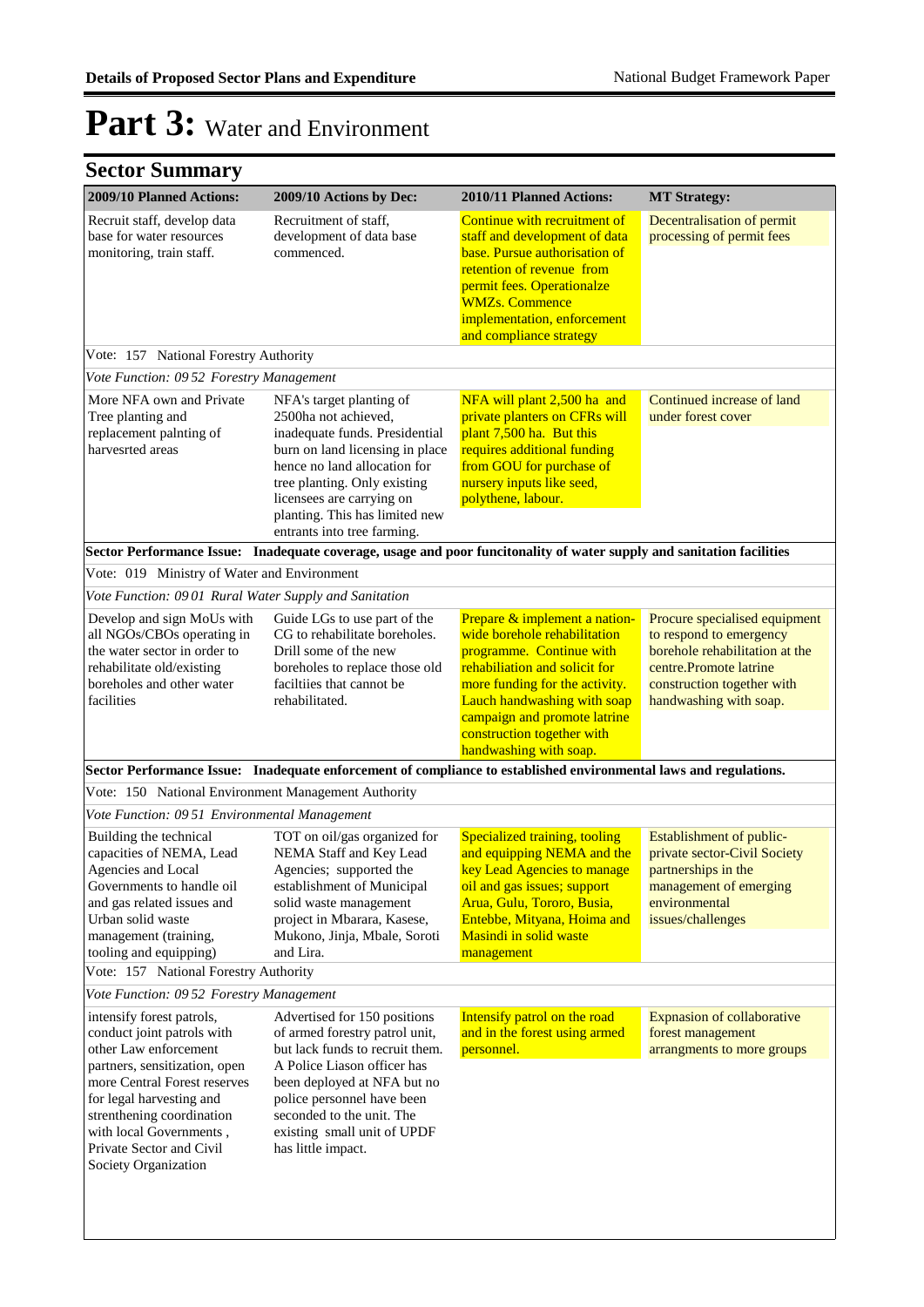# Part 3: Water and Environment

## Sector Summary

| 2009/10 Planned Actions: | 2009/10 Actions by Dec: | 2010/11 Planned Actions: | MT Strategy: |
|---|---|---|---|
| Recruit staff, develop data base for water resources monitoring, train staff. | Recruitment of staff, development of data base commenced. | Continue with recruitment of staff and development of data base. Pursue authorisation of retention of revenue from permit fees. Operationalze WMZs. Commence implementation, enforcement and compliance strategy | Decentralisation of permit processing of permit fees |
| Vote: 157 National Forestry Authority | | | |
| *Vote Function: 09 52 Forestry Management* | | | |
| More NFA own and Private Tree planting and replacement palnting of harvesrted areas | NFA's target planting of 2500ha not achieved, inadequate funds. Presidential burn on land licensing in place hence no land allocation for tree planting. Only existing licensees are carrying on planting. This has limited new entrants into tree farming. | NFA will plant 2,500 ha and private planters on CFRs will plant 7,500 ha. But this requires additional funding from GOU for purchase of nursery inputs like seed, polythene, labour. | Continued increase of land under forest cover |
| **Sector Performance Issue: Inadequate coverage, usage and poor funcitonality of water supply and sanitation facilities** | | | |
| Vote: 019 Ministry of Water and Environment | | | |
| *Vote Function: 09 01 Rural Water Supply and Sanitation* | | | |
| Develop and sign MoUs with all NGOs/CBOs operating in the water sector in order to rehabilitate old/existing boreholes and other water facilities | Guide LGs to use part of the CG to rehabilitate boreholes. Drill some of the new boreholes to replace those old faciltiies that cannot be rehabilitated. | Prepare & implement a nation-wide borehole rehabilitation programme. Continue with rehabilitation and solicit for more funding for the activity. Lauch handwashing with soap campaign and promote latrine construction together with handwashing with soap. | Procure specialised equipment to respond to emergency borehole rehabilitation at the centre.Promote latrine construction together with handwashing with soap. |
| **Sector Performance Issue: Inadequate enforcement of compliance to established environmental laws and regulations.** | | | |
| Vote: 150 National Environment Management Authority | | | |
| *Vote Function: 09 51 Environmental Management* | | | |
| Building the technical capacities of NEMA, Lead Agencies and Local Governments to handle oil and gas related issues and Urban solid waste management (training, tooling and equipping) | TOT on oil/gas organized for NEMA Staff and Key Lead Agencies; supported the establishment of Municipal solid waste management project in Mbarara, Kasese, Mukono, Jinja, Mbale, Soroti and Lira. | Specialized training, tooling and equipping NEMA and the key Lead Agencies to manage oil and gas issues; support Arua, Gulu, Tororo, Busia, Entebbe, Mityana, Hoima and Masindi in solid waste management | Establishment of public-private sector-Civil Society partnerships in the management of emerging environmental issues/challenges |
| Vote: 157 National Forestry Authority | | | |
| *Vote Function: 09 52 Forestry Management* | | | |
| intensify forest patrols, conduct joint patrols with other Law enforcement partners, sensitization, open more Central Forest reserves for legal harvesting and strenthening coordination with local Governments , Private Sector and Civil Society Organization | Advertised for 150 positions of armed forestry patrol unit, but lack funds to recruit them. A Police Liason officer has been deployed at NFA but no police personnel have been seconded to the unit. The existing small unit of UPDF has little impact. | Intensify patrol on the road and in the forest using armed personnel. | Expnasion of collaborative forest management arrangments to more groups |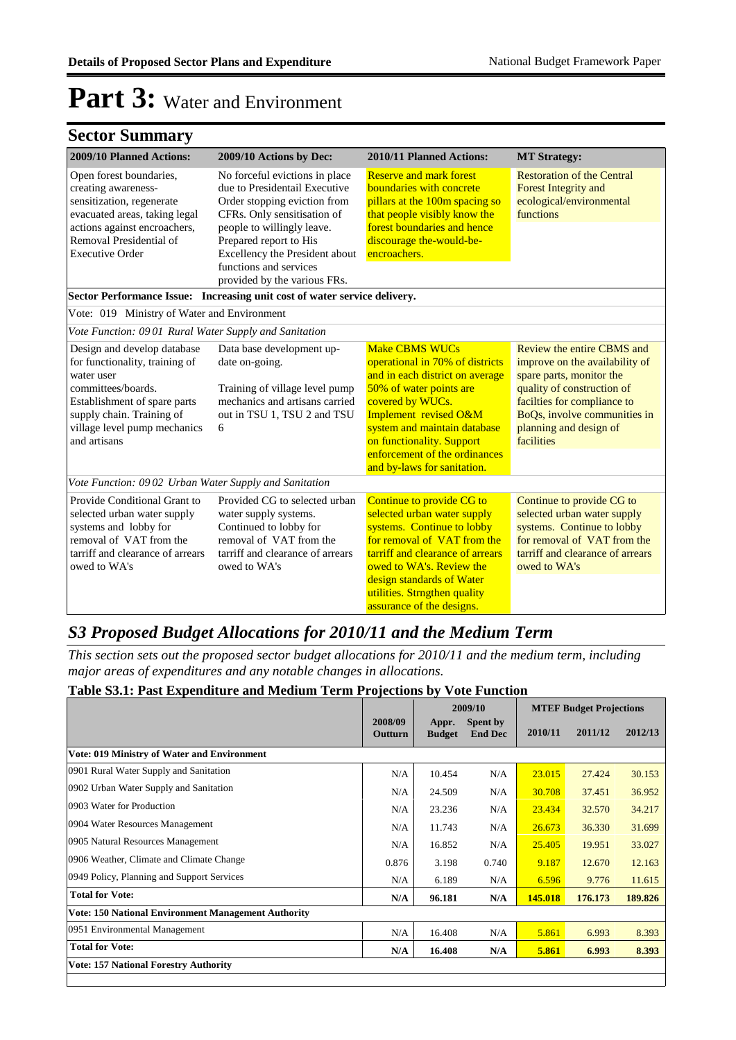# Part 3: Water and Environment

## Sector Summary

| 2009/10 Planned Actions: | 2009/10 Actions by Dec: | 2010/11 Planned Actions: | MT Strategy: |
|---|---|---|---|
| Open forest boundaries, creating awareness-sensitization, regenerate evacuated areas, taking legal actions against encroachers, Removal Presidential of Executive Order | No forceful evictions in place due to Presidentail Executive Order stopping eviction from CFRs. Only sensitisation of people to willingly leave. Prepared report to His Excellency the President about functions and services provided by the various FRs. | Reserve and mark forest boundaries with concrete pillars at the 100m spacing so that people visibly know the forest boundaries and hence discourage the-would-be-encroachers. | Restoration of the Central Forest Integrity and ecological/environmental functions |
| **Sector Performance Issue: Increasing unit cost of water service delivery.** | | | |
| Vote: 019 Ministry of Water and Environment | | | |
| *Vote Function: 09 01 Rural Water Supply and Sanitation* | | | |
| Design and develop database for functionality, training of water user committees/boards. Establishment of spare parts supply chain. Training of village level pump mechanics and artisans | Data base development up-date on-going.<br><br>Training of village level pump mechanics and artisans carried out in TSU 1, TSU 2 and TSU 6 | Make CBMS WUCs operational in 70% of districts and in each district on average 50% of water points are covered by WUCs. Implement revised O&M system and maintain database on functionality. Support enforcement of the ordinances and by-laws for sanitation. | Review the entire CBMS and improve on the availability of spare parts, monitor the quality of construction of facilties for compliance to BoQs, involve communities in planning and design of facilities |
| *Vote Function: 09 02 Urban Water Supply and Sanitation* | | | |
| Provide Conditional Grant to selected urban water supply systems and lobby for removal of VAT from the tarriff and clearance of arrears owed to WA's | Provided CG to selected urban water supply systems. Continued to lobby for removal of VAT from the tarriff and clearance of arrears owed to WA's | Continue to provide CG to selected urban water supply systems. Continue to lobby for removal of VAT from the tarriff and clearance of arrears owed to WA's. Review the design standards of Water utilities. Strngthen quality assurance of the designs. | Continue to provide CG to selected urban water supply systems. Continue to lobby for removal of VAT from the tarriff and clearance of arrears owed to WA's |

## *S3 Proposed Budget Allocations for 2010/11 and the Medium Term*

*This section sets out the proposed sector budget allocations for 2010/11 and the medium term, including major areas of expenditures and any notable changes in allocations.*

**Table S3.1: Past Expenditure and Medium Term Projections by Vote Function**

| | 2008/09 Outturn | 2009/10 Appr. Budget | 2009/10 Spent by End Dec | MTEF Budget Projections 2010/11 | 2011/12 | 2012/13 |
|---|---|---|---|---|---|---|
| **Vote: 019 Ministry of Water and Environment** | | | | | | |
| 0901 Rural Water Supply and Sanitation | N/A | 10.454 | N/A | 23.015 | 27.424 | 30.153 |
| 0902 Urban Water Supply and Sanitation | N/A | 24.509 | N/A | 30.708 | 37.451 | 36.952 |
| 0903 Water for Production | N/A | 23.236 | N/A | 23.434 | 32.570 | 34.217 |
| 0904 Water Resources Management | N/A | 11.743 | N/A | 26.673 | 36.330 | 31.699 |
| 0905 Natural Resources Management | N/A | 16.852 | N/A | 25.405 | 19.951 | 33.027 |
| 0906 Weather, Climate and Climate Change | 0.876 | 3.198 | 0.740 | 9.187 | 12.670 | 12.163 |
| 0949 Policy, Planning and Support Services | N/A | 6.189 | N/A | 6.596 | 9.776 | 11.615 |
| **Total for Vote:** | **N/A** | **96.181** | **N/A** | **145.018** | **176.173** | **189.826** |
| **Vote: 150 National Environment Management Authority** | | | | | | |
| 0951 Environmental Management | N/A | 16.408 | N/A | 5.861 | 6.993 | 8.393 |
| **Total for Vote:** | **N/A** | **16.408** | **N/A** | **5.861** | **6.993** | **8.393** |
| **Vote: 157 National Forestry Authority** | | | | | | |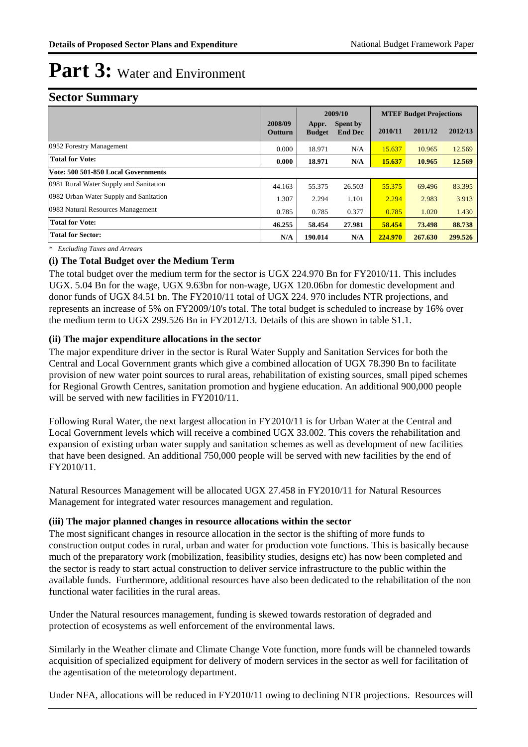# Part 3: Water and Environment

## Sector Summary

| | 2008/09 Outturn | 2009/10 Appr. Budget | 2009/10 Spent by End Dec | MTEF Budget Projections 2010/11 | 2011/12 | 2012/13 |
|---|---|---|---|---|---|---|
| 0952 Forestry Management | 0.000 | 18.971 | N/A | 15.637 | 10.965 | 12.569 |
| **Total for Vote:** | **0.000** | **18.971** | **N/A** | **15.637** | **10.965** | **12.569** |
| **Vote: 500 501-850 Local Governments** | | | | | | |
| 0981 Rural Water Supply and Sanitation | 44.163 | 55.375 | 26.503 | 55.375 | 69.496 | 83.395 |
| 0982 Urban Water Supply and Sanitation | 1.307 | 2.294 | 1.101 | 2.294 | 2.983 | 3.913 |
| 0983 Natural Resources Management | 0.785 | 0.785 | 0.377 | 0.785 | 1.020 | 1.430 |
| **Total for Vote:** | **46.255** | **58.454** | **27.981** | **58.454** | **73.498** | **88.738** |
| **Total for Sector:** | **N/A** | **190.014** | **N/A** | **224.970** | **267.630** | **299.526** |

*\* Excluding Taxes and Arrears*

### (i) The Total Budget over the Medium Term

The total budget over the medium term for the sector is UGX 224.970 Bn for FY2010/11. This includes UGX. 5.04 Bn for the wage, UGX 9.63bn for non-wage, UGX 120.06bn for domestic development and donor funds of UGX 84.51 bn. The FY2010/11 total of UGX 224. 970 includes NTR projections, and represents an increase of 5% on FY2009/10's total. The total budget is scheduled to increase by 16% over the medium term to UGX 299.526 Bn in FY2012/13. Details of this are shown in table S1.1.

### (ii) The major expenditure allocations in the sector

The major expenditure driver in the sector is Rural Water Supply and Sanitation Services for both the Central and Local Government grants which give a combined allocation of UGX 78.390 Bn to facilitate provision of new water point sources to rural areas, rehabilitation of existing sources, small piped schemes for Regional Growth Centres, sanitation promotion and hygiene education. An additional 900,000 people will be served with new facilities in FY2010/11.

Following Rural Water, the next largest allocation in FY2010/11 is for Urban Water at the Central and Local Government levels which will receive a combined UGX 33.002. This covers the rehabilitation and expansion of existing urban water supply and sanitation schemes as well as development of new facilities that have been designed. An additional 750,000 people will be served with new facilities by the end of FY2010/11.

Natural Resources Management will be allocated UGX 27.458 in FY2010/11 for Natural Resources Management for integrated water resources management and regulation.

### (iii) The major planned changes in resource allocations within the sector

The most significant changes in resource allocation in the sector is the shifting of more funds to construction output codes in rural, urban and water for production vote functions. This is basically because much of the preparatory work (mobilization, feasibility studies, designs etc) has now been completed and the sector is ready to start actual construction to deliver service infrastructure to the public within the available funds. Furthermore, additional resources have also been dedicated to the rehabilitation of the non functional water facilities in the rural areas.

Under the Natural resources management, funding is skewed towards restoration of degraded and protection of ecosystems as well enforcement of the environmental laws.

Similarly in the Weather climate and Climate Change Vote function, more funds will be channeled towards acquisition of specialized equipment for delivery of modern services in the sector as well for facilitation of the agentisation of the meteorology department.

Under NFA, allocations will be reduced in FY2010/11 owing to declining NTR projections. Resources will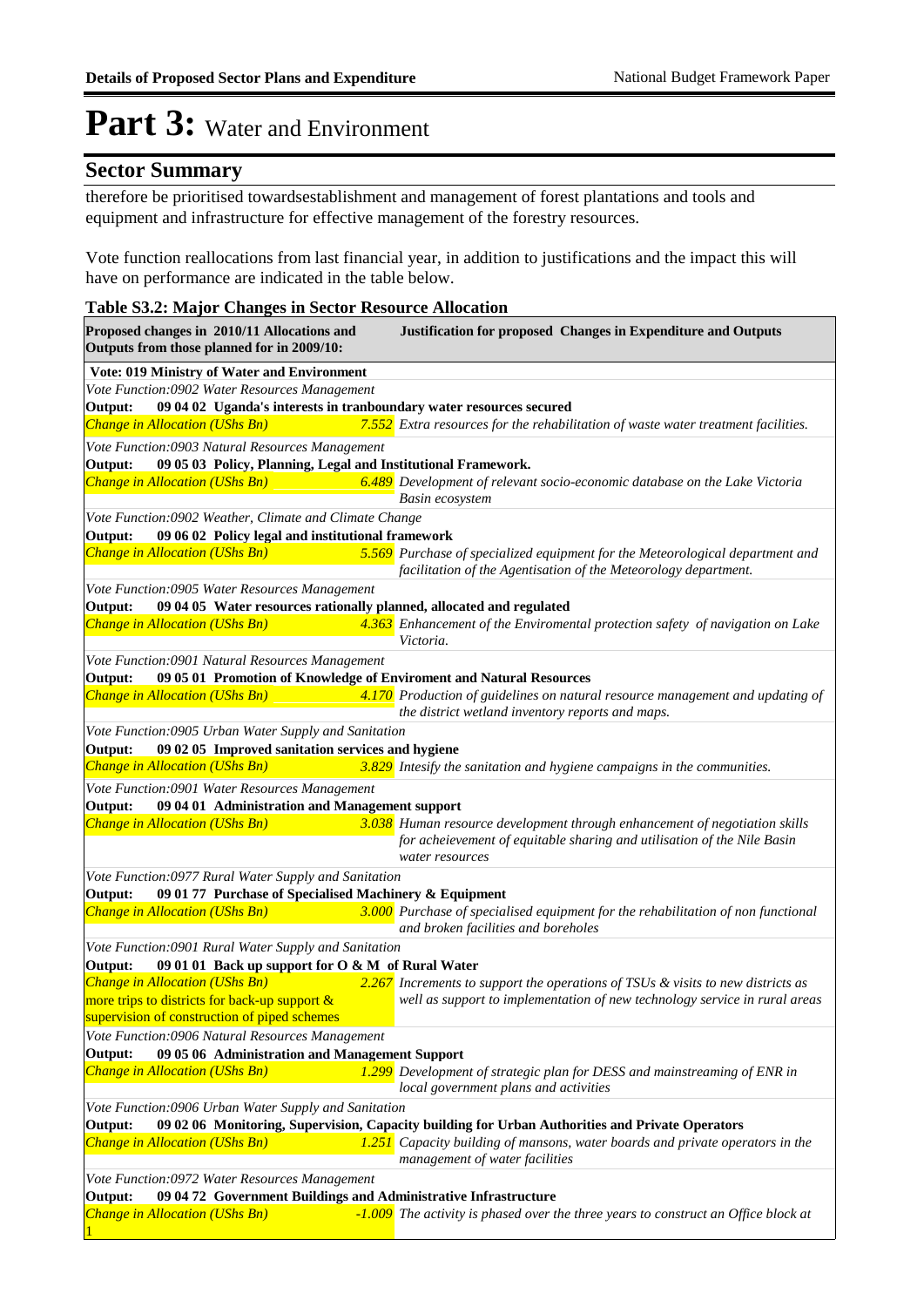# Part 3: Water and Environment

## Sector Summary

therefore be prioritised towardsestablishment and management of forest plantations and tools and equipment and infrastructure for effective management of the forestry resources.

Vote function reallocations from last financial year, in addition to justifications and the impact this will have on performance are indicated in the table below.

**Table S3.2: Major Changes in Sector Resource Allocation**

| Proposed changes in 2010/11 Allocations and Outputs from those planned for in 2009/10: | | Justification for proposed Changes in Expenditure and Outputs |
|---|---|---|
| **Vote: 019 Ministry of Water and Environment** | | |
| *Vote Function:0902 Water Resources Management* | | |
| **Output: 09 04 02 Uganda's interests in tranboundary water resources secured** | | |
| *Change in Allocation (UShs Bn)* | *7.552* | *Extra resources for the rehabilitation of waste water treatment facilities.* |
| *Vote Function:0903 Natural Resources Management* | | |
| **Output: 09 05 03 Policy, Planning, Legal and Institutional Framework.** | | |
| *Change in Allocation (UShs Bn)* | *6.489* | *Development of relevant socio-economic database on the Lake Victoria Basin ecosystem* |
| *Vote Function:0902 Weather, Climate and Climate Change* | | |
| **Output: 09 06 02 Policy legal and institutional framework** | | |
| *Change in Allocation (UShs Bn)* | *5.569* | *Purchase of specialized equipment for the Meteorological department and facilitation of the Agentisation of the Meteorology department.* |
| *Vote Function:0905 Water Resources Management* | | |
| **Output: 09 04 05 Water resources rationally planned, allocated and regulated** | | |
| *Change in Allocation (UShs Bn)* | *4.363* | *Enhancement of the Enviromental protection safety of navigation on Lake Victoria.* |
| *Vote Function:0901 Natural Resources Management* | | |
| **Output: 09 05 01 Promotion of Knowledge of Enviroment and Natural Resources** | | |
| *Change in Allocation (UShs Bn)* | *4.170* | *Production of guidelines on natural resource management and updating of the district wetland inventory reports and maps.* |
| *Vote Function:0905 Urban Water Supply and Sanitation* | | |
| **Output: 09 02 05 Improved sanitation services and hygiene** | | |
| *Change in Allocation (UShs Bn)* | *3.829* | *Intesify the sanitation and hygiene campaigns in the communities.* |
| *Vote Function:0901 Water Resources Management* | | |
| **Output: 09 04 01 Administration and Management support** | | |
| *Change in Allocation (UShs Bn)* | *3.038* | *Human resource development through enhancement of negotiation skills for acheievement of equitable sharing and utilisation of the Nile Basin water resources* |
| *Vote Function:0977 Rural Water Supply and Sanitation* | | |
| **Output: 09 01 77 Purchase of Specialised Machinery & Equipment** | | |
| *Change in Allocation (UShs Bn)* | *3.000* | *Purchase of specialised equipment for the rehabilitation of non functional and broken facilities and boreholes* |
| *Vote Function:0901 Rural Water Supply and Sanitation* | | |
| **Output: 09 01 01 Back up support for O & M of Rural Water** | | |
| *Change in Allocation (UShs Bn)* more trips to districts for back-up support & supervision of construction of piped schemes | *2.267* | *Increments to support the operations of TSUs & visits to new districts as well as support to implementation of new technology service in rural areas* |
| *Vote Function:0906 Natural Resources Management* | | |
| **Output: 09 05 06 Administration and Management Support** | | |
| *Change in Allocation (UShs Bn)* | *1.299* | *Development of strategic plan for DESS and mainstreaming of ENR in local government plans and activities* |
| *Vote Function:0906 Urban Water Supply and Sanitation* | | |
| **Output: 09 02 06 Monitoring, Supervision, Capacity building for Urban Authorities and Private Operators** | | |
| *Change in Allocation (UShs Bn)* | *1.251* | *Capacity building of mansons, water boards and private operators in the management of water facilities* |
| *Vote Function:0972 Water Resources Management* | | |
| **Output: 09 04 72 Government Buildings and Administrative Infrastructure** | | |
| *Change in Allocation (UShs Bn)* 1 | *-1.009* | *The activity is phased over the three years to construct an Office block at* |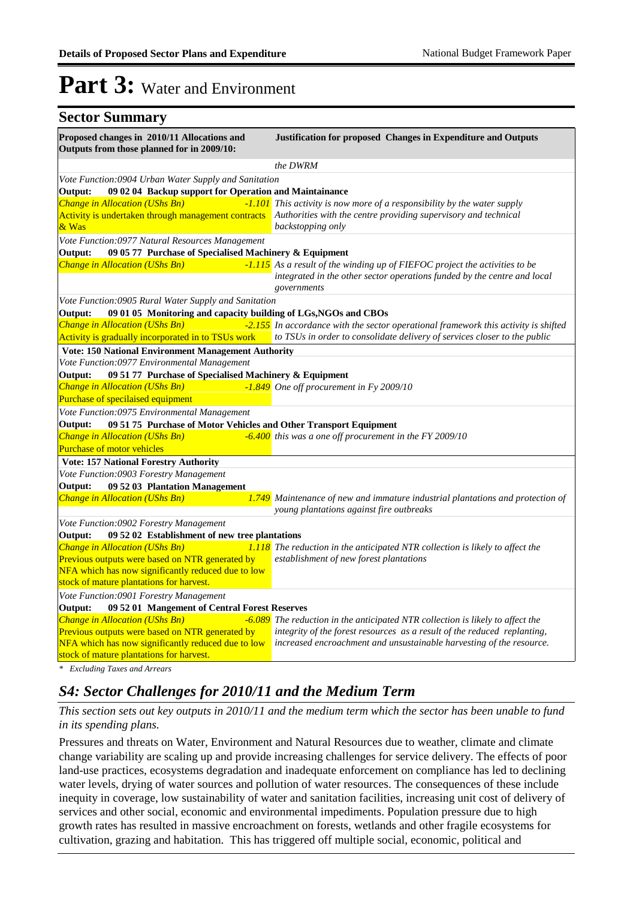# Part 3: Water and Environment

## Sector Summary

| Proposed changes in 2010/11 Allocations and Outputs from those planned for in 2009/10: | | Justification for proposed Changes in Expenditure and Outputs |
|---|---|---|
| | | *the DWRM* |
| *Vote Function:0904 Urban Water Supply and Sanitation* | | |
| **Output: 09 02 04 Backup support for Operation and Maintainance** | | |
| *Change in Allocation (UShs Bn)* | *-1.101* | *This activity is now more of a responsibility by the water supply Authorities with the centre providing supervisory and technical backstopping only* |
| Activity is undertaken through management contracts & Was | | |
| *Vote Function:0977 Natural Resources Management* | | |
| **Output: 09 05 77 Purchase of Specialised Machinery & Equipment** | | |
| *Change in Allocation (UShs Bn)* | *-1.115* | *As a result of the winding up of FIEFOC project the activities to be integrated in the other sector operations funded by the centre and local governments* |
| *Vote Function:0905 Rural Water Supply and Sanitation* | | |
| **Output: 09 01 05 Monitoring and capacity building of LGs,NGOs and CBOs** | | |
| *Change in Allocation (UShs Bn)* | *-2.155* | *In accordance with the sector operational framework this activity is shifted to TSUs in order to consolidate delivery of services closer to the public* |
| Activity is gradually incorporated in to TSUs work | | |
| **Vote: 150 National Environment Management Authority** | | |
| *Vote Function:0977 Environmental Management* | | |
| **Output: 09 51 77 Purchase of Specialised Machinery & Equipment** | | |
| *Change in Allocation (UShs Bn)* | *-1.849* | *One off procurement in Fy 2009/10* |
| Purchase of specilaised equipment | | |
| *Vote Function:0975 Environmental Management* | | |
| **Output: 09 51 75 Purchase of Motor Vehicles and Other Transport Equipment** | | |
| *Change in Allocation (UShs Bn)* | *-6.400* | *this was a one off procurement in the FY 2009/10* |
| Purchase of motor vehicles | | |
| **Vote: 157 National Forestry Authority** | | |
| *Vote Function:0903 Forestry Management* | | |
| **Output: 09 52 03 Plantation Management** | | |
| *Change in Allocation (UShs Bn)* | *1.749* | *Maintenance of new and immature industrial plantations and protection of young plantations against fire outbreaks* |
| *Vote Function:0902 Forestry Management* | | |
| **Output: 09 52 02 Establishment of new tree plantations** | | |
| *Change in Allocation (UShs Bn)* | *1.118* | *The reduction in the anticipated NTR collection is likely to affect the establishment of new forest plantations* |
| Previous outputs were based on NTR generated by NFA which has now significantly reduced due to low stock of mature plantations for harvest. | | |
| *Vote Function:0901 Forestry Management* | | |
| **Output: 09 52 01 Mangement of Central Forest Reserves** | | |
| *Change in Allocation (UShs Bn)* | *-6.089* | *The reduction in the anticipated NTR collection is likely to affect the integrity of the forest resources as a result of the reduced replanting, increased encroachment and unsustainable harvesting of the resource.* |
| Previous outputs were based on NTR generated by NFA which has now significantly reduced due to low stock of mature plantations for harvest. | | |

*\* Excluding Taxes and Arrears*

## *S4: Sector Challenges for 2010/11 and the Medium Term*

*This section sets out key outputs in 2010/11 and the medium term which the sector has been unable to fund in its spending plans.*

Pressures and threats on Water, Environment and Natural Resources due to weather, climate and climate change variability are scaling up and provide increasing challenges for service delivery. The effects of poor land-use practices, ecosystems degradation and inadequate enforcement on compliance has led to declining water levels, drying of water sources and pollution of water resources. The consequences of these include inequity in coverage, low sustainability of water and sanitation facilities, increasing unit cost of delivery of services and other social, economic and environmental impediments. Population pressure due to high growth rates has resulted in massive encroachment on forests, wetlands and other fragile ecosystems for cultivation, grazing and habitation. This has triggered off multiple social, economic, political and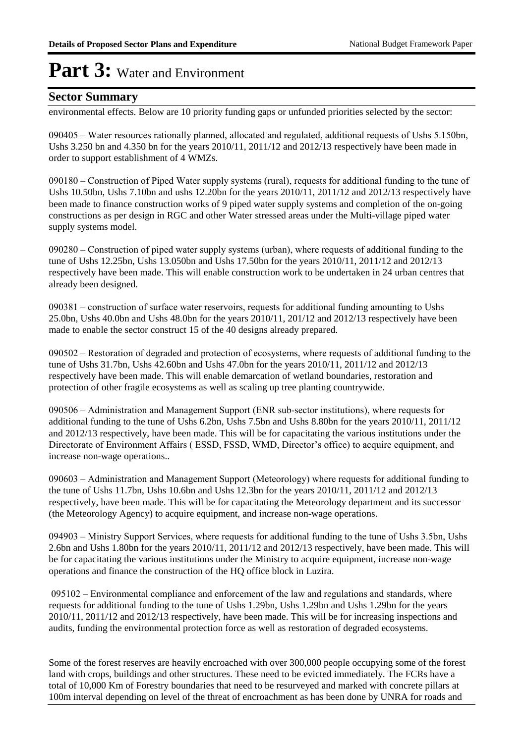# Part 3: Water and Environment

## Sector Summary

environmental effects. Below are 10 priority funding gaps or unfunded priorities selected by the sector:

090405 – Water resources rationally planned, allocated and regulated, additional requests of Ushs 5.150bn, Ushs 3.250 bn and 4.350 bn for the years 2010/11, 2011/12 and 2012/13 respectively have been made in order to support establishment of 4 WMZs.

090180 – Construction of Piped Water supply systems (rural), requests for additional funding to the tune of Ushs 10.50bn, Ushs 7.10bn and ushs 12.20bn for the years 2010/11, 2011/12 and 2012/13 respectively have been made to finance construction works of 9 piped water supply systems and completion of the on-going constructions as per design in RGC and other Water stressed areas under the Multi-village piped water supply systems model.

090280 – Construction of piped water supply systems (urban), where requests of additional funding to the tune of Ushs 12.25bn, Ushs 13.050bn and Ushs 17.50bn for the years 2010/11, 2011/12 and 2012/13 respectively have been made. This will enable construction work to be undertaken in 24 urban centres that already been designed.

090381 – construction of surface water reservoirs, requests for additional funding amounting to Ushs 25.0bn, Ushs 40.0bn and Ushs 48.0bn for the years 2010/11, 201/12 and 2012/13 respectively have been made to enable the sector construct 15 of the 40 designs already prepared.

090502 – Restoration of degraded and protection of ecosystems, where requests of additional funding to the tune of Ushs 31.7bn, Ushs 42.60bn and Ushs 47.0bn for the years 2010/11, 2011/12 and 2012/13 respectively have been made. This will enable demarcation of wetland boundaries, restoration and protection of other fragile ecosystems as well as scaling up tree planting countrywide.

090506 – Administration and Management Support (ENR sub-sector institutions), where requests for additional funding to the tune of Ushs 6.2bn, Ushs 7.5bn and Ushs 8.80bn for the years 2010/11, 2011/12 and 2012/13 respectively, have been made. This will be for capacitating the various institutions under the Directorate of Environment Affairs ( ESSD, FSSD, WMD, Director's office) to acquire equipment, and increase non-wage operations..

090603 – Administration and Management Support (Meteorology) where requests for additional funding to the tune of Ushs 11.7bn, Ushs 10.6bn and Ushs 12.3bn for the years 2010/11, 2011/12 and 2012/13 respectively, have been made. This will be for capacitating the Meteorology department and its successor (the Meteorology Agency) to acquire equipment, and increase non-wage operations.

094903 – Ministry Support Services, where requests for additional funding to the tune of Ushs 3.5bn, Ushs 2.6bn and Ushs 1.80bn for the years 2010/11, 2011/12 and 2012/13 respectively, have been made. This will be for capacitating the various institutions under the Ministry to acquire equipment, increase non-wage operations and finance the construction of the HQ office block in Luzira.

095102 – Environmental compliance and enforcement of the law and regulations and standards, where requests for additional funding to the tune of Ushs 1.29bn, Ushs 1.29bn and Ushs 1.29bn for the years 2010/11, 2011/12 and 2012/13 respectively, have been made. This will be for increasing inspections and audits, funding the environmental protection force as well as restoration of degraded ecosystems.

Some of the forest reserves are heavily encroached with over 300,000 people occupying some of the forest land with crops, buildings and other structures. These need to be evicted immediately. The FCRs have a total of 10,000 Km of Forestry boundaries that need to be resurveyed and marked with concrete pillars at 100m interval depending on level of the threat of encroachment as has been done by UNRA for roads and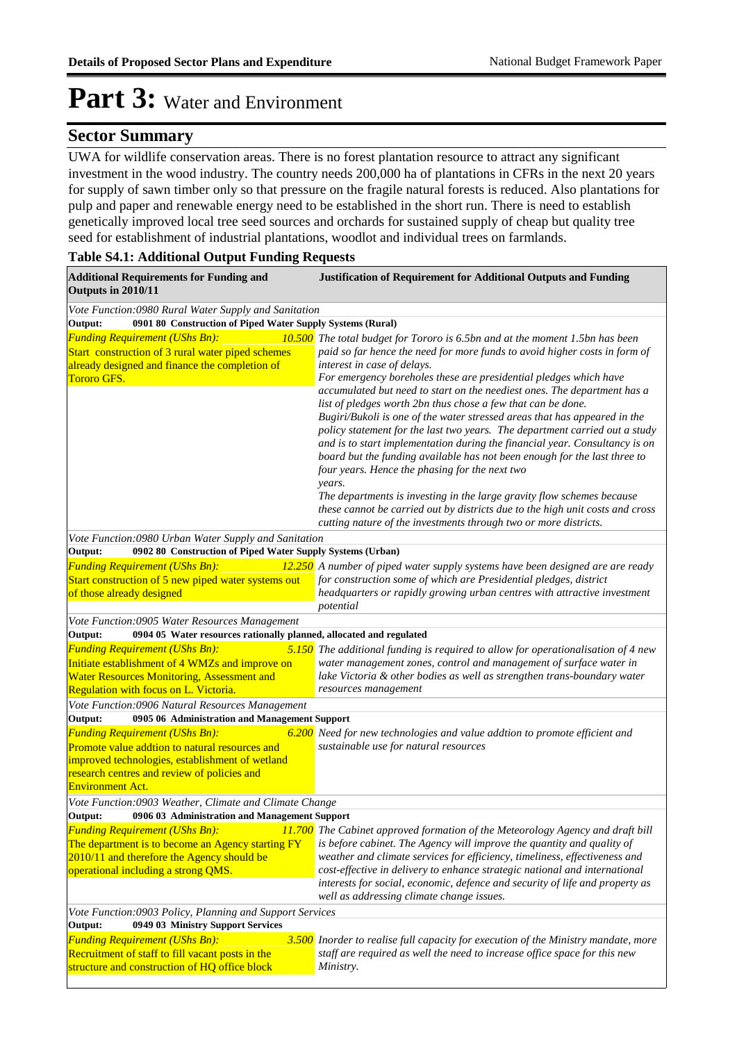# Part 3: Water and Environment

## Sector Summary

UWA for wildlife conservation areas. There is no forest plantation resource to attract any significant investment in the wood industry. The country needs 200,000 ha of plantations in CFRs in the next 20 years for supply of sawn timber only so that pressure on the fragile natural forests is reduced. Also plantations for pulp and paper and renewable energy need to be established in the short run. There is need to establish genetically improved local tree seed sources and orchards for sustained supply of cheap but quality tree seed for establishment of industrial plantations, woodlot and individual trees on farmlands.

**Table S4.1: Additional Output Funding Requests**

| Additional Requirements for Funding and Outputs in 2010/11 | | Justification of Requirement for Additional Outputs and Funding |
|---|---|---|
| *Vote Function:0980 Rural Water Supply and Sanitation* | | |
| **Output: 0901 80 Construction of Piped Water Supply Systems (Rural)** | | |
| *Funding Requirement (UShs Bn):* Start construction of 3 rural water piped schemes already designed and finance the completion of Tororo GFS. | *10.500* | *The total budget for Tororo is 6.5bn and at the moment 1.5bn has been paid so far hence the need for more funds to avoid higher costs in form of interest in case of delays.* *For emergency boreholes these are presidential pledges which have accumulated but need to start on the neediest ones. The department has a list of pledges worth 2bn thus chose a few that can be done.* *Bugiri/Bukoli is one of the water stressed areas that has appeared in the policy statement for the last two years. The department carried out a study and is to start implementation during the financial year. Consultancy is on board but the funding available has not been enough for the last three to four years. Hence the phasing for the next two years.* *The departments is investing in the large gravity flow schemes because these cannot be carried out by districts due to the high unit costs and cross cutting nature of the investments through two or more districts.* |
| *Vote Function:0980 Urban Water Supply and Sanitation* | | |
| **Output: 0902 80 Construction of Piped Water Supply Systems (Urban)** | | |
| *Funding Requirement (UShs Bn):* Start construction of 5 new piped water systems out of those already designed | *12.250* | *A number of piped water supply systems have been designed are are ready for construction some of which are Presidential pledges, district headquarters or rapidly growing urban centres with attractive investment potential* |
| *Vote Function:0905 Water Resources Management* | | |
| **Output: 0904 05 Water resources rationally planned, allocated and regulated** | | |
| *Funding Requirement (UShs Bn):* Initiate establishment of 4 WMZs and improve on Water Resources Monitoring, Assessment and Regulation with focus on L. Victoria. | *5.150* | *The additional funding is required to allow for operationalisation of 4 new water management zones, control and management of surface water in lake Victoria & other bodies as well as strengthen trans-boundary water resources management* |
| *Vote Function:0906 Natural Resources Management* | | |
| **Output: 0905 06 Administration and Management Support** | | |
| *Funding Requirement (UShs Bn):* Promote value addtion to natural resources and improved technologies, establishment of wetland research centres and review of policies and Environment Act. | *6.200* | *Need for new technologies and value addtion to promote efficient and sustainable use for natural resources* |
| *Vote Function:0903 Weather, Climate and Climate Change* | | |
| **Output: 0906 03 Administration and Management Support** | | |
| *Funding Requirement (UShs Bn):* The department is to become an Agency starting FY 2010/11 and therefore the Agency should be operational including a strong QMS. | *11.700* | *The Cabinet approved formation of the Meteorology Agency and draft bill is before cabinet. The Agency will improve the quantity and quality of weather and climate services for efficiency, timeliness, effectiveness and cost-effective in delivery to enhance strategic national and international interests for social, economic, defence and security of life and property as well as addressing climate change issues.* |
| *Vote Function:0903 Policy, Planning and Support Services* | | |
| **Output: 0949 03 Ministry Support Services** | | |
| *Funding Requirement (UShs Bn):* Recruitment of staff to fill vacant posts in the structure and construction of HQ office block | *3.500* | *Inorder to realise full capacity for execution of the Ministry mandate, more staff are required as well the need to increase office space for this new Ministry.* |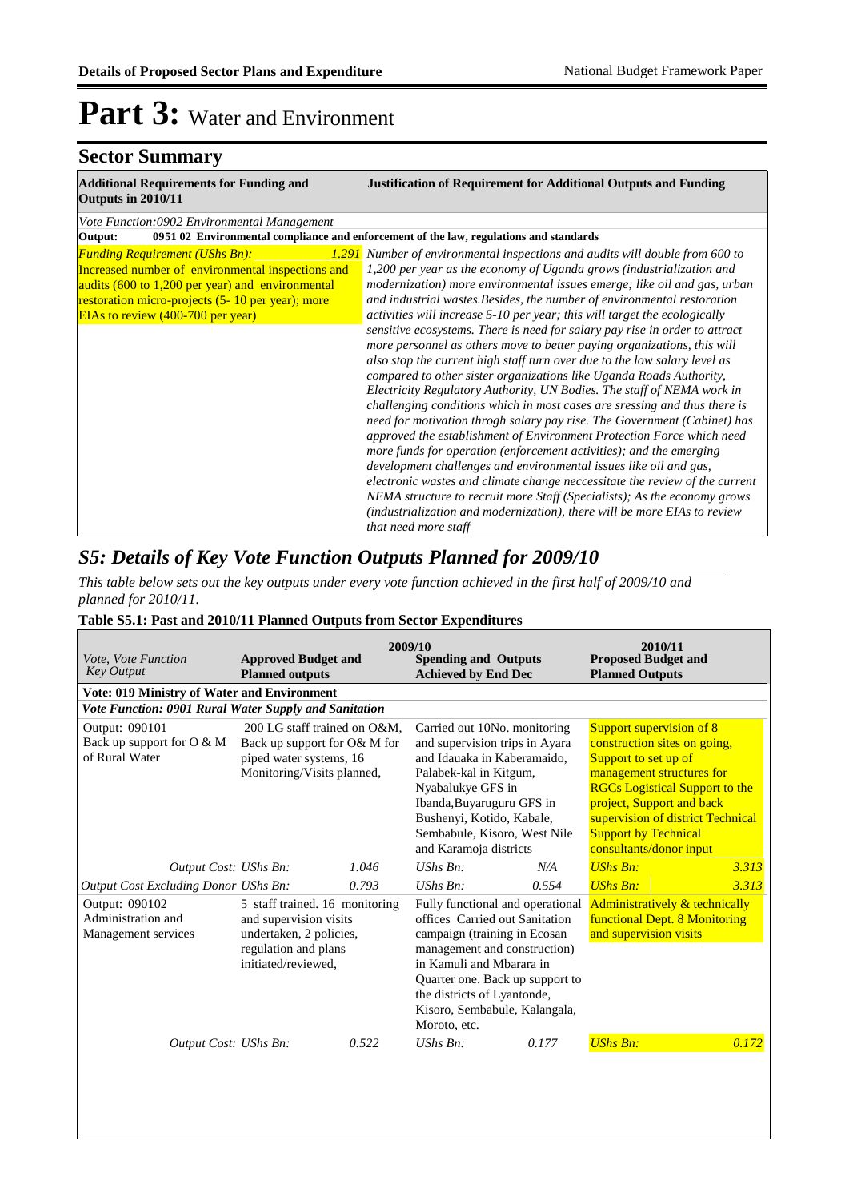# Part 3: Water and Environment

## Sector Summary

| Additional Requirements for Funding and Outputs in 2010/11 | | Justification of Requirement for Additional Outputs and Funding |
|---|---|---|
| *Vote Function:0902 Environmental Management* | | |
| **Output: 0951 02 Environmental compliance and enforcement of the law, regulations and standards** | | |
| *Funding Requirement (UShs Bn):* Increased number of environmental inspections and audits (600 to 1,200 per year) and environmental restoration micro-projects (5- 10 per year); more EIAs to review (400-700 per year) | *1.291* | *Number of environmental inspections and audits will double from 600 to 1,200 per year as the economy of Uganda grows (industrialization and modernization) more environmental issues emerge; like oil and gas, urban and industrial wastes.Besides, the number of environmental restoration activities will increase 5-10 per year; this will target the ecologically sensitive ecosystems. There is need for salary pay rise in order to attract more personnel as others move to better paying organizations, this will also stop the current high staff turn over due to the low salary level as compared to other sister organizations like Uganda Roads Authority, Electricity Regulatory Authority, UN Bodies. The staff of NEMA work in challenging conditions which in most cases are sressing and thus there is need for motivation throgh salary pay rise. The Government (Cabinet) has approved the establishment of Environment Protection Force which need more funds for operation (enforcement activities); and the emerging development challenges and environmental issues like oil and gas, electronic wastes and climate change neccessitate the review of the current NEMA structure to recruit more Staff (Specialists); As the economy grows (industrialization and modernization), there will be more EIAs to review that need more staff* |

## *S5: Details of Key Vote Function Outputs Planned for 2009/10*

*This table below sets out the key outputs under every vote function achieved in the first half of 2009/10 and planned for 2010/11.*

**Table S5.1: Past and 2010/11 Planned Outputs from Sector Expenditures**

| *Vote, Vote Function Key Output* | 2009/10 **Approved Budget and Planned outputs** | | **Spending and Outputs Achieved by End Dec** | | 2010/11 **Proposed Budget and Planned Outputs** | |
|---|---|---|---|---|---|---|
| **Vote: 019 Ministry of Water and Environment** | | | | | | |
| ***Vote Function: 0901 Rural Water Supply and Sanitation*** | | | | | | |
| Output: 090101 Back up support for O & M of Rural Water | 200 LG staff trained on O&M, Back up support for O& M for piped water systems, 16 Monitoring/Visits planned, | | Carried out 10No. monitoring and supervision trips in Ayara and Idauaka in Kaberamaido, Palabek-kal in Kitgum, Nyabalukye GFS in Ibanda,Buyaruguru GFS in Bushenyi, Kotido, Kabale, Sembabule, Kisoro, West Nile and Karamoja districts | | Support supervision of 8 construction sites on going, Support to set up of management structures for RGCs Logistical Support to the project, Support and back supervision of district Technical Support by Technical consultants/donor input | |
| *Output Cost: UShs Bn:* | | *1.046* | *UShs Bn:* | *N/A* | *UShs Bn:* | *3.313* |
| *Output Cost Excluding Donor UShs Bn:* | | *0.793* | *UShs Bn:* | *0.554* | *UShs Bn:* | *3.313* |
| Output: 090102 Administration and Management services | 5 staff trained. 16 monitoring and supervision visits undertaken, 2 policies, regulation and plans initiated/reviewed, | | Fully functional and operational offices Carried out Sanitation campaign (training in Ecosan management and construction) in Kamuli and Mbarara in Quarter one. Back up support to the districts of Lyantonde, Kisoro, Sembabule, Kalangala, Moroto, etc. | | Administratively & technically functional Dept. 8 Monitoring and supervision visits | |
| *Output Cost: UShs Bn:* | | *0.522* | *UShs Bn:* | *0.177* | *UShs Bn:* | *0.172* |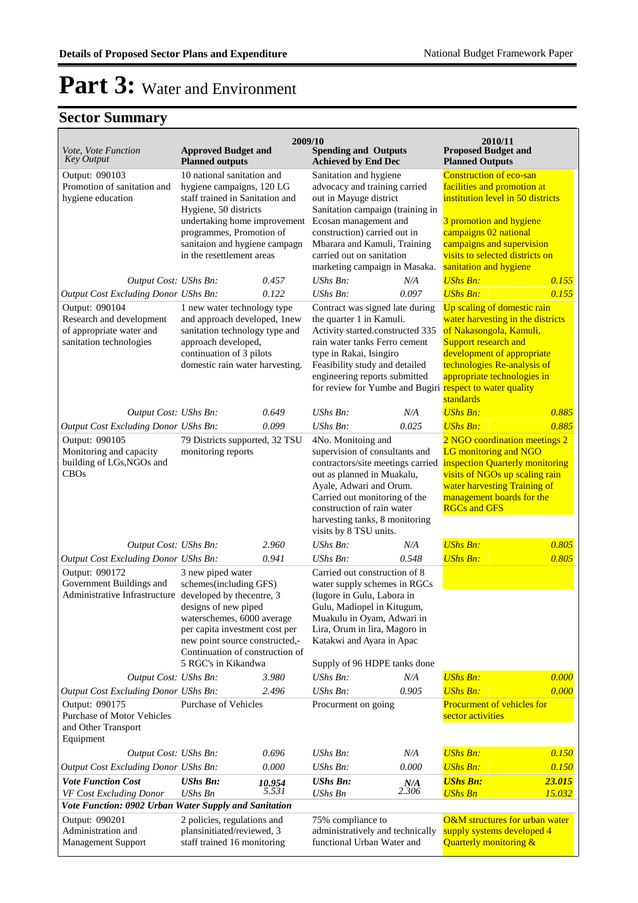# Part 3: Water and Environment

## Sector Summary

| Vote, Vote Function Key Output | 2009/10 Approved Budget and Planned outputs | | 2009/10 Spending and Outputs Achieved by End Dec | | 2010/11 Proposed Budget and Planned Outputs | |
|---|---|---|---|---|---|---|
| Output: 090103 Promotion of sanitation and hygiene education | 10 national sanitation and hygiene campaigns, 120 LG staff trained in Sanitation and Hygiene, 50 districts undertaking home improvement programmes, Promotion of sanitaion and hygiene campagn in the resettlement areas | | Sanitation and hygiene advocacy and training carried out in Mayuge district Sanitation campaign (training in Ecosan management and construction) carried out in Mbarara and Kamuli, Training carried out on sanitation marketing campaign in Masaka. | | Construction of eco-san facilities and promotion at institution level in 50 districts<br><br>3 promotion and hygiene campaigns 02 national campaigns and supervision visits to selected districts on sanitation and hygiene | |
| *Output Cost:* | *UShs Bn:* | *0.457* | *UShs Bn:* | *N/A* | *UShs Bn:* | *0.155* |
| *Output Cost Excluding Donor* | *UShs Bn:* | *0.122* | *UShs Bn:* | *0.097* | *UShs Bn:* | *0.155* |
| Output: 090104 Research and development of appropriate water and sanitation technologies | 1 new water technology type and approach developed, 1new sanitation technology type and approach developed, continuation of 3 pilots domestic rain water harvesting. | | Contract was signed late during the quarter 1 in Kamuli. Activity started.constructed 335 rain water tanks Ferro cement type in Rakai, Isingiro Feasibility study and detailed engineering reports submitted for review for Yumbe and Bugiri | | Up scaling of domestic rain water harvesting in the districts of Nakasongola, Kamuli, Support research and development of appropriate technologies Re-analysis of appropriate technologies in respect to water quality standards | |
| *Output Cost:* | *UShs Bn:* | *0.649* | *UShs Bn:* | *N/A* | *UShs Bn:* | *0.885* |
| *Output Cost Excluding Donor* | *UShs Bn:* | *0.099* | *UShs Bn:* | *0.025* | *UShs Bn:* | *0.885* |
| Output: 090105 Monitoring and capacity building of LGs,NGOs and CBOs | 79 Districts supported, 32 TSU monitoring reports | | 4No. Monitoing and supervision of consultants and contractors/site meetings carried out as planned in Muakalu, Ayale, Adwari and Orum. Carried out monitoring of the construction of rain water harvesting tanks, 8 monitoring visits by 8 TSU units. | | 2 NGO coordination meetings 2 LG monitoring and NGO inspection Quarterly monitoring visits of NGOs up scaling rain water harvesting Training of management boards for the RGCs and GFS | |
| *Output Cost:* | *UShs Bn:* | *2.960* | *UShs Bn:* | *N/A* | *UShs Bn:* | *0.805* |
| *Output Cost Excluding Donor* | *UShs Bn:* | *0.941* | *UShs Bn:* | *0.548* | *UShs Bn:* | *0.805* |
| Output: 090172 Government Buildings and Administrative Infrastructure | 3 new piped water schemes(including GFS) developed by thecentre, 3 designs of new piped waterschemes, 6000 average per capita investment cost per new point source constructed,- Continuation of construction of 5 RGC's in Kikandwa | | Carried out construction of 8 water supply schemes in RGCs (lugore in Gulu, Labora in Gulu, Madiopel in Kitugum, Muakulu in Oyam, Adwari in Lira, Orum in lira, Magoro in Katakwi and Ayara in Apac<br><br>Supply of 96 HDPE tanks done | | | |
| *Output Cost:* | *UShs Bn:* | *3.980* | *UShs Bn:* | *N/A* | *UShs Bn:* | *0.000* |
| *Output Cost Excluding Donor* | *UShs Bn:* | *2.496* | *UShs Bn:* | *0.905* | *UShs Bn:* | *0.000* |
| Output: 090175 Purchase of Motor Vehicles and Other Transport Equipment | Purchase of Vehicles | | Procurment on going | | Procurment of vehicles for sector activities | |
| *Output Cost:* | *UShs Bn:* | *0.696* | *UShs Bn:* | *N/A* | *UShs Bn:* | *0.150* |
| *Output Cost Excluding Donor* | *UShs Bn:* | *0.000* | *UShs Bn:* | *0.000* | *UShs Bn:* | *0.150* |
| ***Vote Function Cost*** | ***UShs Bn:*** | ***10.954*** | ***UShs Bn:*** | ***N/A*** | ***UShs Bn:*** | ***23.015*** |
| *VF Cost Excluding Donor* | *UShs Bn* | *5.531* | *UShs Bn* | *2.306* | *UShs Bn* | *15.032* |
| ***Vote Function: 0902 Urban Water Supply and Sanitation*** | | | | | | |
| Output: 090201 Administration and Management Support | 2 policies, regulations and plansinitiated/reviewed, 3 staff trained 16 monitoring | | 75% compliance to administratively and technically functional Urban Water and | | O&M structures for urban water supply systems developed 4 Quarterly monitoring & | |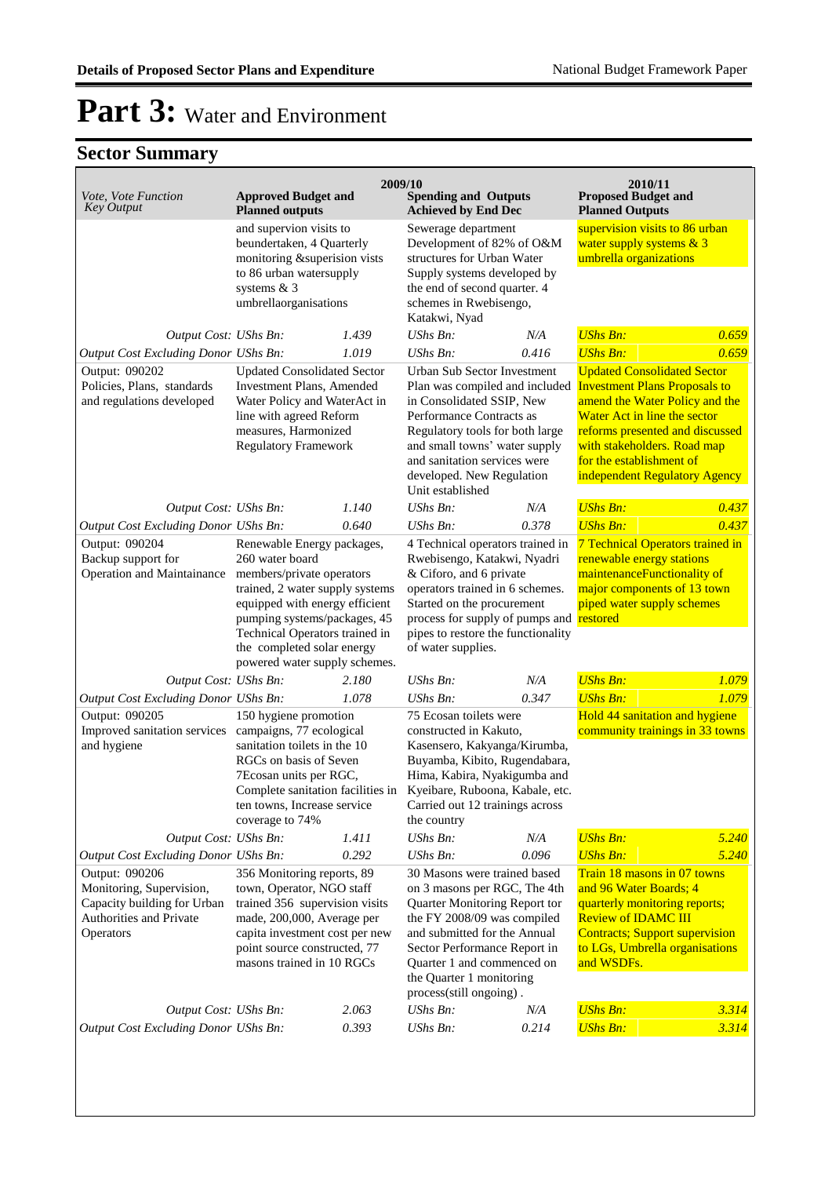# Part 3: Water and Environment

## Sector Summary

| Vote, Vote Function Key Output | 2009/10 Approved Budget and Planned outputs | | 2009/10 Spending and Outputs Achieved by End Dec | | 2010/11 Proposed Budget and Planned Outputs | |
|---|---|---|---|---|---|---|
| | and supervion visits to beundertaken, 4 Quarterly monitoring &superision vists to 86 urban watersupply systems & 3 umbrellaorganisations | | Sewerage department Development of 82% of O&M structures for Urban Water Supply systems developed by the end of second quarter. 4 schemes in Rwebisengo, Katakwi, Nyad | | supervision visits to 86 urban water supply systems & 3 umbrella organizations | |
| *Output Cost:* | *UShs Bn:* | *1.439* | *UShs Bn:* | *N/A* | *UShs Bn:* | *0.659* |
| *Output Cost Excluding Donor* | *UShs Bn:* | *1.019* | *UShs Bn:* | *0.416* | *UShs Bn:* | *0.659* |
| Output: 090202 Policies, Plans, standards and regulations developed | Updated Consolidated Sector Investment Plans, Amended Water Policy and WaterAct in line with agreed Reform measures, Harmonized Regulatory Framework | | Urban Sub Sector Investment Plan was compiled and included in Consolidated SSIP, New Performance Contracts as Regulatory tools for both large and small towns' water supply and sanitation services were developed. New Regulation Unit established | | Updated Consolidated Sector Investment Plans Proposals to amend the Water Policy and the Water Act in line the sector reforms presented and discussed with stakeholders. Road map for the establishment of independent Regulatory Agency | |
| *Output Cost:* | *UShs Bn:* | *1.140* | *UShs Bn:* | *N/A* | *UShs Bn:* | *0.437* |
| *Output Cost Excluding Donor* | *UShs Bn:* | *0.640* | *UShs Bn:* | *0.378* | *UShs Bn:* | *0.437* |
| Output: 090204 Backup support for Operation and Maintainance | Renewable Energy packages, 260 water board members/private operators trained, 2 water supply systems equipped with energy efficient pumping systems/packages, 45 Technical Operators trained in the completed solar energy powered water supply schemes. | | 4 Technical operators trained in Rwebisengo, Katakwi, Nyadri & Ciforo, and 6 private operators trained in 6 schemes. Started on the procurement process for supply of pumps and pipes to restore the functionality of water supplies. | | 7 Technical Operators trained in renewable energy stations maintenanceFunctionality of major components of 13 town piped water supply schemes restored | |
| *Output Cost:* | *UShs Bn:* | *2.180* | *UShs Bn:* | *N/A* | *UShs Bn:* | *1.079* |
| *Output Cost Excluding Donor* | *UShs Bn:* | *1.078* | *UShs Bn:* | *0.347* | *UShs Bn:* | *1.079* |
| Output: 090205 Improved sanitation services and hygiene | 150 hygiene promotion campaigns, 77 ecological sanitation toilets in the 10 RGCs on basis of Seven 7Ecosan units per RGC, Complete sanitation facilities in ten towns, Increase service coverage to 74% | | 75 Ecosan toilets were constructed in Kakuto, Kasensero, Kakyanga/Kirumba, Buyamba, Kibito, Rugendabara, Hima, Kabira, Nyakigumba and Kyeibare, Ruboona, Kabale, etc. Carried out 12 trainings across the country | | Hold 44 sanitation and hygiene community trainings in 33 towns | |
| *Output Cost:* | *UShs Bn:* | *1.411* | *UShs Bn:* | *N/A* | *UShs Bn:* | *5.240* |
| *Output Cost Excluding Donor* | *UShs Bn:* | *0.292* | *UShs Bn:* | *0.096* | *UShs Bn:* | *5.240* |
| Output: 090206 Monitoring, Supervision, Capacity building for Urban Authorities and Private Operators | 356 Monitoring reports, 89 town, Operator, NGO staff trained 356 supervision visits made, 200,000, Average per capita investment cost per new point source constructed, 77 masons trained in 10 RGCs | | 30 Masons were trained based on 3 masons per RGC, The 4th Quarter Monitoring Report tor the FY 2008/09 was compiled and submitted for the Annual Sector Performance Report in Quarter 1 and commenced on the Quarter 1 monitoring process(still ongoing) . | | Train 18 masons in 07 towns and 96 Water Boards; 4 quarterly monitoring reports; Review of IDAMC III Contracts; Support supervision to LGs, Umbrella organisations and WSDFs. | |
| *Output Cost:* | *UShs Bn:* | *2.063* | *UShs Bn:* | *N/A* | *UShs Bn:* | *3.314* |
| *Output Cost Excluding Donor* | *UShs Bn:* | *0.393* | *UShs Bn:* | *0.214* | *UShs Bn:* | *3.314* |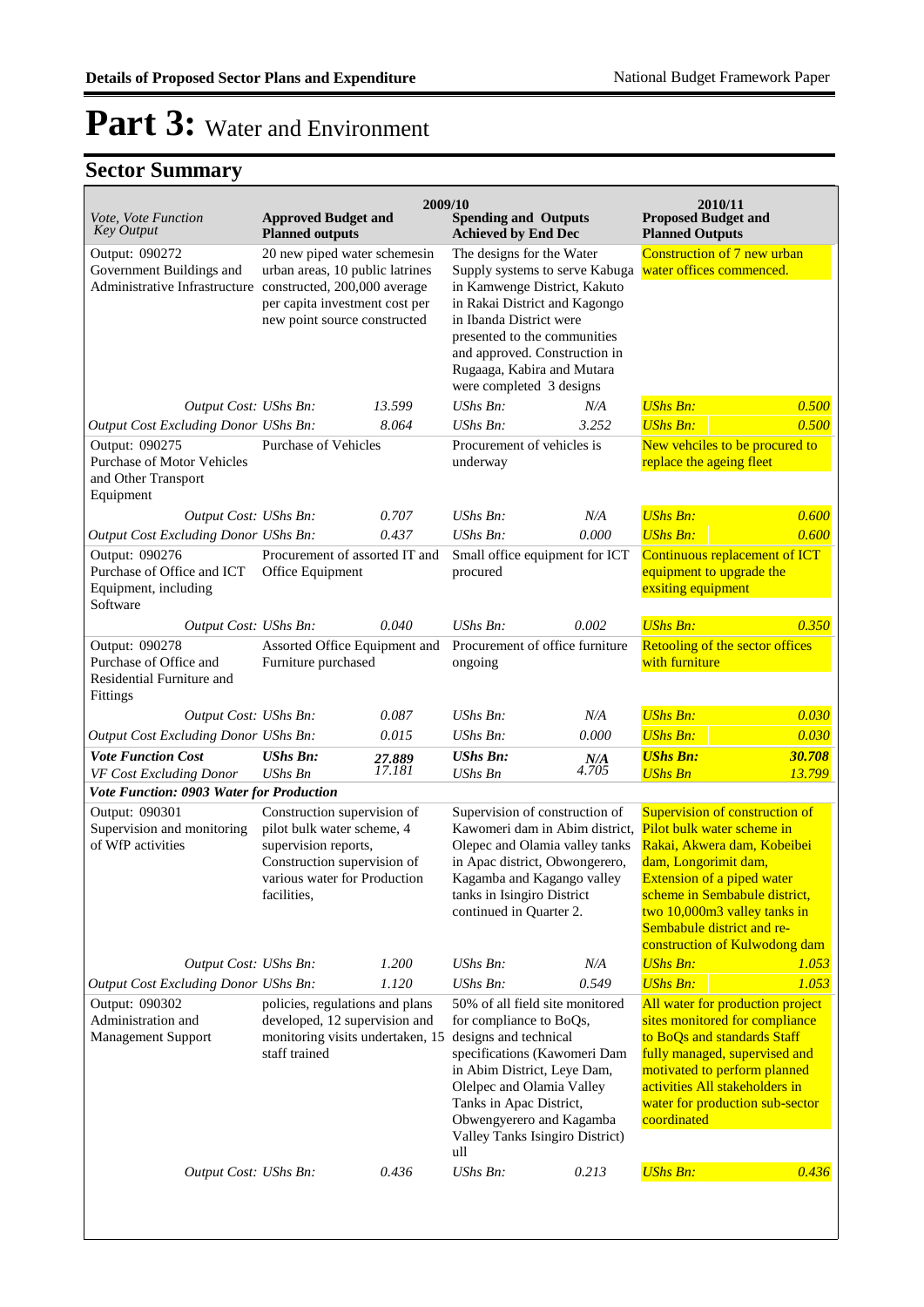# Part 3: Water and Environment

## Sector Summary

| Vote, Vote Function Key Output | 2009/10 Approved Budget and Planned outputs | | 2009/10 Spending and Outputs Achieved by End Dec | | 2010/11 Proposed Budget and Planned Outputs | |
|---|---|---|---|---|---|---|
| Output: 090272 Government Buildings and Administrative Infrastructure | 20 new piped water schemesin urban areas, 10 public latrines constructed, 200,000 average per capita investment cost per new point source constructed | | The designs for the Water Supply systems to serve Kabuga in Kamwenge District, Kakuto in Rakai District and Kagongo in Ibanda District were presented to the communities and approved. Construction in Rugaaga, Kabira and Mutara were completed 3 designs | | Construction of 7 new urban water offices commenced. | |
| *Output Cost:* | *UShs Bn:* | *13.599* | *UShs Bn:* | *N/A* | *UShs Bn:* | *0.500* |
| *Output Cost Excluding Donor* | *UShs Bn:* | *8.064* | *UShs Bn:* | *3.252* | *UShs Bn:* | *0.500* |
| Output: 090275 Purchase of Motor Vehicles and Other Transport Equipment | Purchase of Vehicles | | Procurement of vehicles is underway | | New vehciles to be procured to replace the ageing fleet | |
| *Output Cost:* | *UShs Bn:* | *0.707* | *UShs Bn:* | *N/A* | *UShs Bn:* | *0.600* |
| *Output Cost Excluding Donor* | *UShs Bn:* | *0.437* | *UShs Bn:* | *0.000* | *UShs Bn:* | *0.600* |
| Output: 090276 Purchase of Office and ICT Equipment, including Software | Procurement of assorted IT and Office Equipment | | Small office equipment for ICT procured | | Continuous replacement of ICT equipment to upgrade the exsiting equipment | |
| *Output Cost:* | *UShs Bn:* | *0.040* | *UShs Bn:* | *0.002* | *UShs Bn:* | *0.350* |
| Output: 090278 Purchase of Office and Residential Furniture and Fittings | Assorted Office Equipment and Furniture purchased | | Procurement of office furniture ongoing | | Retooling of the sector offices with furniture | |
| *Output Cost:* | *UShs Bn:* | *0.087* | *UShs Bn:* | *N/A* | *UShs Bn:* | *0.030* |
| *Output Cost Excluding Donor* | *UShs Bn:* | *0.015* | *UShs Bn:* | *0.000* | *UShs Bn:* | *0.030* |
| ***Vote Function Cost*** | ***UShs Bn:*** | ***27.889*** | ***UShs Bn:*** | ***N/A*** | ***UShs Bn:*** | ***30.708*** |
| *VF Cost Excluding Donor* | *UShs Bn* | *17.181* | *UShs Bn* | *4.705* | *UShs Bn* | *13.799* |
| ***Vote Function: 0903 Water for Production*** | | | | | | |
| Output: 090301 Supervision and monitoring of WfP activities | Construction supervision of pilot bulk water scheme, 4 supervision reports, Construction supervision of various water for Production facilities, | | Supervision of construction of Kawomeri dam in Abim district, Olepec and Olamia valley tanks in Apac district, Obwongerero, Kagamba and Kagango valley tanks in Isingiro District continued in Quarter 2. | | Supervision of construction of Pilot bulk water scheme in Rakai, Akwera dam, Kobeibei dam, Longorimit dam, Extension of a piped water scheme in Sembabule district, two 10,000m3 valley tanks in Sembabule district and re-construction of Kulwodong dam | |
| *Output Cost:* | *UShs Bn:* | *1.200* | *UShs Bn:* | *N/A* | *UShs Bn:* | *1.053* |
| *Output Cost Excluding Donor* | *UShs Bn:* | *1.120* | *UShs Bn:* | *0.549* | *UShs Bn:* | *1.053* |
| Output: 090302 Administration and Management Support | policies, regulations and plans developed, 12 supervision and monitoring visits undertaken, 15 staff trained | | 50% of all field site monitored for compliance to BoQs, designs and technical specifications (Kawomeri Dam in Abim District, Leye Dam, Olelpec and Olamia Valley Tanks in Apac District, Obwengyerero and Kagamba Valley Tanks Isingiro District) ull | | All water for production project sites monitored for compliance to BoQs and standards Staff fully managed, supervised and motivated to perform planned activities All stakeholders in water for production sub-sector coordinated | |
| *Output Cost:* | *UShs Bn:* | *0.436* | *UShs Bn:* | *0.213* | *UShs Bn:* | *0.436* |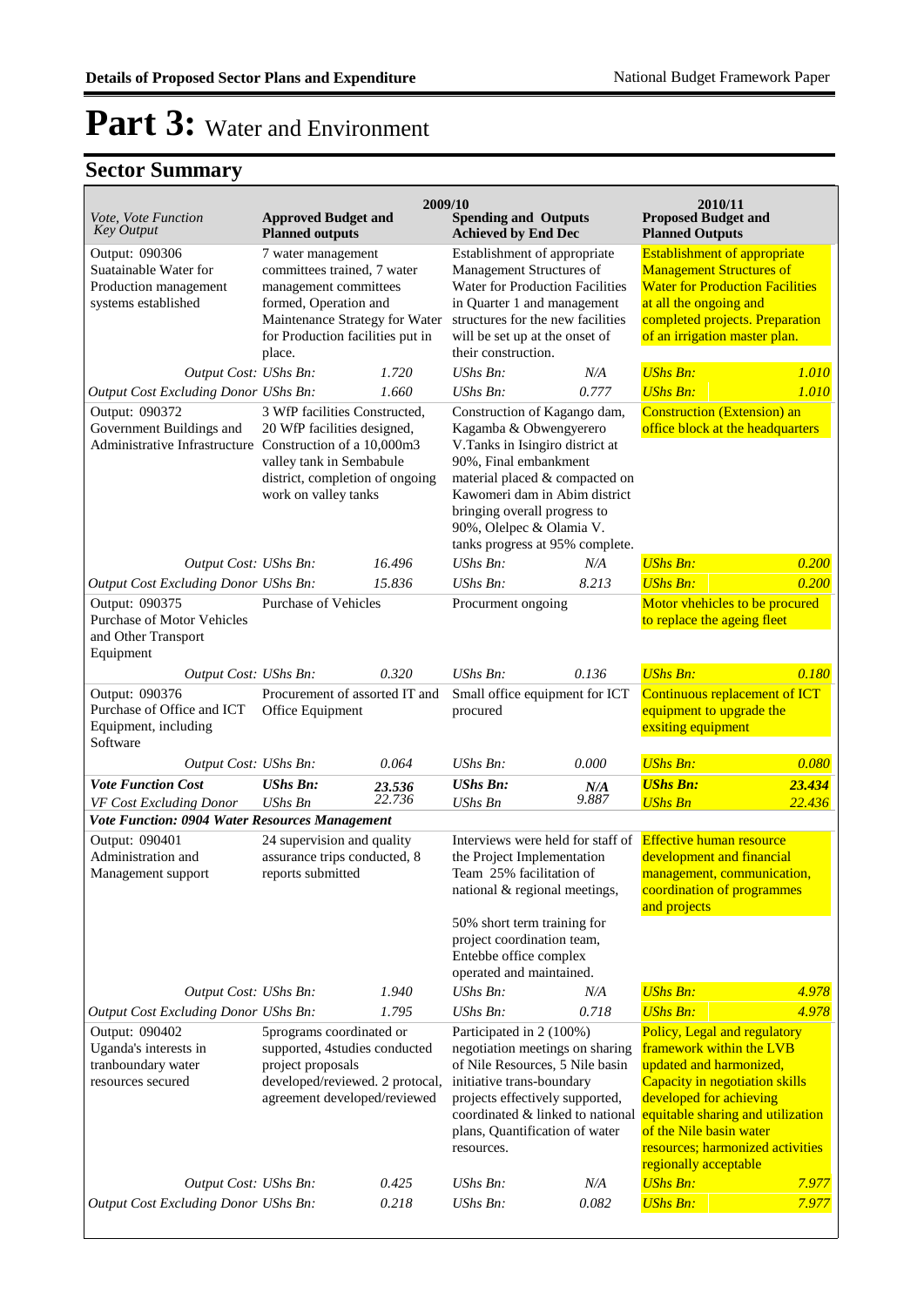# Part 3: Water and Environment

## Sector Summary

| Vote, Vote Function *Key Output* | 2009/10 Approved Budget and Planned outputs | | 2009/10 Spending and Outputs Achieved by End Dec | | 2010/11 Proposed Budget and Planned Outputs | |
|---|---|---|---|---|---|---|
| Output: 090306 Suatainable Water for Production management systems established | 7 water management committees trained, 7 water management committees formed, Operation and Maintenance Strategy for Water for Production facilities put in place. | | Establishment of appropriate Management Structures of Water for Production Facilities in Quarter 1 and management structures for the new facilities will be set up at the onset of their construction. | | Establishment of appropriate Management Structures of Water for Production Facilities at all the ongoing and completed projects. Preparation of an irrigation master plan. | |
| *Output Cost: UShs Bn:* | | *1.720* | *UShs Bn:* | *N/A* | *UShs Bn:* | *1.010* |
| *Output Cost Excluding Donor UShs Bn:* | | *1.660* | *UShs Bn:* | *0.777* | *UShs Bn:* | *1.010* |
| Output: 090372 Government Buildings and Administrative Infrastructure | 3 WfP facilities Constructed, 20 WfP facilities designed, Construction of a 10,000m3 valley tank in Sembabule district, completion of ongoing work on valley tanks | | Construction of Kagango dam, Kagamba & Obwengyerero V.Tanks in Isingiro district at 90%, Final embankment material placed & compacted on Kawomeri dam in Abim district bringing overall progress to 90%, Olelpec & Olamia V. tanks progress at 95% complete. | | Construction (Extension) an office block at the headquarters | |
| *Output Cost: UShs Bn:* | | *16.496* | *UShs Bn:* | *N/A* | *UShs Bn:* | *0.200* |
| *Output Cost Excluding Donor UShs Bn:* | | *15.836* | *UShs Bn:* | *8.213* | *UShs Bn:* | *0.200* |
| Output: 090375 Purchase of Motor Vehicles and Other Transport Equipment | Purchase of Vehicles | | Procurment ongoing | | Motor vhehicles to be procured to replace the ageing fleet | |
| *Output Cost: UShs Bn:* | | *0.320* | *UShs Bn:* | *0.136* | *UShs Bn:* | *0.180* |
| Output: 090376 Purchase of Office and ICT Equipment, including Software | Procurement of assorted IT and Office Equipment | | Small office equipment for ICT procured | | Continuous replacement of ICT equipment to upgrade the exsiting equipment | |
| *Output Cost: UShs Bn:* | | *0.064* | *UShs Bn:* | *0.000* | *UShs Bn:* | *0.080* |
| ***Vote Function Cost*** | ***UShs Bn:*** | ***23.536*** | ***UShs Bn:*** | ***N/A*** | ***UShs Bn:*** | ***23.434*** |
| *VF Cost Excluding Donor* | *UShs Bn* | *22.736* | *UShs Bn* | *9.887* | *UShs Bn* | *22.436* |
| ***Vote Function: 0904 Water Resources Management*** | | | | | | |
| Output: 090401 Administration and Management support | 24 supervision and quality assurance trips conducted, 8 reports submitted | | Interviews were held for staff of the Project Implementation Team 25% facilitation of national & regional meetings, 50% short term training for project coordination team, Entebbe office complex operated and maintained. | | Effective human resource development and financial management, communication, coordination of programmes and projects | |
| *Output Cost: UShs Bn:* | | *1.940* | *UShs Bn:* | *N/A* | *UShs Bn:* | *4.978* |
| *Output Cost Excluding Donor UShs Bn:* | | *1.795* | *UShs Bn:* | *0.718* | *UShs Bn:* | *4.978* |
| Output: 090402 Uganda's interests in tranboundary water resources secured | 5programs coordinated or supported, 4studies conducted project proposals developed/reviewed. 2 protacol, agreement developed/reviewed | | Participated in 2 (100%) negotiation meetings on sharing of Nile Resources, 5 Nile basin initiative trans-boundary projects effectively supported, coordinated & linked to national plans, Quantification of water resources. | | Policy, Legal and regulatory framework within the LVB updated and harmonized, Capacity in negotiation skills developed for achieving equitable sharing and utilization of the Nile basin water resources; harmonized activities regionally acceptable | |
| *Output Cost: UShs Bn:* | | *0.425* | *UShs Bn:* | *N/A* | *UShs Bn:* | *7.977* |
| *Output Cost Excluding Donor UShs Bn:* | | *0.218* | *UShs Bn:* | *0.082* | *UShs Bn:* | *7.977* |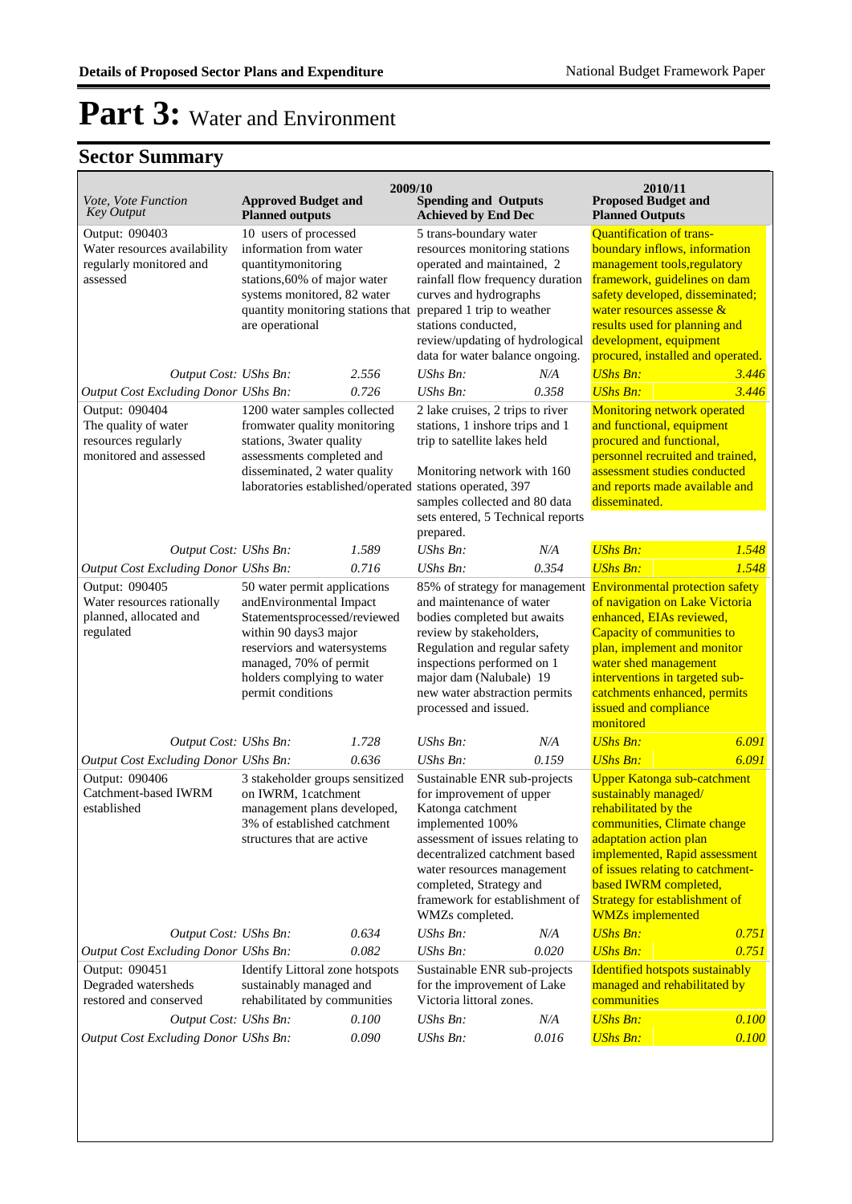# Part 3: Water and Environment

## Sector Summary

| Vote, Vote Function Key Output | 2009/10 Approved Budget and Planned outputs | | 2009/10 Spending and Outputs Achieved by End Dec | | 2010/11 Proposed Budget and Planned Outputs | |
|---|---|---|---|---|---|---|
| Output: 090403 Water resources availability regularly monitored and assessed | 10 users of processed information from water quantitymonitoring stations,60% of major water systems monitored, 82 water quantity monitoring stations that are operational | | 5 trans-boundary water resources monitoring stations operated and maintained, 2 rainfall flow frequency duration curves and hydrographs prepared 1 trip to weather stations conducted, review/updating of hydrological data for water balance ongoing. | | Quantification of trans-boundary inflows, information management tools,regulatory framework, guidelines on dam safety developed, disseminated; water resources assesse & results used for planning and development, equipment procured, installed and operated. | |
| *Output Cost: UShs Bn:* | | *2.556* | *UShs Bn:* | *N/A* | *UShs Bn:* | *3.446* |
| *Output Cost Excluding Donor UShs Bn:* | | *0.726* | *UShs Bn:* | *0.358* | *UShs Bn:* | *3.446* |
| Output: 090404 The quality of water resources regularly monitored and assessed | 1200 water samples collected fromwater quality monitoring stations, 3water quality assessments completed and disseminated, 2 water quality laboratories established/operated | | 2 lake cruises, 2 trips to river stations, 1 inshore trips and 1 trip to satellite lakes held<br><br>Monitoring network with 160 stations operated, 397 samples collected and 80 data sets entered, 5 Technical reports prepared. | | Monitoring network operated and functional, equipment procured and functional, personnel recruited and trained, assessment studies conducted and reports made available and disseminated. | |
| *Output Cost: UShs Bn:* | | *1.589* | *UShs Bn:* | *N/A* | *UShs Bn:* | *1.548* |
| *Output Cost Excluding Donor UShs Bn:* | | *0.716* | *UShs Bn:* | *0.354* | *UShs Bn:* | *1.548* |
| Output: 090405 Water resources rationally planned, allocated and regulated | 50 water permit applications andEnvironmental Impact Statementsprocessed/reviewed within 90 days3 major reserviors and watersystems managed, 70% of permit holders complying to water permit conditions | | 85% of strategy for management and maintenance of water bodies completed but awaits review by stakeholders, Regulation and regular safety inspections performed on 1 major dam (Nalubale) 19 new water abstraction permits processed and issued. | | Environmental protection safety of navigation on Lake Victoria enhanced, EIAs reviewed, Capacity of communities to plan, implement and monitor water shed management interventions in targeted sub-catchments enhanced, permits issued and compliance monitored | |
| *Output Cost: UShs Bn:* | | *1.728* | *UShs Bn:* | *N/A* | *UShs Bn:* | *6.091* |
| *Output Cost Excluding Donor UShs Bn:* | | *0.636* | *UShs Bn:* | *0.159* | *UShs Bn:* | *6.091* |
| Output: 090406 Catchment-based IWRM established | 3 stakeholder groups sensitized on IWRM, 1catchment management plans developed, 3% of established catchment structures that are active | | Sustainable ENR sub-projects for improvement of upper Katonga catchment implemented 100% assessment of issues relating to decentralized catchment based water resources management completed, Strategy and framework for establishment of WMZs completed. | | Upper Katonga sub-catchment sustainably managed/ rehabilitated by the communities, Climate change adaptation action plan implemented, Rapid assessment of issues relating to catchment-based IWRM completed, Strategy for establishment of WMZs implemented | |
| *Output Cost: UShs Bn:* | | *0.634* | *UShs Bn:* | *N/A* | *UShs Bn:* | *0.751* |
| *Output Cost Excluding Donor UShs Bn:* | | *0.082* | *UShs Bn:* | *0.020* | *UShs Bn:* | *0.751* |
| Output: 090451 Degraded watersheds restored and conserved | Identify Littoral zone hotspots sustainably managed and rehabilitated by communities | | Sustainable ENR sub-projects for the improvement of Lake Victoria littoral zones. | | Identified hotspots sustainably managed and rehabilitated by communities | |
| *Output Cost: UShs Bn:* | | *0.100* | *UShs Bn:* | *N/A* | *UShs Bn:* | *0.100* |
| *Output Cost Excluding Donor UShs Bn:* | | *0.090* | *UShs Bn:* | *0.016* | *UShs Bn:* | *0.100* |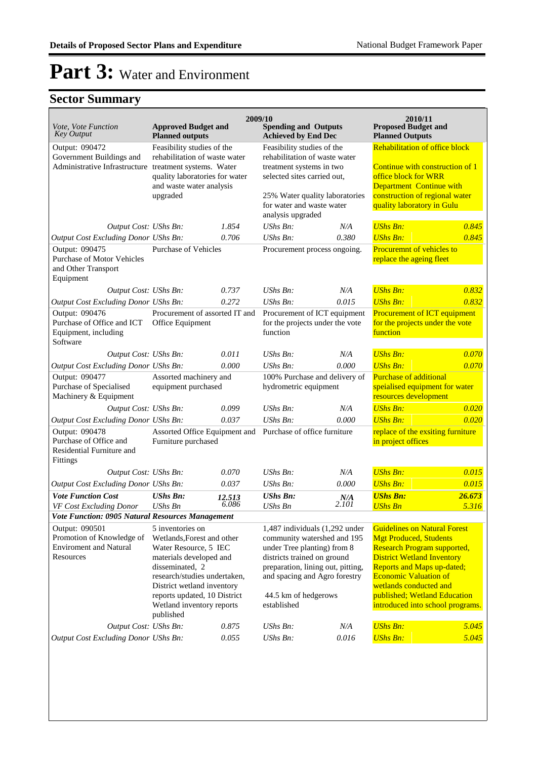# Part 3: Water and Environment

## Sector Summary

| Vote, Vote Function Key Output | 2009/10 Approved Budget and Planned outputs | | 2009/10 Spending and Outputs Achieved by End Dec | | 2010/11 Proposed Budget and Planned Outputs | |
|---|---|---|---|---|---|---|
| Output: 090472 Government Buildings and Administrative Infrastructure | Feasibility studies of the rehabilitation of waste water treatment systems. Water quality laboratories for water and waste water analysis upgraded | | Feasibility studies of the rehabilitation of waste water treatment systems in two selected sites carried out,<br><br>25% Water quality laboratories for water and waste water analysis upgraded | | Rehabilitation of office block<br><br>Continue with construction of 1 office block for WRR Department Continue with construction of regional water quality laboratory in Gulu | |
| *Output Cost: UShs Bn:* | | *1.854* | *UShs Bn:* | *N/A* | *UShs Bn:* | *0.845* |
| *Output Cost Excluding Donor UShs Bn:* | | *0.706* | *UShs Bn:* | *0.380* | *UShs Bn:* | *0.845* |
| Output: 090475 Purchase of Motor Vehicles and Other Transport Equipment | Purchase of Vehicles | | Procurement process ongoing. | | Procuremnt of vehicles to replace the ageing fleet | |
| *Output Cost: UShs Bn:* | | *0.737* | *UShs Bn:* | *N/A* | *UShs Bn:* | *0.832* |
| *Output Cost Excluding Donor UShs Bn:* | | *0.272* | *UShs Bn:* | *0.015* | *UShs Bn:* | *0.832* |
| Output: 090476 Purchase of Office and ICT Equipment, including Software | Procurement of assorted IT and Office Equipment | | Procurement of ICT equipment for the projects under the vote function | | Procurement of ICT equipment for the projects under the vote function | |
| *Output Cost: UShs Bn:* | | *0.011* | *UShs Bn:* | *N/A* | *UShs Bn:* | *0.070* |
| *Output Cost Excluding Donor UShs Bn:* | | *0.000* | *UShs Bn:* | *0.000* | *UShs Bn:* | *0.070* |
| Output: 090477 Purchase of Specialised Machinery & Equipment | Assorted machinery and equipment purchased | | 100% Purchase and delivery of hydrometric equipment | | Purchase of additional speialised equipment for water resources development | |
| *Output Cost: UShs Bn:* | | *0.099* | *UShs Bn:* | *N/A* | *UShs Bn:* | *0.020* |
| *Output Cost Excluding Donor UShs Bn:* | | *0.037* | *UShs Bn:* | *0.000* | *UShs Bn:* | *0.020* |
| Output: 090478 Purchase of Office and Residential Furniture and Fittings | Assorted Office Equipment and Furniture purchased | | Purchase of office furniture | | replace of the exsiting furniture in project offices | |
| *Output Cost: UShs Bn:* | | *0.070* | *UShs Bn:* | *N/A* | *UShs Bn:* | *0.015* |
| *Output Cost Excluding Donor UShs Bn:* | | *0.037* | *UShs Bn:* | *0.000* | *UShs Bn:* | *0.015* |
| ***Vote Function Cost*** | ***UShs Bn:*** | ***12.513*** | ***UShs Bn:*** | ***N/A*** | ***UShs Bn:*** | ***26.673*** |
| *VF Cost Excluding Donor* | *UShs Bn* | *6.086* | *UShs Bn* | *2.101* | *UShs Bn* | *5.316* |
| ***Vote Function: 0905 Natural Resources Management*** | | | | | | |
| Output: 090501 Promotion of Knowledge of Wetlands,Forest and other Enviroment and Natural Resources | 5 inventories on Wetlands,Forest and other Water Resource, 5 IEC materials developed and disseminated, 2 research/studies undertaken, District wetland inventory reports updated, 10 District Wetland inventory reports published | | 1,487 individuals (1,292 under community watershed and 195 under Tree planting) from 8 districts trained on ground preparation, lining out, pitting, and spacing and Agro forestry<br><br>44.5 km of hedgerows established | | Guidelines on Natural Forest Mgt Produced, Students Research Program supported, District Wetland Inventory Reports and Maps up-dated; Economic Valuation of wetlands conducted and published; Wetland Education introduced into school programs. | |
| *Output Cost: UShs Bn:* | | *0.875* | *UShs Bn:* | *N/A* | *UShs Bn:* | *5.045* |
| *Output Cost Excluding Donor UShs Bn:* | | *0.055* | *UShs Bn:* | *0.016* | *UShs Bn:* | *5.045* |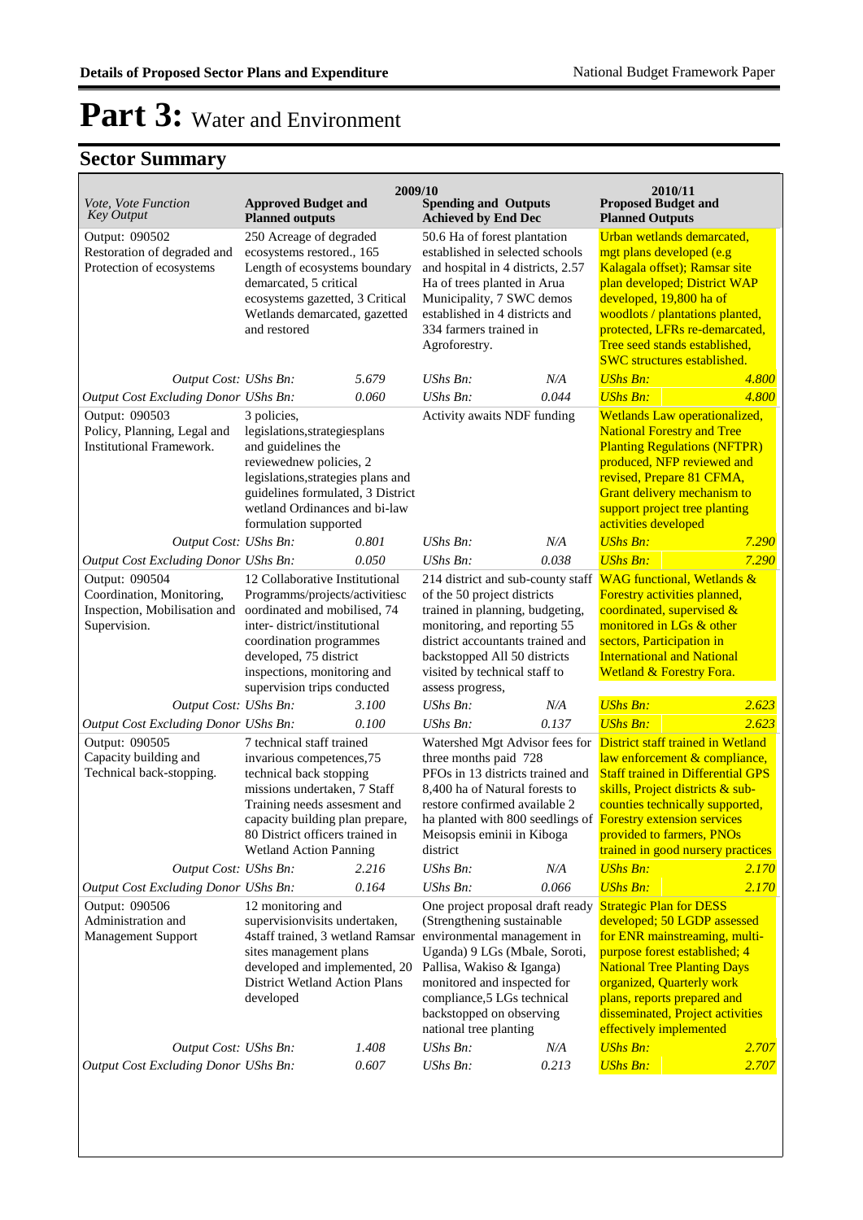# Part 3: Water and Environment

## Sector Summary

| Vote, Vote Function Key Output | 2009/10 Approved Budget and Planned outputs | | 2009/10 Spending and Outputs Achieved by End Dec | | 2010/11 Proposed Budget and Planned Outputs | |
|---|---|---|---|---|---|---|
| Output: 090502 Restoration of degraded and Protection of ecosystems | 250 Acreage of degraded ecosystems restored., 165 Length of ecosystems boundary demarcated, 5 critical ecosystems gazetted, 3 Critical Wetlands demarcated, gazetted and restored | | 50.6 Ha of forest plantation established in selected schools and hospital in 4 districts, 2.57 Ha of trees planted in Arua Municipality, 7 SWC demos established in 4 districts and 334 farmers trained in Agroforestry. | | Urban wetlands demarcated, mgt plans developed (e.g Kalagala offset); Ramsar site plan developed; District WAP developed, 19,800 ha of woodlots / plantations planted, protected, LFRs re-demarcated, Tree seed stands established, SWC structures established. | |
| *Output Cost:* | *UShs Bn:* | *5.679* | *UShs Bn:* | *N/A* | *UShs Bn:* | *4.800* |
| *Output Cost Excluding Donor* | *UShs Bn:* | *0.060* | *UShs Bn:* | *0.044* | *UShs Bn:* | *4.800* |
| Output: 090503 Policy, Planning, Legal and Institutional Framework. | 3 policies, legislations,strategiesplans and guidelines the reviewednew policies, 2 legislations,strategies plans and guidelines formulated, 3 District wetland Ordinances and bi-law formulation supported | | Activity awaits NDF funding | | Wetlands Law operationalized, National Forestry and Tree Planting Regulations (NFTPR) produced, NFP reviewed and revised, Prepare 81 CFMA, Grant delivery mechanism to support project tree planting activities developed | |
| *Output Cost:* | *UShs Bn:* | *0.801* | *UShs Bn:* | *N/A* | *UShs Bn:* | *7.290* |
| *Output Cost Excluding Donor* | *UShs Bn:* | *0.050* | *UShs Bn:* | *0.038* | *UShs Bn:* | *7.290* |
| Output: 090504 Coordination, Monitoring, Inspection, Mobilisation and Supervision. | 12 Collaborative Institutional Programms/projects/activitiesc oordinated and mobilised, 74 inter- district/institutional coordination programmes developed, 75 district inspections, monitoring and supervision trips conducted | | 214 district and sub-county staff of the 50 project districts trained in planning, budgeting, monitoring, and reporting 55 district accountants trained and backstopped All 50 districts visited by technical staff to assess progress, | | WAG functional, Wetlands & Forestry activities planned, coordinated, supervised & monitored in LGs & other sectors, Participation in International and National Wetland & Forestry Fora. | |
| *Output Cost:* | *UShs Bn:* | *3.100* | *UShs Bn:* | *N/A* | *UShs Bn:* | *2.623* |
| *Output Cost Excluding Donor* | *UShs Bn:* | *0.100* | *UShs Bn:* | *0.137* | *UShs Bn:* | *2.623* |
| Output: 090505 Capacity building and Technical back-stopping. | 7 technical staff trained invarious competences,75 technical back stopping missions undertaken, 7 Staff Training needs assesment and capacity building plan prepare, 80 District officers trained in Wetland Action Panning | | Watershed Mgt Advisor fees for three months paid 728 PFOs in 13 districts trained and 8,400 ha of Natural forests to restore confirmed available 2 ha planted with 800 seedlings of Meisopsis eminii in Kiboga district | | District staff trained in Wetland law enforcement & compliance, Staff trained in Differential GPS skills, Project districts & sub-counties technically supported, Forestry extension services provided to farmers, PNOs trained in good nursery practices | |
| *Output Cost:* | *UShs Bn:* | *2.216* | *UShs Bn:* | *N/A* | *UShs Bn:* | *2.170* |
| *Output Cost Excluding Donor* | *UShs Bn:* | *0.164* | *UShs Bn:* | *0.066* | *UShs Bn:* | *2.170* |
| Output: 090506 Administration and Management Support | 12 monitoring and supervisionvisits undertaken, 4staff trained, 3 wetland Ramsar sites management plans developed and implemented, 20 District Wetland Action Plans developed | | One project proposal draft ready (Strengthening sustainable environmental management in Uganda) 9 LGs (Mbale, Soroti, Pallisa, Wakiso & Iganga) monitored and inspected for compliance,5 LGs technical backstopped on observing national tree planting | | Strategic Plan for DESS developed; 50 LGDP assessed for ENR mainstreaming, multi-purpose forest established; 4 National Tree Planting Days organized, Quarterly work plans, reports prepared and disseminated, Project activities effectively implemented | |
| *Output Cost:* | *UShs Bn:* | *1.408* | *UShs Bn:* | *N/A* | *UShs Bn:* | *2.707* |
| *Output Cost Excluding Donor* | *UShs Bn:* | *0.607* | *UShs Bn:* | *0.213* | *UShs Bn:* | *2.707* |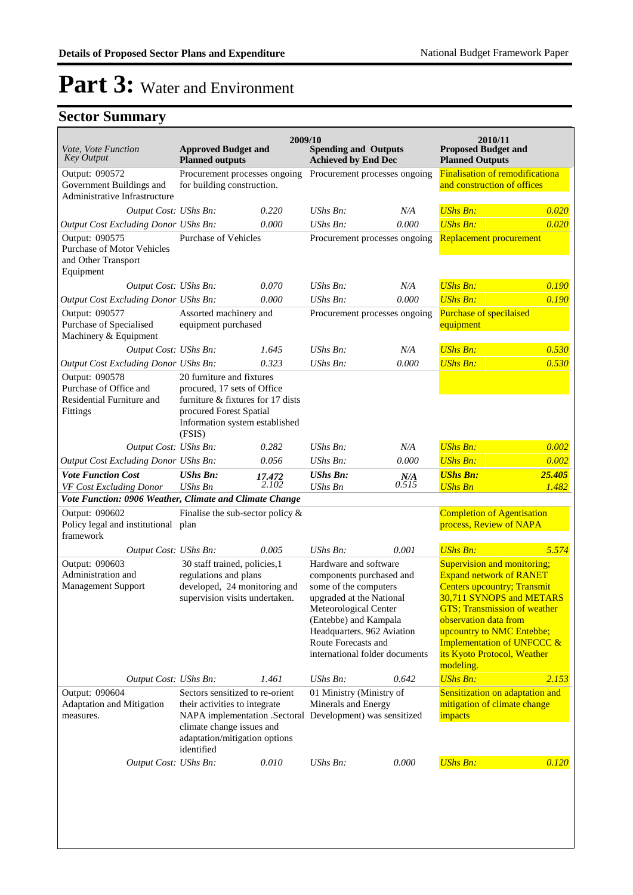# Part 3: Water and Environment

## Sector Summary

| Vote, Vote Function Key Output | 2009/10 Approved Budget and Planned outputs | | 2009/10 Spending and Outputs Achieved by End Dec | | 2010/11 Proposed Budget and Planned Outputs | |
|---|---|---|---|---|---|---|
| Output: 090572 Government Buildings and Administrative Infrastructure | Procurement processes ongoing for building construction. | | Procurement processes ongoing | | Finalisation of remodificationa and construction of offices | |
| *Output Cost:* | *UShs Bn:* | *0.220* | *UShs Bn:* | *N/A* | *UShs Bn:* | *0.020* |
| *Output Cost Excluding Donor* | *UShs Bn:* | *0.000* | *UShs Bn:* | *0.000* | *UShs Bn:* | *0.020* |
| Output: 090575 Purchase of Motor Vehicles and Other Transport Equipment | Purchase of Vehicles | | Procurement processes ongoing | | Replacement procurement | |
| *Output Cost:* | *UShs Bn:* | *0.070* | *UShs Bn:* | *N/A* | *UShs Bn:* | *0.190* |
| *Output Cost Excluding Donor* | *UShs Bn:* | *0.000* | *UShs Bn:* | *0.000* | *UShs Bn:* | *0.190* |
| Output: 090577 Purchase of Specialised Machinery & Equipment | Assorted machinery and equipment purchased | | Procurement processes ongoing | | Purchase of specilaised equipment | |
| *Output Cost:* | *UShs Bn:* | *1.645* | *UShs Bn:* | *N/A* | *UShs Bn:* | *0.530* |
| *Output Cost Excluding Donor* | *UShs Bn:* | *0.323* | *UShs Bn:* | *0.000* | *UShs Bn:* | *0.530* |
| Output: 090578 Purchase of Office and Residential Furniture and Fittings | 20 furniture and fixtures procured, 17 sets of Office furniture & fixtures for 17 dists procured Forest Spatial Information system established (FSIS) | | | | | |
| *Output Cost:* | *UShs Bn:* | *0.282* | *UShs Bn:* | *N/A* | *UShs Bn:* | *0.002* |
| *Output Cost Excluding Donor* | *UShs Bn:* | *0.056* | *UShs Bn:* | *0.000* | *UShs Bn:* | *0.002* |
| ***Vote Function Cost*** | ***UShs Bn:*** | ***17.472*** | ***UShs Bn:*** | ***N/A*** | ***UShs Bn:*** | ***25.405*** |
| *VF Cost Excluding Donor* | *UShs Bn* | *2.102* | *UShs Bn* | *0.515* | *UShs Bn* | *1.482* |
| ***Vote Function: 0906 Weather, Climate and Climate Change*** | | | | | | |
| Output: 090602 Policy legal and institutional framework | Finalise the sub-sector policy & plan | | | | Completion of Agentisation process, Review of NAPA | |
| *Output Cost:* | *UShs Bn:* | *0.005* | *UShs Bn:* | *0.001* | *UShs Bn:* | *5.574* |
| Output: 090603 Administration and Management Support | 30 staff trained, policies,1 regulations and plans developed, 24 monitoring and supervision visits undertaken. | | Hardware and software components purchased and some of the computers upgraded at the National Meteorological Center (Entebbe) and Kampala Headquarters. 962 Aviation Route Forecasts and international folder documents | | Supervision and monitoring; Expand network of RANET Centers upcountry; Transmit 30,711 SYNOPS and METARS GTS; Transmission of weather observation data from upcountry to NMC Entebbe; Implementation of UNFCCC & its Kyoto Protocol, Weather modeling. | |
| *Output Cost:* | *UShs Bn:* | *1.461* | *UShs Bn:* | *0.642* | *UShs Bn:* | *2.153* |
| Output: 090604 Adaptation and Mitigation measures. | Sectors sensitized to re-orient their activities to integrate NAPA implementation .Sectoral climate change issues and adaptation/mitigation options identified | | 01 Ministry (Ministry of Minerals and Energy Development) was sensitized | | Sensitization on adaptation and mitigation of climate change impacts | |
| *Output Cost:* | *UShs Bn:* | *0.010* | *UShs Bn:* | *0.000* | *UShs Bn:* | *0.120* |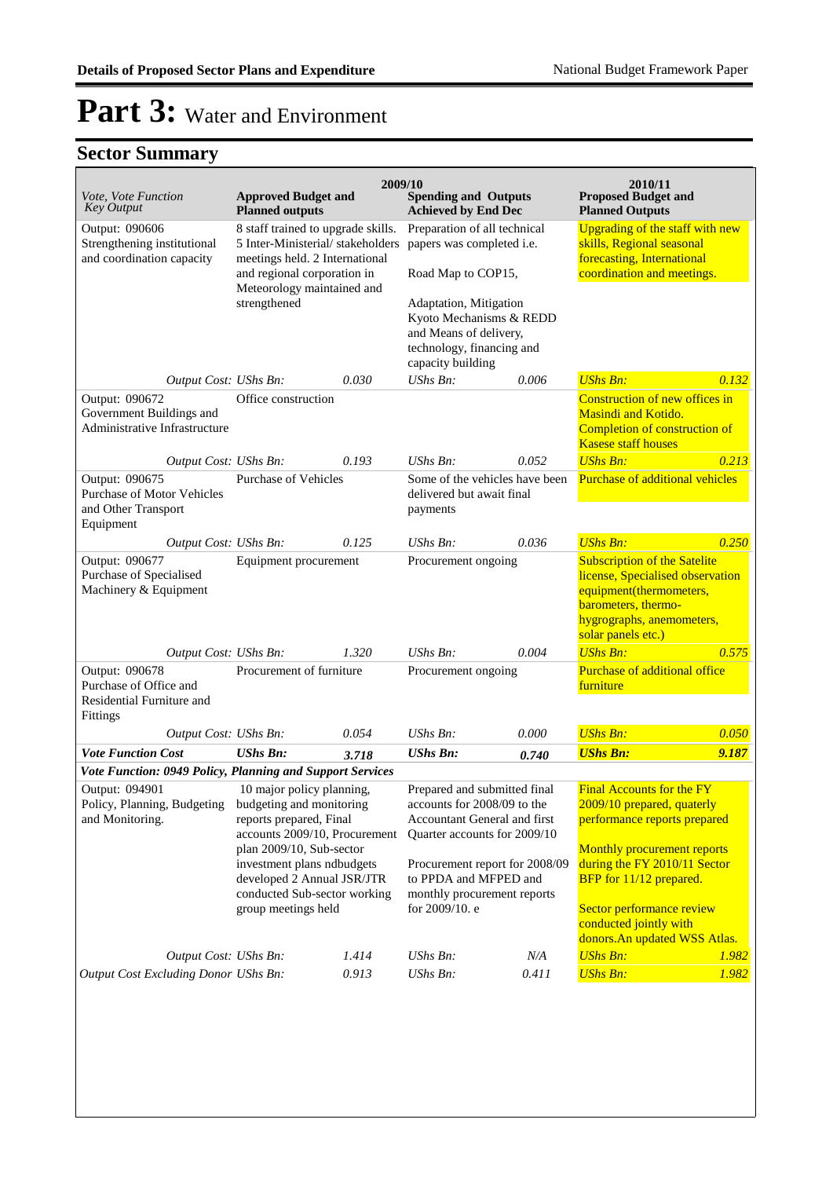# Part 3: Water and Environment

## Sector Summary

| Vote, Vote Function Key Output | 2009/10 Approved Budget and Planned outputs | | 2009/10 Spending and Outputs Achieved by End Dec | | 2010/11 Proposed Budget and Planned Outputs | |
|---|---|---|---|---|---|---|
| Output: 090606 Strengthening institutional and coordination capacity | 8 staff trained to upgrade skills. 5 Inter-Ministerial/ stakeholders meetings held. 2 International and regional corporation in Meteorology maintained and strengthened | | Preparation of all technical papers was completed i.e.<br><br>Road Map to COP15,<br><br>Adaptation, Mitigation Kyoto Mechanisms & REDD and Means of delivery, technology, financing and capacity building | | Upgrading of the staff with new skills, Regional seasonal forecasting, International coordination and meetings. | |
| *Output Cost:* | *UShs Bn:* | *0.030* | *UShs Bn:* | *0.006* | *UShs Bn:* | *0.132* |
| Output: 090672 Government Buildings and Administrative Infrastructure | Office construction | | | | Construction of new offices in Masindi and Kotido. Completion of construction of Kasese staff houses | |
| *Output Cost:* | *UShs Bn:* | *0.193* | *UShs Bn:* | *0.052* | *UShs Bn:* | *0.213* |
| Output: 090675 Purchase of Motor Vehicles and Other Transport Equipment | Purchase of Vehicles | | Some of the vehicles have been delivered but await final payments | | Purchase of additional vehicles | |
| *Output Cost:* | *UShs Bn:* | *0.125* | *UShs Bn:* | *0.036* | *UShs Bn:* | *0.250* |
| Output: 090677 Purchase of Specialised Machinery & Equipment | Equipment procurement | | Procurement ongoing | | Subscription of the Satelite license, Specialised observation equipment(thermometers, barometers, thermo-hygrographs, anemometers, solar panels etc.) | |
| *Output Cost:* | *UShs Bn:* | *1.320* | *UShs Bn:* | *0.004* | *UShs Bn:* | *0.575* |
| Output: 090678 Purchase of Office and Residential Furniture and Fittings | Procurement of furniture | | Procurement ongoing | | Purchase of additional office furniture | |
| *Output Cost:* | *UShs Bn:* | *0.054* | *UShs Bn:* | *0.000* | *UShs Bn:* | *0.050* |
| ***Vote Function Cost*** | ***UShs Bn:*** | ***3.718*** | ***UShs Bn:*** | ***0.740*** | ***UShs Bn:*** | ***9.187*** |
| ***Vote Function: 0949 Policy, Planning and Support Services*** | | | | | | |
| Output: 094901 Policy, Planning, Budgeting and Monitoring. | 10 major policy planning, budgeting and monitoring reports prepared, Final accounts 2009/10, Procurement plan 2009/10, Sub-sector investment plans ndbudgets developed 2 Annual JSR/JTR conducted Sub-sector working group meetings held | | Prepared and submitted final accounts for 2008/09 to the Accountant General and first Quarter accounts for 2009/10<br><br>Procurement report for 2008/09 to PPDA and MFPED and monthly procurement reports for 2009/10. e | | Final Accounts for the FY 2009/10 prepared, quaterly performance reports prepared<br><br>Monthly procurement reports during the FY 2010/11 Sector BFP for 11/12 prepared.<br><br>Sector performance review conducted jointly with donors.An updated WSS Atlas. | |
| *Output Cost:* | *UShs Bn:* | *1.414* | *UShs Bn:* | *N/A* | *UShs Bn:* | *1.982* |
| *Output Cost Excluding Donor* | *UShs Bn:* | *0.913* | *UShs Bn:* | *0.411* | *UShs Bn:* | *1.982* |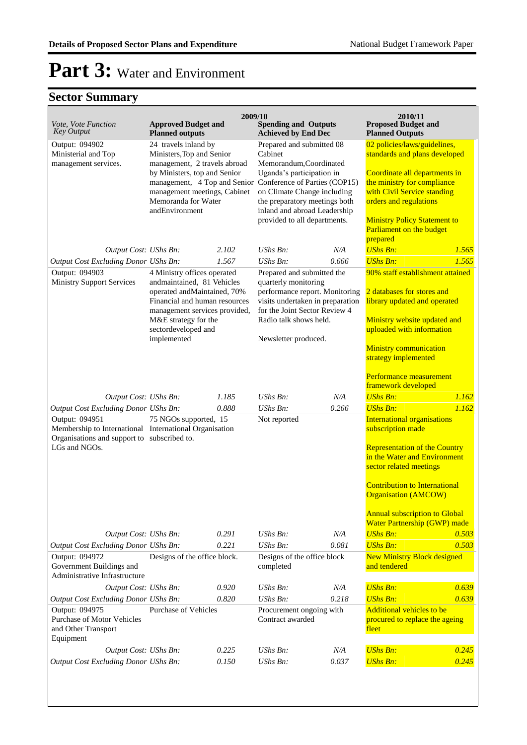# Part 3: Water and Environment

## Sector Summary

| Vote, Vote Function Key Output | 2009/10 Approved Budget and Planned outputs | | 2009/10 Spending and Outputs Achieved by End Dec | | 2010/11 Proposed Budget and Planned Outputs | |
|---|---|---|---|---|---|---|
| Output: 094902 Ministerial and Top management services. | 24 travels inland by Ministers,Top and Senior management, 2 travels abroad by Ministers, top and Senior management, 4 Top and Senior management meetings, Cabinet Memoranda for Water andEnvironment | | Prepared and submitted 08 Cabinet Memorandum,Coordinated Uganda's participation in Conference of Parties (COP15) on Climate Change including the preparatory meetings both inland and abroad Leadership provided to all departments. | | 02 policies/laws/guidelines, standards and plans developed<br><br>Coordinate all departments in the ministry for compliance with Civil Service standing orders and regulations<br><br>Ministry Policy Statement to Parliament on the budget prepared | |
| *Output Cost:* | *UShs Bn:* | *2.102* | *UShs Bn:* | *N/A* | *UShs Bn:* | *1.565* |
| *Output Cost Excluding Donor* | *UShs Bn:* | *1.567* | *UShs Bn:* | *0.666* | *UShs Bn:* | *1.565* |
| Output: 094903 Ministry Support Services | 4 Ministry offices operated andmaintained, 81 Vehicles operated andMaintained, 70% Financial and human resources management services provided, M&E strategy for the sectordeveloped and implemented | | Prepared and submitted the quarterly monitoring performance report. Monitoring visits undertaken in preparation for the Joint Sector Review 4 Radio talk shows held.<br><br>Newsletter produced. | | 90% staff establishment attained<br><br>2 databases for stores and library updated and operated<br><br>Ministry website updated and uploaded with information<br><br>Ministry communication strategy implemented<br><br>Performance measurement framework developed | |
| *Output Cost:* | *UShs Bn:* | *1.185* | *UShs Bn:* | *N/A* | *UShs Bn:* | *1.162* |
| *Output Cost Excluding Donor* | *UShs Bn:* | *0.888* | *UShs Bn:* | *0.266* | *UShs Bn:* | *1.162* |
| Output: 094951 Membership to International Organisations and support to LGs and NGOs. | 75 NGOs supported, 15 International Organisation subscribed to. | | Not reported | | International organisations subscription made<br><br>Representation of the Country in the Water and Environment sector related meetings<br><br>Contribution to International Organisation (AMCOW)<br><br>Annual subscription to Global Water Partnership (GWP) made | |
| *Output Cost:* | *UShs Bn:* | *0.291* | *UShs Bn:* | *N/A* | *UShs Bn:* | *0.503* |
| *Output Cost Excluding Donor* | *UShs Bn:* | *0.221* | *UShs Bn:* | *0.081* | *UShs Bn:* | *0.503* |
| Output: 094972 Government Buildings and Administrative Infrastructure | Designs of the office block. | | Designs of the office block completed | | New Ministry Block designed and tendered | |
| *Output Cost:* | *UShs Bn:* | *0.920* | *UShs Bn:* | *N/A* | *UShs Bn:* | *0.639* |
| *Output Cost Excluding Donor* | *UShs Bn:* | *0.820* | *UShs Bn:* | *0.218* | *UShs Bn:* | *0.639* |
| Output: 094975 Purchase of Motor Vehicles and Other Transport Equipment | Purchase of Vehicles | | Procurement ongoing with Contract awarded | | Additional vehicles to be procured to replace the ageing fleet | |
| *Output Cost:* | *UShs Bn:* | *0.225* | *UShs Bn:* | *N/A* | *UShs Bn:* | *0.245* |
| *Output Cost Excluding Donor* | *UShs Bn:* | *0.150* | *UShs Bn:* | *0.037* | *UShs Bn:* | *0.245* |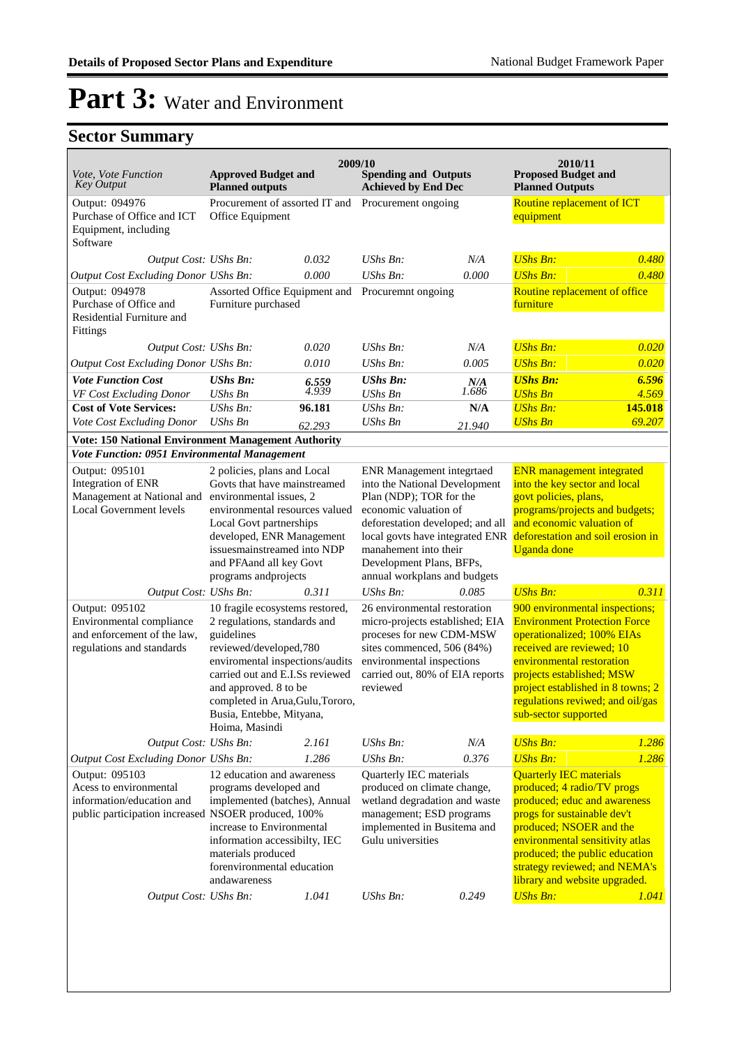# Part 3: Water and Environment

## Sector Summary

| Vote, Vote Function<br>Key Output | 2009/10<br>Approved Budget and Planned outputs | | Spending and Outputs Achieved by End Dec | | 2010/11<br>Proposed Budget and Planned Outputs | |
|---|---|---|---|---|---|---|
| Output: 094976<br>Purchase of Office and ICT Equipment, including Software | Procurement of assorted IT and Office Equipment | | Procurement ongoing | | Routine replacement of ICT equipment | |
| *Output Cost:* | *UShs Bn:* | *0.032* | *UShs Bn:* | *N/A* | *UShs Bn:* | *0.480* |
| *Output Cost Excluding Donor* | *UShs Bn:* | *0.000* | *UShs Bn:* | *0.000* | *UShs Bn:* | *0.480* |
| Output: 094978<br>Purchase of Office and Residential Furniture and Fittings | Assorted Office Equipment and Furniture purchased | | Procuremnt ongoing | | Routine replacement of office furniture | |
| *Output Cost:* | *UShs Bn:* | *0.020* | *UShs Bn:* | *N/A* | *UShs Bn:* | *0.020* |
| *Output Cost Excluding Donor* | *UShs Bn:* | *0.010* | *UShs Bn:* | *0.005* | *UShs Bn:* | *0.020* |
| ***Vote Function Cost*** | ***UShs Bn:*** | ***6.559*** | ***UShs Bn:*** | ***N/A*** | ***UShs Bn:*** | ***6.596*** |
| *VF Cost Excluding Donor* | *UShs Bn* | *4.939* | *UShs Bn* | *1.686* | *UShs Bn* | *4.569* |
| **Cost of Vote Services:** | *UShs Bn:* | **96.181** | *UShs Bn:* | **N/A** | *UShs Bn:* | **145.018** |
| *Vote Cost Excluding Donor* | *UShs Bn* | *62.293* | *UShs Bn* | *21.940* | *UShs Bn* | *69.207* |
| **Vote: 150 National Environment Management Authority** | | | | | | |
| ***Vote Function: 0951 Environmental Management*** | | | | | | |
| Output: 095101<br>Integration of ENR Management at National and Local Government levels | 2 policies, plans and Local Govts that have mainstreamed environmental issues, 2 environmental resources valued Local Govt partnerships developed, ENR Management issuesmainstreamed into NDP and PFAand all key Govt programs andprojects | | ENR Management integrtaed into the National Development Plan (NDP); TOR for the economic valuation of deforestation developed; and all local govts have integrated ENR manahement into their Development Plans, BFPs, annual workplans and budgets | | ENR management integrated into the key sector and local govt policies, plans, programs/projects and budgets; and economic valuation of deforestation and soil erosion in Uganda done | |
| *Output Cost:* | *UShs Bn:* | *0.311* | *UShs Bn:* | *0.085* | *UShs Bn:* | *0.311* |
| Output: 095102<br>Environmental compliance and enforcement of the law, regulations and standards | 10 fragile ecosystems restored, 2 regulations, standards and guidelines reviewed/developed,780 enviromental inspections/audits carried out and E.I.Ss reviewed and approved. 8 to be completed in Arua,Gulu,Tororo, Busia, Entebbe, Mityana, Hoima, Masindi | | 26 environmental restoration micro-projects established; EIA proceses for new CDM-MSW sites commenced, 506 (84%) environmental inspections carried out, 80% of EIA reports reviewed | | 900 environmental inspections; Environment Protection Force operationalized; 100% EIAs received are reviewed; 10 environmental restoration projects established; MSW project established in 8 towns; 2 regulations reviwed; and oil/gas sub-sector supported | |
| *Output Cost:* | *UShs Bn:* | *2.161* | *UShs Bn:* | *N/A* | *UShs Bn:* | *1.286* |
| *Output Cost Excluding Donor* | *UShs Bn:* | *1.286* | *UShs Bn:* | *0.376* | *UShs Bn:* | *1.286* |
| Output: 095103<br>Acess to environmental information/education and public participation increased | 12 education and awareness programs developed and implemented (batches), Annual NSOER produced, 100% increase to Environmental information accessibilty, IEC materials produced forenvironmental education andawareness | | Quarterly IEC materials produced on climate change, wetland degradation and waste management; ESD programs implemented in Busitema and Gulu universities | | Quarterly IEC materials produced; 4 radio/TV progs produced; educ and awareness progs for sustainable dev't produced; NSOER and the environmental sensitivity atlas produced; the public education strategy reviewed; and NEMA's library and website upgraded. | |
| *Output Cost:* | *UShs Bn:* | *1.041* | *UShs Bn:* | *0.249* | *UShs Bn:* | *1.041* |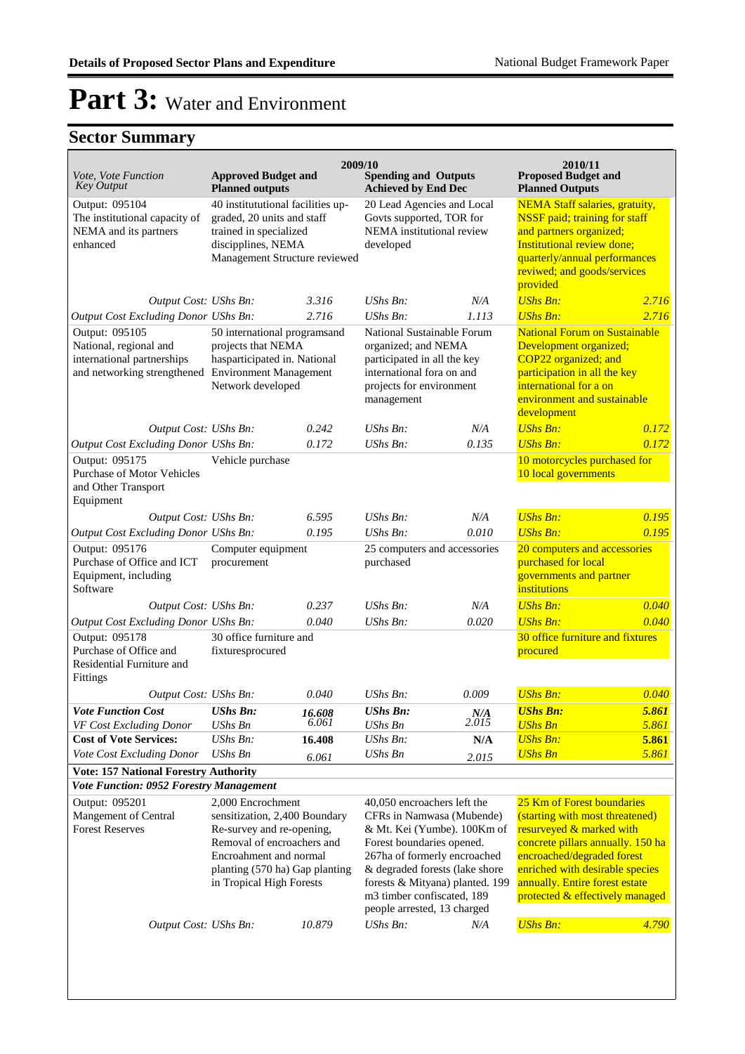# Part 3: Water and Environment

## Sector Summary

| Vote, Vote Function Key Output | 2009/10 Approved Budget and Planned outputs | | 2009/10 Spending and Outputs Achieved by End Dec | | 2010/11 Proposed Budget and Planned Outputs | |
|---|---|---|---|---|---|---|
| Output: 095104 The institutional capacity of NEMA and its partners enhanced | 40 institututional facilities up-graded, 20 units and staff trained in specialized discipplines, NEMA Management Structure reviewed | | 20 Lead Agencies and Local Govts supported, TOR for NEMA institutional review developed | | NEMA Staff salaries, gratuity, NSSF paid; training for staff and partners organized; Institutional review done; quarterly/annual performances reviwed; and goods/services provided | |
| *Output Cost: UShs Bn:* | | *3.316* | *UShs Bn:* | *N/A* | *UShs Bn:* | *2.716* |
| *Output Cost Excluding Donor UShs Bn:* | | *2.716* | *UShs Bn:* | *1.113* | *UShs Bn:* | *2.716* |
| Output: 095105 National, regional and international partnerships and networking strengthened | 50 international programsand projects that NEMA hasparticipated in. National Environment Management Network developed | | National Sustainable Forum organized; and NEMA participated in all the key international fora on and projects for environment management | | National Forum on Sustainable Development organized; COP22 organized; and participation in all the key international for a on environment and sustainable development | |
| *Output Cost: UShs Bn:* | | *0.242* | *UShs Bn:* | *N/A* | *UShs Bn:* | *0.172* |
| *Output Cost Excluding Donor UShs Bn:* | | *0.172* | *UShs Bn:* | *0.135* | *UShs Bn:* | *0.172* |
| Output: 095175 Purchase of Motor Vehicles and Other Transport Equipment | Vehicle purchase | | | | 10 motorcycles purchased for 10 local governments | |
| *Output Cost: UShs Bn:* | | *6.595* | *UShs Bn:* | *N/A* | *UShs Bn:* | *0.195* |
| *Output Cost Excluding Donor UShs Bn:* | | *0.195* | *UShs Bn:* | *0.010* | *UShs Bn:* | *0.195* |
| Output: 095176 Purchase of Office and ICT Equipment, including Software | Computer equipment procurement | | 25 computers and accessories purchased | | 20 computers and accessories purchased for local governments and partner institutions | |
| *Output Cost: UShs Bn:* | | *0.237* | *UShs Bn:* | *N/A* | *UShs Bn:* | *0.040* |
| *Output Cost Excluding Donor UShs Bn:* | | *0.040* | *UShs Bn:* | *0.020* | *UShs Bn:* | *0.040* |
| Output: 095178 Purchase of Office and Residential Furniture and Fittings | 30 office furniture and fixturesprocured | | | | 30 office furniture and fixtures procured | |
| *Output Cost: UShs Bn:* | | *0.040* | *UShs Bn:* | *0.009* | *UShs Bn:* | *0.040* |
| ***Vote Function Cost*** | ***UShs Bn:*** | ***16.608*** | ***UShs Bn:*** | ***N/A*** | ***UShs Bn:*** | ***5.861*** |
| *VF Cost Excluding Donor* | *UShs Bn* | *6.061* | *UShs Bn* | *2.015* | *UShs Bn* | *5.861* |
| **Cost of Vote Services:** | *UShs Bn:* | **16.408** | *UShs Bn:* | **N/A** | *UShs Bn:* | **5.861** |
| *Vote Cost Excluding Donor* | *UShs Bn* | *6.061* | *UShs Bn* | *2.015* | *UShs Bn* | *5.861* |
| **Vote: 157 National Forestry Authority** | | | | | | |
| ***Vote Function: 0952 Forestry Management*** | | | | | | |
| Output: 095201 Mangement of Central Forest Reserves | 2,000 Enchroachment sensitization, 2,400 Boundary Re-survey and re-opening, Removal of encroachers and Encroahment and normal planting (570 ha) Gap planting in Tropical High Forests | | 40,050 encroachers left the CFRs in Namwasa (Mubende) & Mt. Kei (Yumbe). 100Km of Forest boundaries opened. 267ha of formerly encroached & degraded forests (lake shore forests & Mityana) planted. 199 m3 timber confiscated, 189 people arrested, 13 charged | | 25 Km of Forest boundaries (starting with most threatened) resurveyed & marked with concrete pillars annually. 150 ha encroached/degraded forest enriched with desirable species annually. Entire forest estate protected & effectively managed | |
| *Output Cost: UShs Bn:* | | *10.879* | *UShs Bn:* | *N/A* | *UShs Bn:* | *4.790* |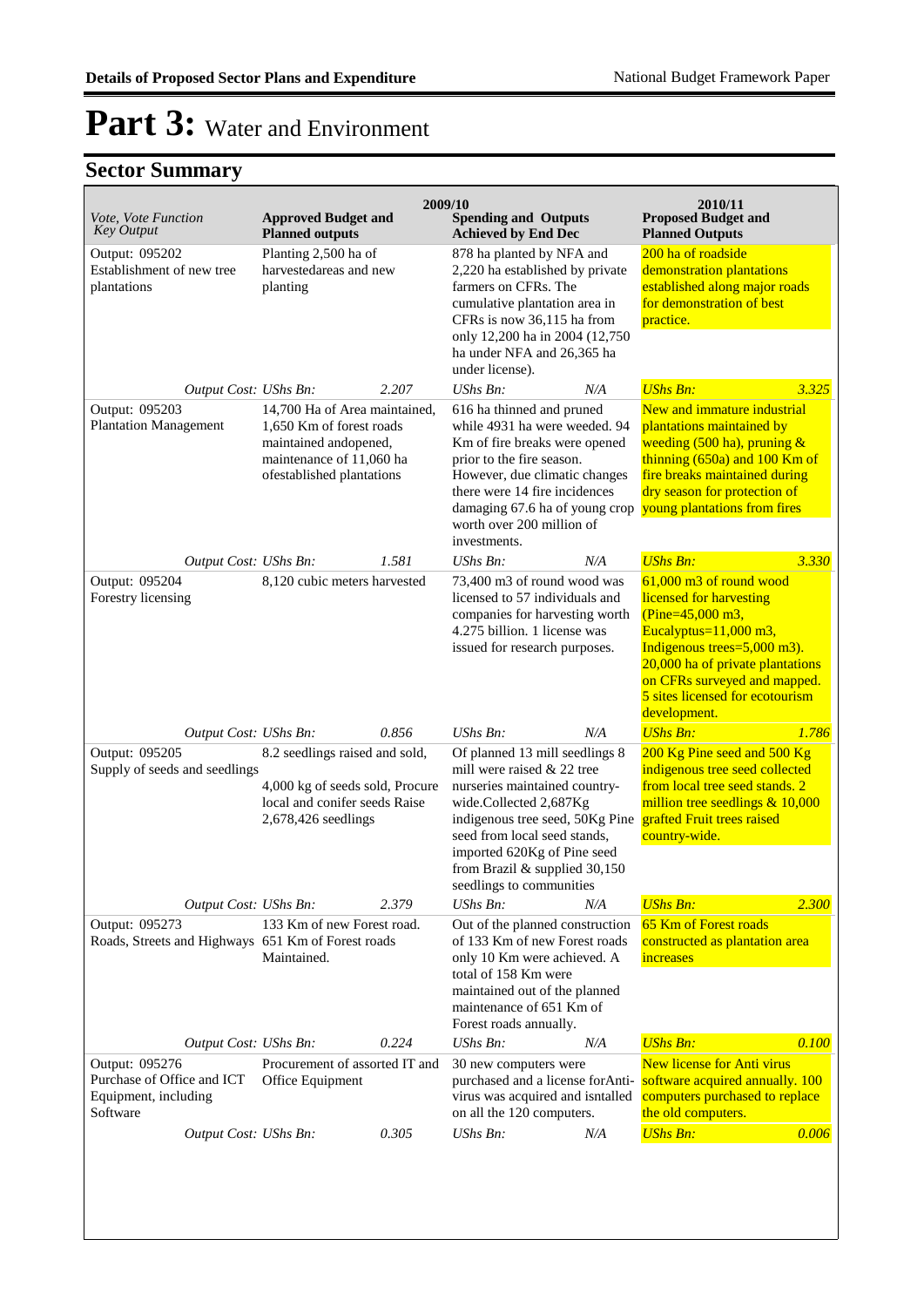# Part 3: Water and Environment

## Sector Summary

| Vote, Vote Function Key Output | 2009/10 Approved Budget and Planned outputs | | 2009/10 Spending and Outputs Achieved by End Dec | | 2010/11 Proposed Budget and Planned Outputs | |
|---|---|---|---|---|---|---|
| Output: 095202 Establishment of new tree plantations | Planting 2,500 ha of harvestedareas and new planting | | 878 ha planted by NFA and 2,220 ha established by private farmers on CFRs. The cumulative plantation area in CFRs is now 36,115 ha from only 12,200 ha in 2004 (12,750 ha under NFA and 26,365 ha under license). | | 200 ha of roadside demonstration plantations established along major roads for demonstration of best practice. | |
| *Output Cost:* | *UShs Bn:* | *2.207* | *UShs Bn:* | *N/A* | *UShs Bn:* | *3.325* |
| Output: 095203 Plantation Management | 14,700 Ha of Area maintained, 1,650 Km of forest roads maintained andopened, maintenance of 11,060 ha ofestablished plantations | | 616 ha thinned and pruned while 4931 ha were weeded. 94 Km of fire breaks were opened prior to the fire season. However, due climatic changes there were 14 fire incidences damaging 67.6 ha of young crop worth over 200 million of investments. | | New and immature industrial plantations maintained by weeding (500 ha), pruning & thinning (650a) and 100 Km of fire breaks maintained during dry season for protection of young plantations from fires | |
| *Output Cost:* | *UShs Bn:* | *1.581* | *UShs Bn:* | *N/A* | *UShs Bn:* | *3.330* |
| Output: 095204 Forestry licensing | 8,120 cubic meters harvested | | 73,400 m3 of round wood was licensed to 57 individuals and companies for harvesting worth 4.275 billion. 1 license was issued for research purposes. | | 61,000 m3 of round wood licensed for harvesting (Pine=45,000 m3, Eucalyptus=11,000 m3, Indigenous trees=5,000 m3). 20,000 ha of private plantations on CFRs surveyed and mapped. 5 sites licensed for ecotourism development. | |
| *Output Cost:* | *UShs Bn:* | *0.856* | *UShs Bn:* | *N/A* | *UShs Bn:* | *1.786* |
| Output: 095205 Supply of seeds and seedlings | 8.2 seedlings raised and sold, 4,000 kg of seeds sold, Procure local and conifer seeds Raise 2,678,426 seedlings | | Of planned 13 mill seedlings 8 mill were raised & 22 tree nurseries maintained country-wide.Collected 2,687Kg indigenous tree seed, 50Kg Pine seed from local seed stands, imported 620Kg of Pine seed from Brazil & supplied 30,150 seedlings to communities | | 200 Kg Pine seed and 500 Kg indigenous tree seed collected from local tree seed stands. 2 million tree seedlings & 10,000 grafted Fruit trees raised country-wide. | |
| *Output Cost:* | *UShs Bn:* | *2.379* | *UShs Bn:* | *N/A* | *UShs Bn:* | *2.300* |
| Output: 095273 Roads, Streets and Highways | 133 Km of new Forest road. 651 Km of Forest roads Maintained. | | Out of the planned construction of 133 Km of new Forest roads only 10 Km were achieved. A total of 158 Km were maintained out of the planned maintenance of 651 Km of Forest roads annually. | | 65 Km of Forest roads constructed as plantation area increases | |
| *Output Cost:* | *UShs Bn:* | *0.224* | *UShs Bn:* | *N/A* | *UShs Bn:* | *0.100* |
| Output: 095276 Purchase of Office and ICT Equipment, including Software | Procurement of assorted IT and Office Equipment | | 30 new computers were purchased and a license forAnti-virus was acquired and isntalled on all the 120 computers. | | New license for Anti virus software acquired annually. 100 computers purchased to replace the old computers. | |
| *Output Cost:* | *UShs Bn:* | *0.305* | *UShs Bn:* | *N/A* | *UShs Bn:* | *0.006* |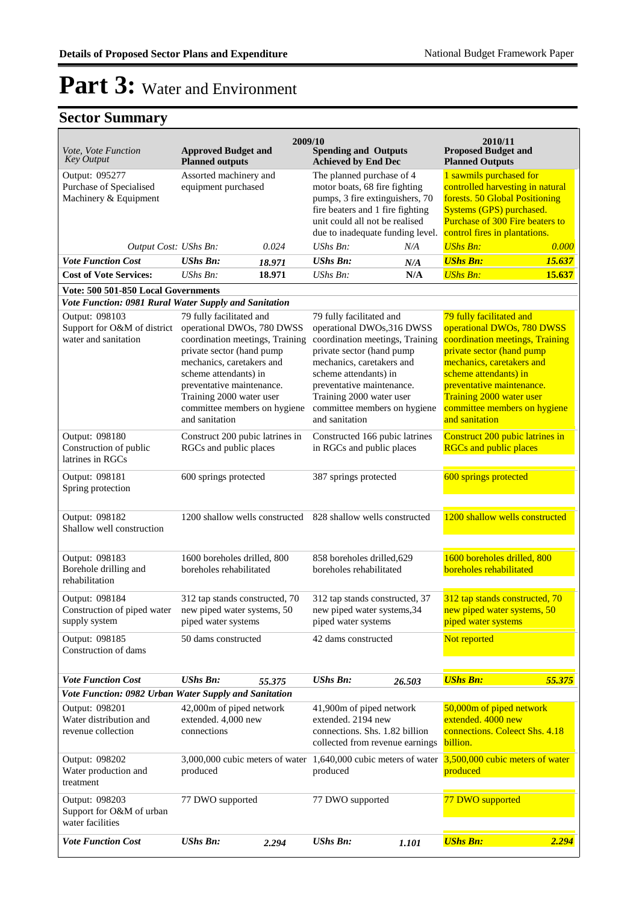# Part 3: Water and Environment

## Sector Summary

| *Vote, Vote Function Key Output* | **2009/10 Approved Budget and Planned outputs** | | **2009/10 Spending and Outputs Achieved by End Dec** | | **2010/11 Proposed Budget and Planned Outputs** | |
|---|---|---|---|---|---|---|
| Output: 095277 Purchase of Specialised Machinery & Equipment | Assorted machinery and equipment purchased | | The planned purchase of 4 motor boats, 68 fire fighting pumps, 3 fire extinguishers, 70 fire beaters and 1 fire fighting unit could all not be realised due to inadequate funding level. | | 1 sawmils purchased for controlled harvesting in natural forests. 50 Global Positioning Systems (GPS) purchased. Purchase of 300 Fire beaters to control fires in plantations. | |
| *Output Cost:* | *UShs Bn:* | *0.024* | *UShs Bn:* | *N/A* | *UShs Bn:* | *0.000* |
| ***Vote Function Cost*** | ***UShs Bn:*** | ***18.971*** | ***UShs Bn:*** | ***N/A*** | ***UShs Bn:*** | ***15.637*** |
| **Cost of Vote Services:** | *UShs Bn:* | **18.971** | *UShs Bn:* | **N/A** | *UShs Bn:* | ***15.637*** |
| **Vote: 500 501-850 Local Governments** | | | | | | |
| ***Vote Function: 0981 Rural Water Supply and Sanitation*** | | | | | | |
| Output: 098103 Support for O&M of district water and sanitation | 79 fully facilitated and operational DWOs, 780 DWSS coordination meetings, Training private sector (hand pump mechanics, caretakers and scheme attendants) in preventative maintenance. Training 2000 water user committee members on hygiene and sanitation | | 79 fully facilitated and operational DWOs,316 DWSS coordination meetings, Training private sector (hand pump mechanics, caretakers and scheme attendants) in preventative maintenance. Training 2000 water user committee members on hygiene and sanitation | | 79 fully facilitated and operational DWOs, 780 DWSS coordination meetings, Training private sector (hand pump mechanics, caretakers and scheme attendants) in preventative maintenance. Training 2000 water user committee members on hygiene and sanitation | |
| Output: 098180 Construction of public latrines in RGCs | Construct 200 pubic latrines in RGCs and public places | | Constructed 166 pubic latrines in RGCs and public places | | Construct 200 pubic latrines in RGCs and public places | |
| Output: 098181 Spring protection | 600 springs protected | | 387 springs protected | | 600 springs protected | |
| Output: 098182 Shallow well construction | 1200 shallow wells constructed | | 828 shallow wells constructed | | 1200 shallow wells constructed | |
| Output: 098183 Borehole drilling and rehabilitation | 1600 boreholes drilled, 800 boreholes rehabilitated | | 858 boreholes drilled,629 boreholes rehabilitated | | 1600 boreholes drilled, 800 boreholes rehabilitated | |
| Output: 098184 Construction of piped water supply system | 312 tap stands constructed, 70 new piped water systems, 50 piped water systems | | 312 tap stands constructed, 37 new piped water systems,34 piped water systems | | 312 tap stands constructed, 70 new piped water systems, 50 piped water systems | |
| Output: 098185 Construction of dams | 50 dams constructed | | 42 dams constructed | | Not reported | |
| ***Vote Function Cost*** | ***UShs Bn:*** | ***55.375*** | ***UShs Bn:*** | ***26.503*** | ***UShs Bn:*** | ***55.375*** |
| ***Vote Function: 0982 Urban Water Supply and Sanitation*** | | | | | | |
| Output: 098201 Water distribution and revenue collection | 42,000m of piped network extended. 4,000 new connections | | 41,900m of piped network extended. 2194 new connections. Shs. 1.82 billion collected from revenue earnings | | 50,000m of piped network extended. 4000 new connections. Coleect Shs. 4.18 billion. | |
| Output: 098202 Water production and treatment | 3,000,000 cubic meters of water produced | | 1,640,000 cubic meters of water produced | | 3,500,000 cubic meters of water produced | |
| Output: 098203 Support for O&M of urban water facilities | 77 DWO supported | | 77 DWO supported | | 77 DWO supported | |
| ***Vote Function Cost*** | ***UShs Bn:*** | ***2.294*** | ***UShs Bn:*** | ***1.101*** | ***UShs Bn:*** | ***2.294*** |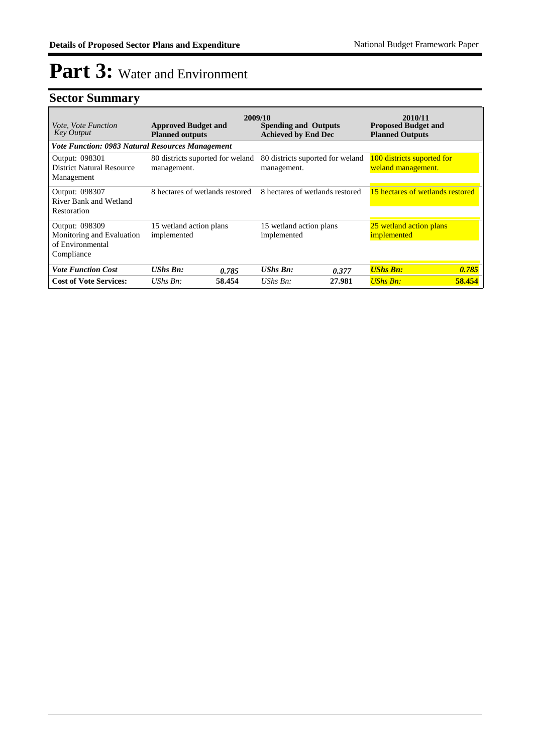# Part 3: Water and Environment

## Sector Summary

| *Vote, Vote Function Key Output* | 2009/10 Approved Budget and Planned outputs | | 2009/10 Spending and Outputs Achieved by End Dec | | 2010/11 Proposed Budget and Planned Outputs | |
|---|---|---|---|---|---|---|
| ***Vote Function: 0983 Natural Resources Management*** | | | | | | |
| Output: 098301 District Natural Resource Management | 80 districts suported for weland management. | | 80 districts suported for weland management. | | 100 districts suported for weland management. | |
| Output: 098307 River Bank and Wetland Restoration | 8 hectares of wetlands restored | | 8 hectares of wetlands restored | | 15 hectares of wetlands restored | |
| Output: 098309 Monitoring and Evaluation of Environmental Compliance | 15 wetland action plans implemented | | 15 wetland action plans implemented | | 25 wetland action plans implemented | |
| ***Vote Function Cost*** | ***UShs Bn:*** | ***0.785*** | ***UShs Bn:*** | ***0.377*** | ***UShs Bn:*** | ***0.785*** |
| **Cost of Vote Services:** | *UShs Bn:* | **58.454** | *UShs Bn:* | **27.981** | *UShs Bn:* | **58.454** |